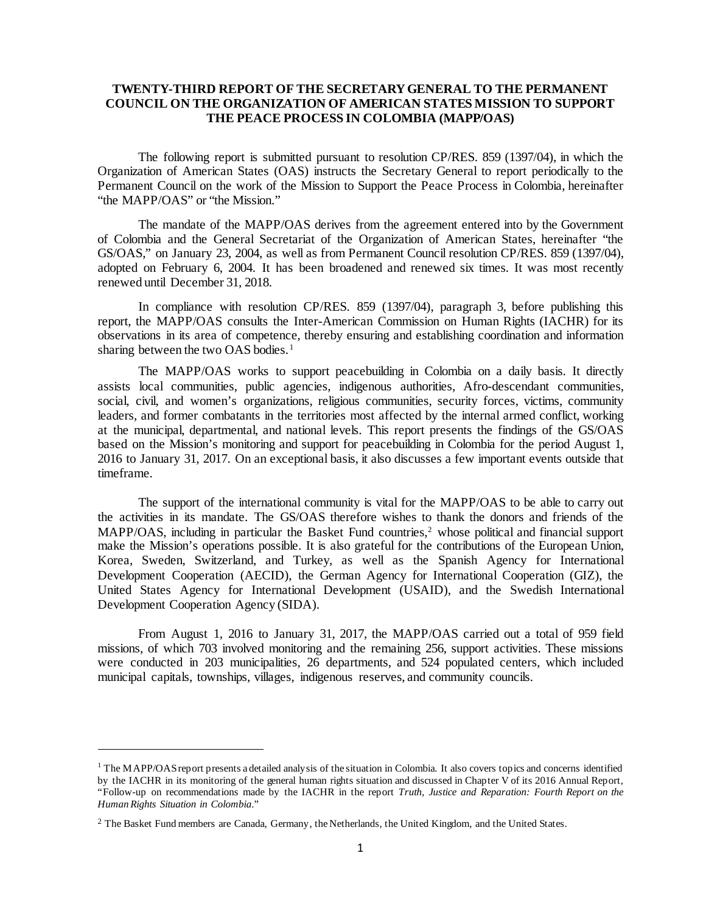# TWENTY-THIRD REPORT OF THE SECRETARY GENERAL TO THE PERMANENT COUNCIL ON THE ORGANIZATION OF AMERICAN STATES MISSION TO SUPPORT THE PEACE PROCESS IN COLOMBIA (MAPP/OAS)

The following report is submitted pursuant to resolution CP/RES. 859 (1397/04), in which the Organization of American States (OAS) instructs the Secretary General to report periodically to the Permanent Council on the work of the Mission to Support the Peace Process in Colombia, hereinafter "the MAPP/OAS" or "the Mission."

The mandate of the MAPP/OAS derives from the agreement entered into by the Government of Colombia and the General Secretariat of the Organization of American States, hereinafter "the GS/OAS," on January 23, 2004, as well as from Permanent Council resolution CP/RES. 859 (1397/04), adopted on February 6, 2004. It has been broadened and renewed six times. It was most recently renewed until December 31, 2018.

In compliance with resolution CP/RES. 859 (1397/04), paragraph 3, before publishing this report, the MAPP/OAS consults the Inter-American Commission on Human Rights (IACHR) for its observations in its area of competence, thereby ensuring and establishing coordination and information sharing between the two OAS bodies.[1]

The MAPP/OAS works to support peacebuilding in Colombia on a daily basis. It directly assists local communities, public agencies, indigenous authorities, Afro-descendant communities, social, civil, and women's organizations, religious communities, security forces, victims, community leaders, and former combatants in the territories most affected by the internal armed conflict, working at the municipal, departmental, and national levels. This report presents the findings of the GS/OAS based on the Mission's monitoring and support for peacebuilding in Colombia for the period August 1, 2016 to January 31, 2017. On an exceptional basis, it also discusses a few important events outside that timeframe.

The support of the international community is vital for the MAPP/OAS to be able to carry out the activities in its mandate. The GS/OAS therefore wishes to thank the donors and friends of the MAPP/OAS, including in particular the Basket Fund countries,[2] whose political and financial support make the Mission's operations possible. It is also grateful for the contributions of the European Union, Korea, Sweden, Switzerland, and Turkey, as well as the Spanish Agency for International Development Cooperation (AECID), the German Agency for International Cooperation (GIZ), the United States Agency for International Development (USAID), and the Swedish International Development Cooperation Agency (SIDA).

From August 1, 2016 to January 31, 2017, the MAPP/OAS carried out a total of 959 field missions, of which 703 involved monitoring and the remaining 256, support activities. These missions were conducted in 203 municipalities, 26 departments, and 524 populated centers, which included municipal capitals, townships, villages, indigenous reserves, and community councils.

---

[1] The MAPP/OAS report presents a detailed analysis of the situation in Colombia. It also covers topics and concerns identified by the IACHR in its monitoring of the general human rights situation and discussed in Chapter V of its 2016 Annual Report, "Follow-up on recommendations made by the IACHR in the report *Truth, Justice and Reparation: Fourth Report on the Human Rights Situation in Colombia*."

[2] The Basket Fund members are Canada, Germany, the Netherlands, the United Kingdom, and the United States.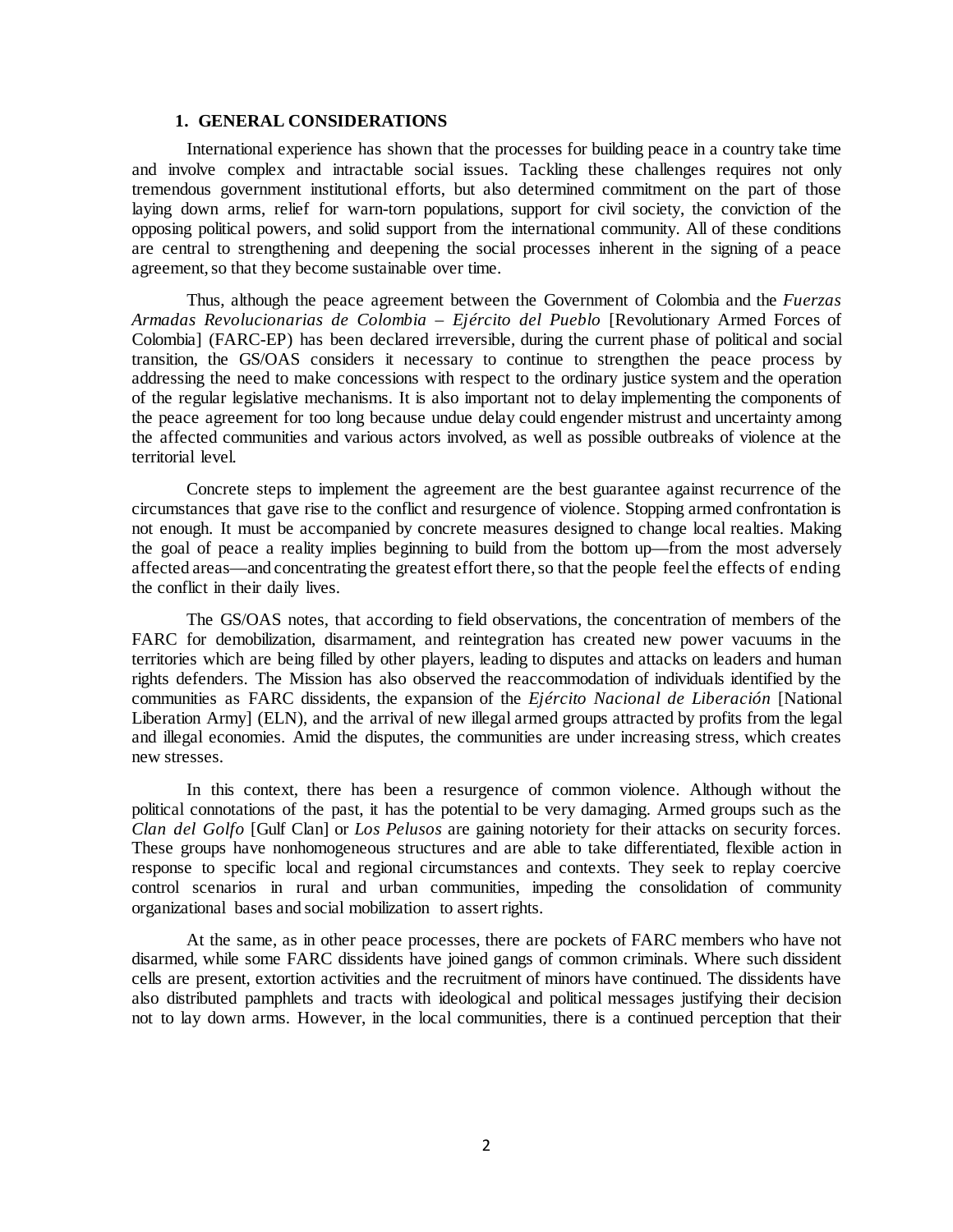## 1. GENERAL CONSIDERATIONS

International experience has shown that the processes for building peace in a country take time and involve complex and intractable social issues. Tackling these challenges requires not only tremendous government institutional efforts, but also determined commitment on the part of those laying down arms, relief for warn-torn populations, support for civil society, the conviction of the opposing political powers, and solid support from the international community. All of these conditions are central to strengthening and deepening the social processes inherent in the signing of a peace agreement, so that they become sustainable over time.

Thus, although the peace agreement between the Government of Colombia and the *Fuerzas Armadas Revolucionarias de Colombia – Ejército del Pueblo* [Revolutionary Armed Forces of Colombia] (FARC-EP) has been declared irreversible, during the current phase of political and social transition, the GS/OAS considers it necessary to continue to strengthen the peace process by addressing the need to make concessions with respect to the ordinary justice system and the operation of the regular legislative mechanisms. It is also important not to delay implementing the components of the peace agreement for too long because undue delay could engender mistrust and uncertainty among the affected communities and various actors involved, as well as possible outbreaks of violence at the territorial level.

Concrete steps to implement the agreement are the best guarantee against recurrence of the circumstances that gave rise to the conflict and resurgence of violence. Stopping armed confrontation is not enough. It must be accompanied by concrete measures designed to change local realties. Making the goal of peace a reality implies beginning to build from the bottom up—from the most adversely affected areas—and concentrating the greatest effort there, so that the people feel the effects of ending the conflict in their daily lives.

The GS/OAS notes, that according to field observations, the concentration of members of the FARC for demobilization, disarmament, and reintegration has created new power vacuums in the territories which are being filled by other players, leading to disputes and attacks on leaders and human rights defenders. The Mission has also observed the reaccommodation of individuals identified by the communities as FARC dissidents, the expansion of the *Ejército Nacional de Liberación* [National Liberation Army] (ELN), and the arrival of new illegal armed groups attracted by profits from the legal and illegal economies. Amid the disputes, the communities are under increasing stress, which creates new stresses.

In this context, there has been a resurgence of common violence. Although without the political connotations of the past, it has the potential to be very damaging. Armed groups such as the *Clan del Golfo* [Gulf Clan] or *Los Pelusos* are gaining notoriety for their attacks on security forces. These groups have nonhomogeneous structures and are able to take differentiated, flexible action in response to specific local and regional circumstances and contexts. They seek to replay coercive control scenarios in rural and urban communities, impeding the consolidation of community organizational bases and social mobilization to assert rights.

At the same, as in other peace processes, there are pockets of FARC members who have not disarmed, while some FARC dissidents have joined gangs of common criminals. Where such dissident cells are present, extortion activities and the recruitment of minors have continued. The dissidents have also distributed pamphlets and tracts with ideological and political messages justifying their decision not to lay down arms. However, in the local communities, there is a continued perception that their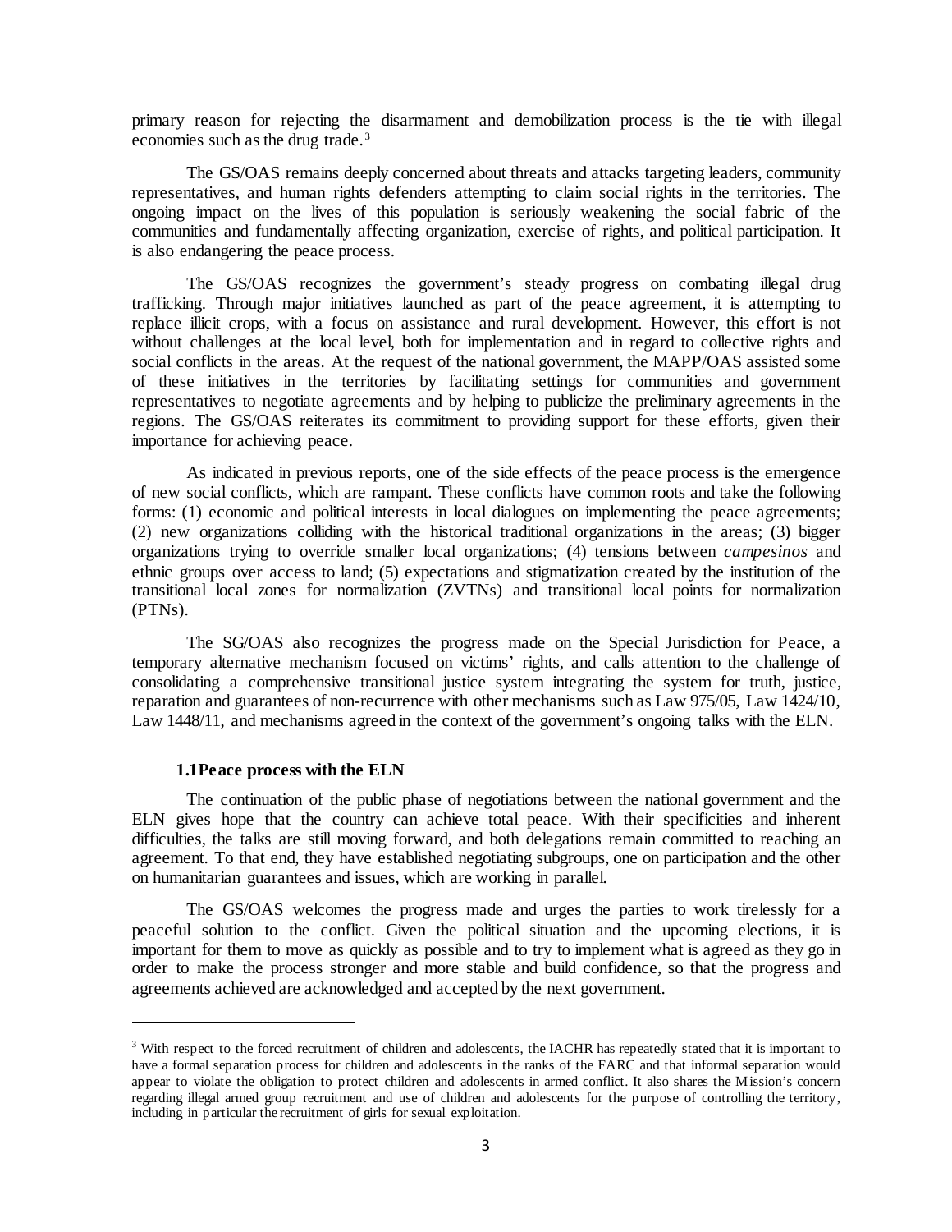primary reason for rejecting the disarmament and demobilization process is the tie with illegal economies such as the drug trade.[3]

The GS/OAS remains deeply concerned about threats and attacks targeting leaders, community representatives, and human rights defenders attempting to claim social rights in the territories. The ongoing impact on the lives of this population is seriously weakening the social fabric of the communities and fundamentally affecting organization, exercise of rights, and political participation. It is also endangering the peace process.

The GS/OAS recognizes the government's steady progress on combating illegal drug trafficking. Through major initiatives launched as part of the peace agreement, it is attempting to replace illicit crops, with a focus on assistance and rural development. However, this effort is not without challenges at the local level, both for implementation and in regard to collective rights and social conflicts in the areas. At the request of the national government, the MAPP/OAS assisted some of these initiatives in the territories by facilitating settings for communities and government representatives to negotiate agreements and by helping to publicize the preliminary agreements in the regions. The GS/OAS reiterates its commitment to providing support for these efforts, given their importance for achieving peace.

As indicated in previous reports, one of the side effects of the peace process is the emergence of new social conflicts, which are rampant. These conflicts have common roots and take the following forms: (1) economic and political interests in local dialogues on implementing the peace agreements; (2) new organizations colliding with the historical traditional organizations in the areas; (3) bigger organizations trying to override smaller local organizations; (4) tensions between *campesinos* and ethnic groups over access to land; (5) expectations and stigmatization created by the institution of the transitional local zones for normalization (ZVTNs) and transitional local points for normalization (PTNs).

The SG/OAS also recognizes the progress made on the Special Jurisdiction for Peace, a temporary alternative mechanism focused on victims' rights, and calls attention to the challenge of consolidating a comprehensive transitional justice system integrating the system for truth, justice, reparation and guarantees of non-recurrence with other mechanisms such as Law 975/05, Law 1424/10, Law 1448/11, and mechanisms agreed in the context of the government's ongoing talks with the ELN.

### 1.1 Peace process with the ELN

The continuation of the public phase of negotiations between the national government and the ELN gives hope that the country can achieve total peace. With their specificities and inherent difficulties, the talks are still moving forward, and both delegations remain committed to reaching an agreement. To that end, they have established negotiating subgroups, one on participation and the other on humanitarian guarantees and issues, which are working in parallel.

The GS/OAS welcomes the progress made and urges the parties to work tirelessly for a peaceful solution to the conflict. Given the political situation and the upcoming elections, it is important for them to move as quickly as possible and to try to implement what is agreed as they go in order to make the process stronger and more stable and build confidence, so that the progress and agreements achieved are acknowledged and accepted by the next government.

[3] With respect to the forced recruitment of children and adolescents, the IACHR has repeatedly stated that it is important to have a formal separation process for children and adolescents in the ranks of the FARC and that informal separation would appear to violate the obligation to protect children and adolescents in armed conflict. It also shares the Mission's concern regarding illegal armed group recruitment and use of children and adolescents for the purpose of controlling the territory, including in particular the recruitment of girls for sexual exploitation.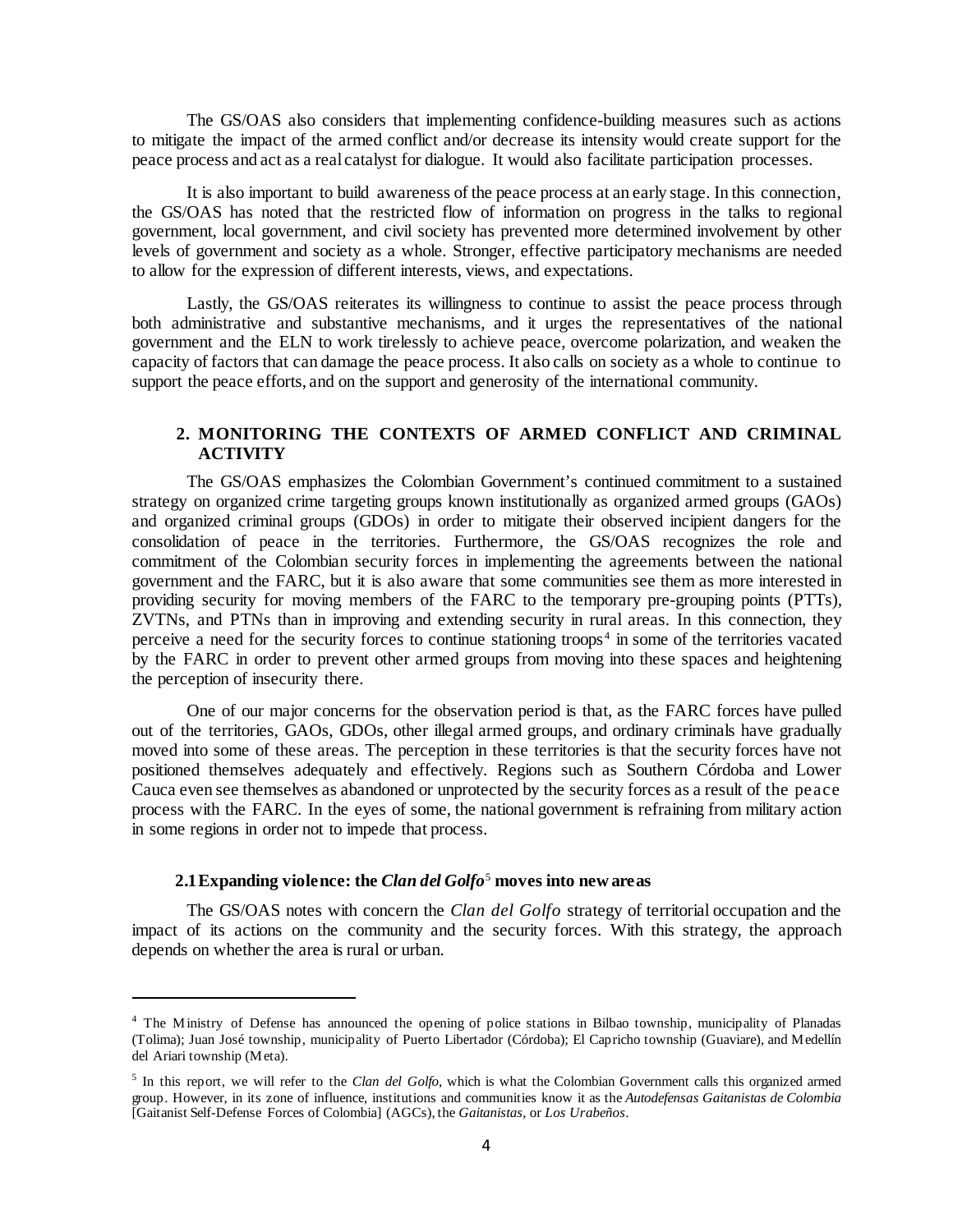The GS/OAS also considers that implementing confidence-building measures such as actions to mitigate the impact of the armed conflict and/or decrease its intensity would create support for the peace process and act as a real catalyst for dialogue. It would also facilitate participation processes.

It is also important to build awareness of the peace process at an early stage. In this connection, the GS/OAS has noted that the restricted flow of information on progress in the talks to regional government, local government, and civil society has prevented more determined involvement by other levels of government and society as a whole. Stronger, effective participatory mechanisms are needed to allow for the expression of different interests, views, and expectations.

Lastly, the GS/OAS reiterates its willingness to continue to assist the peace process through both administrative and substantive mechanisms, and it urges the representatives of the national government and the ELN to work tirelessly to achieve peace, overcome polarization, and weaken the capacity of factors that can damage the peace process. It also calls on society as a whole to continue to support the peace efforts, and on the support and generosity of the international community.

## 2. MONITORING THE CONTEXTS OF ARMED CONFLICT AND CRIMINAL ACTIVITY

The GS/OAS emphasizes the Colombian Government's continued commitment to a sustained strategy on organized crime targeting groups known institutionally as organized armed groups (GAOs) and organized criminal groups (GDOs) in order to mitigate their observed incipient dangers for the consolidation of peace in the territories. Furthermore, the GS/OAS recognizes the role and commitment of the Colombian security forces in implementing the agreements between the national government and the FARC, but it is also aware that some communities see them as more interested in providing security for moving members of the FARC to the temporary pre-grouping points (PTTs), ZVTNs, and PTNs than in improving and extending security in rural areas. In this connection, they perceive a need for the security forces to continue stationing troops[4] in some of the territories vacated by the FARC in order to prevent other armed groups from moving into these spaces and heightening the perception of insecurity there.

One of our major concerns for the observation period is that, as the FARC forces have pulled out of the territories, GAOs, GDOs, other illegal armed groups, and ordinary criminals have gradually moved into some of these areas. The perception in these territories is that the security forces have not positioned themselves adequately and effectively. Regions such as Southern Córdoba and Lower Cauca even see themselves as abandoned or unprotected by the security forces as a result of the peace process with the FARC. In the eyes of some, the national government is refraining from military action in some regions in order not to impede that process.

### 2.1 Expanding violence: the *Clan del Golfo*[5] moves into new areas

The GS/OAS notes with concern the *Clan del Golfo* strategy of territorial occupation and the impact of its actions on the community and the security forces. With this strategy, the approach depends on whether the area is rural or urban.

---

[4] The Ministry of Defense has announced the opening of police stations in Bilbao township, municipality of Planadas (Tolima); Juan José township, municipality of Puerto Libertador (Córdoba); El Capricho township (Guaviare), and Medellín del Ariari township (Meta).

[5] In this report, we will refer to the *Clan del Golfo*, which is what the Colombian Government calls this organized armed group. However, in its zone of influence, institutions and communities know it as the *Autodefensas Gaitanistas de Colombia* [Gaitanist Self-Defense Forces of Colombia] (AGCs), the *Gaitanistas*, or *Los Urabeños*.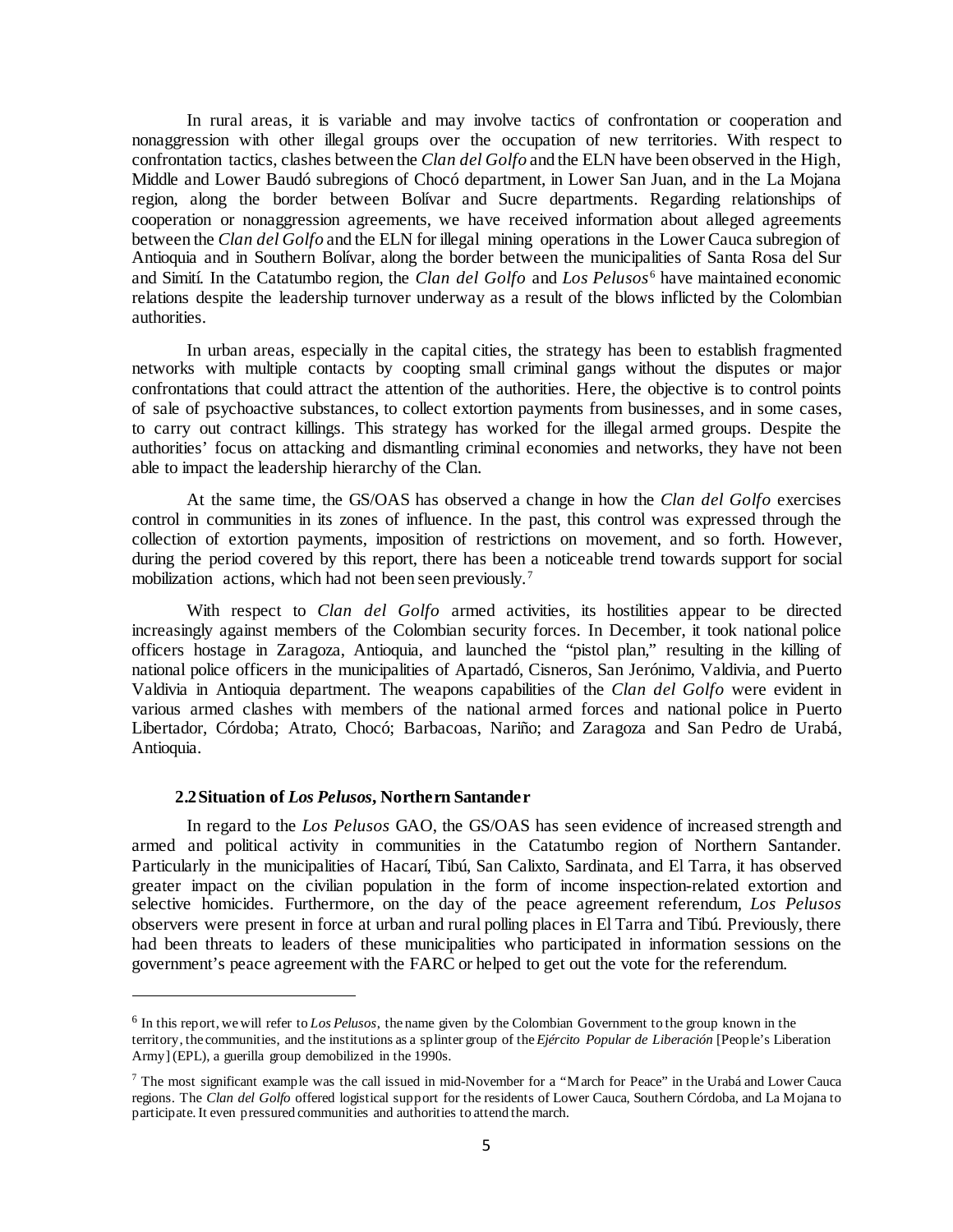In rural areas, it is variable and may involve tactics of confrontation or cooperation and nonaggression with other illegal groups over the occupation of new territories. With respect to confrontation tactics, clashes between the *Clan del Golfo* and the ELN have been observed in the High, Middle and Lower Baudó subregions of Chocó department, in Lower San Juan, and in the La Mojana region, along the border between Bolívar and Sucre departments. Regarding relationships of cooperation or nonaggression agreements, we have received information about alleged agreements between the *Clan del Golfo* and the ELN for illegal mining operations in the Lower Cauca subregion of Antioquia and in Southern Bolívar, along the border between the municipalities of Santa Rosa del Sur and Simití. In the Catatumbo region, the *Clan del Golfo* and *Los Pelusos*[6] have maintained economic relations despite the leadership turnover underway as a result of the blows inflicted by the Colombian authorities.

In urban areas, especially in the capital cities, the strategy has been to establish fragmented networks with multiple contacts by coopting small criminal gangs without the disputes or major confrontations that could attract the attention of the authorities. Here, the objective is to control points of sale of psychoactive substances, to collect extortion payments from businesses, and in some cases, to carry out contract killings. This strategy has worked for the illegal armed groups. Despite the authorities' focus on attacking and dismantling criminal economies and networks, they have not been able to impact the leadership hierarchy of the Clan.

At the same time, the GS/OAS has observed a change in how the *Clan del Golfo* exercises control in communities in its zones of influence. In the past, this control was expressed through the collection of extortion payments, imposition of restrictions on movement, and so forth. However, during the period covered by this report, there has been a noticeable trend towards support for social mobilization actions, which had not been seen previously.[7]

With respect to *Clan del Golfo* armed activities, its hostilities appear to be directed increasingly against members of the Colombian security forces. In December, it took national police officers hostage in Zaragoza, Antioquia, and launched the "pistol plan," resulting in the killing of national police officers in the municipalities of Apartadó, Cisneros, San Jerónimo, Valdivia, and Puerto Valdivia in Antioquia department. The weapons capabilities of the *Clan del Golfo* were evident in various armed clashes with members of the national armed forces and national police in Puerto Libertador, Córdoba; Atrato, Chocó; Barbacoas, Nariño; and Zaragoza and San Pedro de Urabá, Antioquia.

### 2.2 Situation of *Los Pelusos*, Northern Santander

In regard to the *Los Pelusos* GAO, the GS/OAS has seen evidence of increased strength and armed and political activity in communities in the Catatumbo region of Northern Santander. Particularly in the municipalities of Hacarí, Tibú, San Calixto, Sardinata, and El Tarra, it has observed greater impact on the civilian population in the form of income inspection-related extortion and selective homicides. Furthermore, on the day of the peace agreement referendum, *Los Pelusos* observers were present in force at urban and rural polling places in El Tarra and Tibú. Previously, there had been threats to leaders of these municipalities who participated in information sessions on the government's peace agreement with the FARC or helped to get out the vote for the referendum.

---

[6] In this report, we will refer to *Los Pelusos*, the name given by the Colombian Government to the group known in the territory, the communities, and the institutions as a splinter group of the *Ejército Popular de Liberación* [People's Liberation Army] (EPL), a guerilla group demobilized in the 1990s.

[7] The most significant example was the call issued in mid-November for a "March for Peace" in the Urabá and Lower Cauca regions. The *Clan del Golfo* offered logistical support for the residents of Lower Cauca, Southern Córdoba, and La Mojana to participate. It even pressured communities and authorities to attend the march.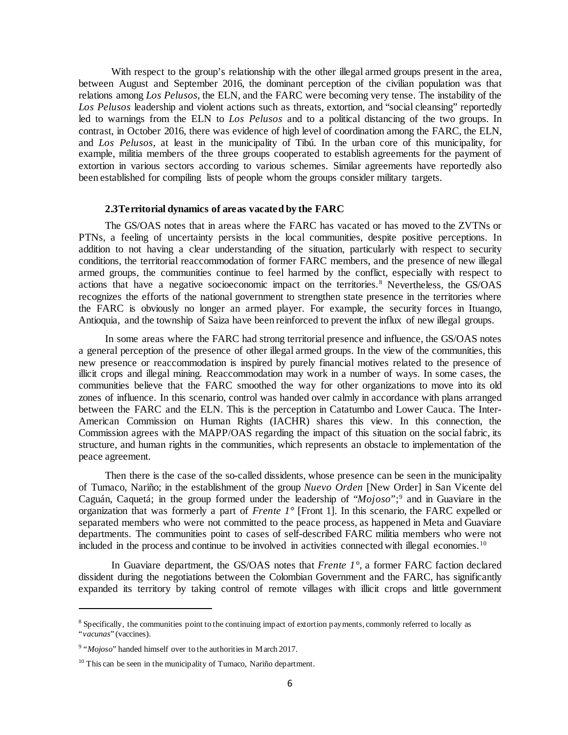With respect to the group's relationship with the other illegal armed groups present in the area, between August and September 2016, the dominant perception of the civilian population was that relations among *Los Pelusos*, the ELN, and the FARC were becoming very tense. The instability of the *Los Pelusos* leadership and violent actions such as threats, extortion, and "social cleansing" reportedly led to warnings from the ELN to *Los Pelusos* and to a political distancing of the two groups. In contrast, in October 2016, there was evidence of high level of coordination among the FARC, the ELN, and *Los Pelusos*, at least in the municipality of Tibú. In the urban core of this municipality, for example, militia members of the three groups cooperated to establish agreements for the payment of extortion in various sectors according to various schemes. Similar agreements have reportedly also been established for compiling lists of people whom the groups consider military targets.

### 2.3 Territorial dynamics of areas vacated by the FARC

The GS/OAS notes that in areas where the FARC has vacated or has moved to the ZVTNs or PTNs, a feeling of uncertainty persists in the local communities, despite positive perceptions. In addition to not having a clear understanding of the situation, particularly with respect to security conditions, the territorial reaccommodation of former FARC members, and the presence of new illegal armed groups, the communities continue to feel harmed by the conflict, especially with respect to actions that have a negative socioeconomic impact on the territories.[8] Nevertheless, the GS/OAS recognizes the efforts of the national government to strengthen state presence in the territories where the FARC is obviously no longer an armed player. For example, the security forces in Ituango, Antioquia, and the township of Saiza have been reinforced to prevent the influx of new illegal groups.

In some areas where the FARC had strong territorial presence and influence, the GS/OAS notes a general perception of the presence of other illegal armed groups. In the view of the communities, this new presence or reaccommodation is inspired by purely financial motives related to the presence of illicit crops and illegal mining. Reaccommodation may work in a number of ways. In some cases, the communities believe that the FARC smoothed the way for other organizations to move into its old zones of influence. In this scenario, control was handed over calmly in accordance with plans arranged between the FARC and the ELN. This is the perception in Catatumbo and Lower Cauca. The Inter-American Commission on Human Rights (IACHR) shares this view. In this connection, the Commission agrees with the MAPP/OAS regarding the impact of this situation on the social fabric, its structure, and human rights in the communities, which represents an obstacle to implementation of the peace agreement.

Then there is the case of the so-called dissidents, whose presence can be seen in the municipality of Tumaco, Nariño; in the establishment of the group *Nuevo Orden* [New Order] in San Vicente del Caguán, Caquetá; in the group formed under the leadership of "*Mojoso*";[9] and in Guaviare in the organization that was formerly a part of *Frente 1°* [Front 1]. In this scenario, the FARC expelled or separated members who were not committed to the peace process, as happened in Meta and Guaviare departments. The communities point to cases of self-described FARC militia members who were not included in the process and continue to be involved in activities connected with illegal economies.[10]

In Guaviare department, the GS/OAS notes that *Frente 1°*, a former FARC faction declared dissident during the negotiations between the Colombian Government and the FARC, has significantly expanded its territory by taking control of remote villages with illicit crops and little government

---

[8] Specifically, the communities point to the continuing impact of extortion payments, commonly referred to locally as "*vacunas*" (vaccines).

[9] "*Mojoso*" handed himself over to the authorities in March 2017.

[10] This can be seen in the municipality of Tumaco, Nariño department.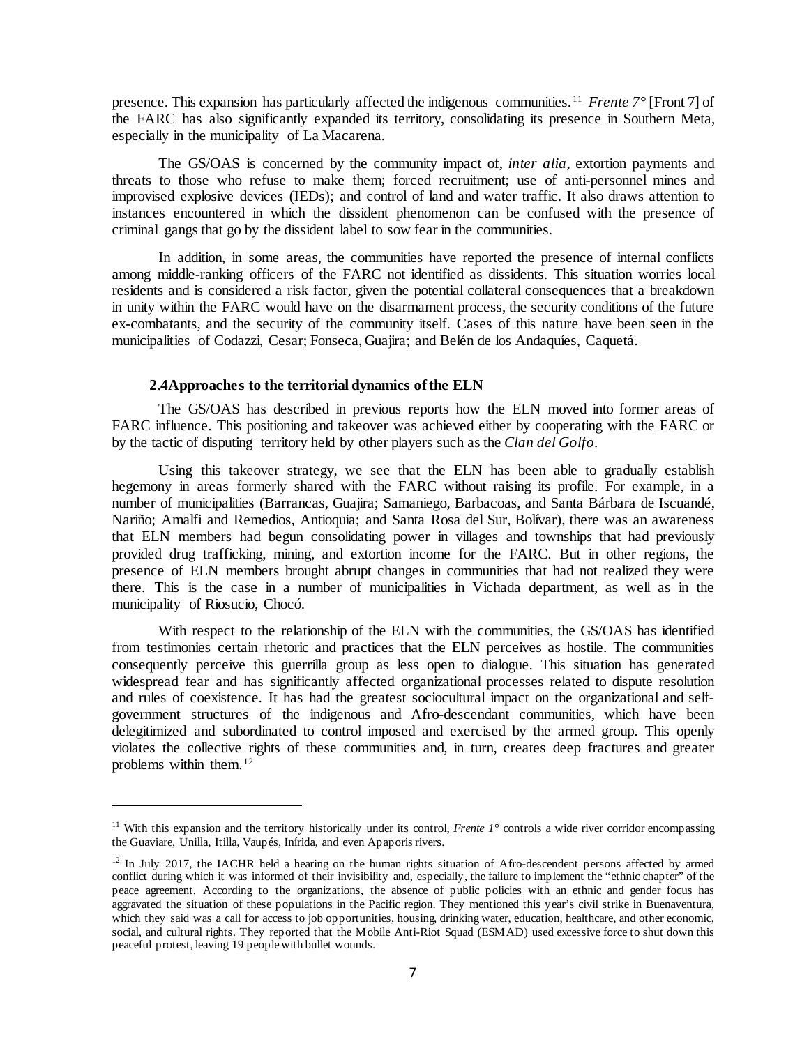presence. This expansion has particularly affected the indigenous communities.[11] *Frente 7°* [Front 7] of the FARC has also significantly expanded its territory, consolidating its presence in Southern Meta, especially in the municipality of La Macarena.

The GS/OAS is concerned by the community impact of, *inter alia*, extortion payments and threats to those who refuse to make them; forced recruitment; use of anti-personnel mines and improvised explosive devices (IEDs); and control of land and water traffic. It also draws attention to instances encountered in which the dissident phenomenon can be confused with the presence of criminal gangs that go by the dissident label to sow fear in the communities.

In addition, in some areas, the communities have reported the presence of internal conflicts among middle-ranking officers of the FARC not identified as dissidents. This situation worries local residents and is considered a risk factor, given the potential collateral consequences that a breakdown in unity within the FARC would have on the disarmament process, the security conditions of the future ex-combatants, and the security of the community itself. Cases of this nature have been seen in the municipalities of Codazzi, Cesar; Fonseca, Guajira; and Belén de los Andaquíes, Caquetá.

### 2.4 Approaches to the territorial dynamics of the ELN

The GS/OAS has described in previous reports how the ELN moved into former areas of FARC influence. This positioning and takeover was achieved either by cooperating with the FARC or by the tactic of disputing territory held by other players such as the *Clan del Golfo*.

Using this takeover strategy, we see that the ELN has been able to gradually establish hegemony in areas formerly shared with the FARC without raising its profile. For example, in a number of municipalities (Barrancas, Guajira; Samaniego, Barbacoas, and Santa Bárbara de Iscuandé, Nariño; Amalfi and Remedios, Antioquia; and Santa Rosa del Sur, Bolívar), there was an awareness that ELN members had begun consolidating power in villages and townships that had previously provided drug trafficking, mining, and extortion income for the FARC. But in other regions, the presence of ELN members brought abrupt changes in communities that had not realized they were there. This is the case in a number of municipalities in Vichada department, as well as in the municipality of Riosucio, Chocó.

With respect to the relationship of the ELN with the communities, the GS/OAS has identified from testimonies certain rhetoric and practices that the ELN perceives as hostile. The communities consequently perceive this guerrilla group as less open to dialogue. This situation has generated widespread fear and has significantly affected organizational processes related to dispute resolution and rules of coexistence. It has had the greatest sociocultural impact on the organizational and self-government structures of the indigenous and Afro-descendant communities, which have been delegitimized and subordinated to control imposed and exercised by the armed group. This openly violates the collective rights of these communities and, in turn, creates deep fractures and greater problems within them.[12]

---

[11] With this expansion and the territory historically under its control, *Frente 1°* controls a wide river corridor encompassing the Guaviare, Unilla, Itilla, Vaupés, Inírida, and even Apaporis rivers.

[12] In July 2017, the IACHR held a hearing on the human rights situation of Afro-descendent persons affected by armed conflict during which it was informed of their invisibility and, especially, the failure to implement the "ethnic chapter" of the peace agreement. According to the organizations, the absence of public policies with an ethnic and gender focus has aggravated the situation of these populations in the Pacific region. They mentioned this year's civil strike in Buenaventura, which they said was a call for access to job opportunities, housing, drinking water, education, healthcare, and other economic, social, and cultural rights. They reported that the Mobile Anti-Riot Squad (ESMAD) used excessive force to shut down this peaceful protest, leaving 19 people with bullet wounds.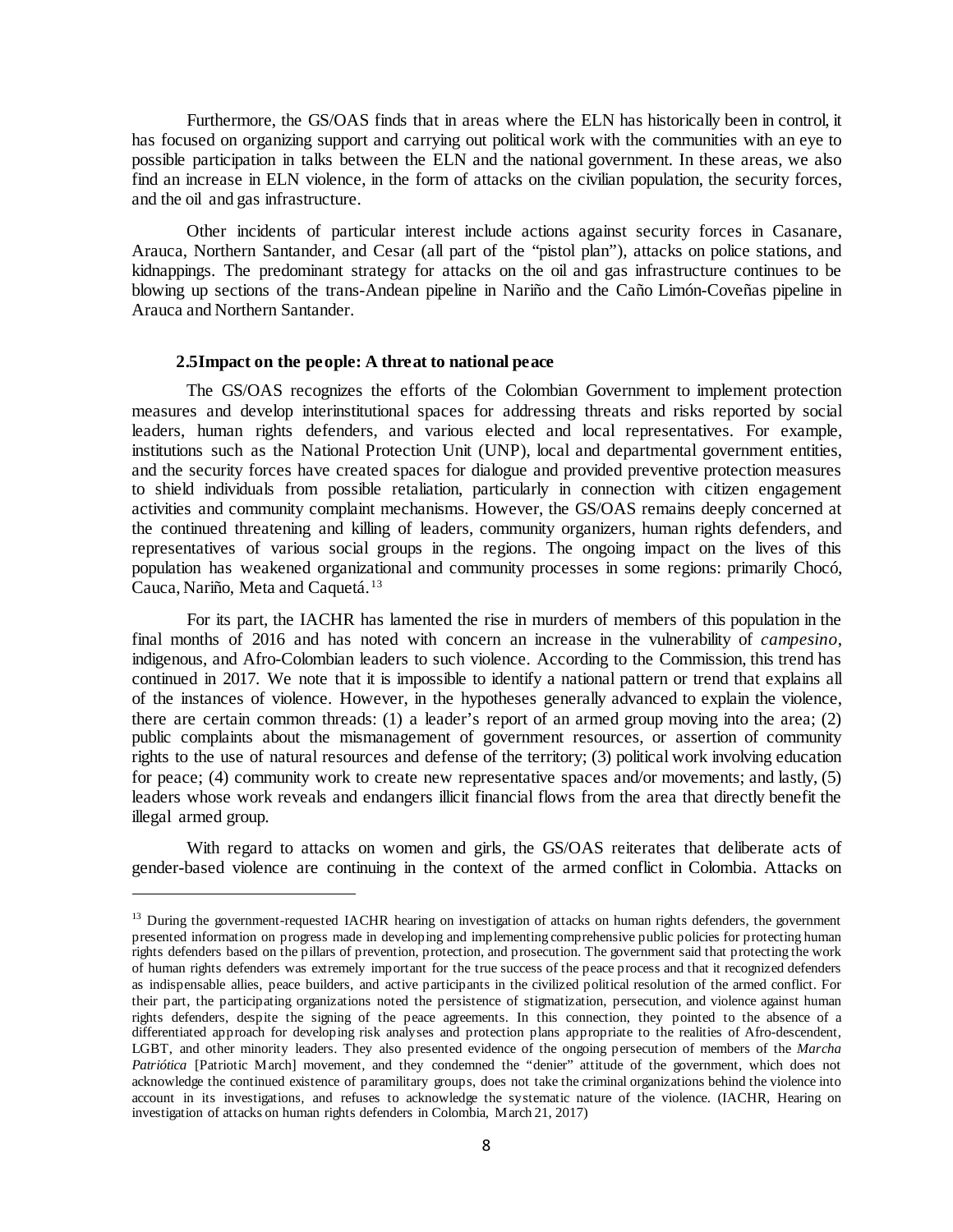Furthermore, the GS/OAS finds that in areas where the ELN has historically been in control, it has focused on organizing support and carrying out political work with the communities with an eye to possible participation in talks between the ELN and the national government. In these areas, we also find an increase in ELN violence, in the form of attacks on the civilian population, the security forces, and the oil and gas infrastructure.

Other incidents of particular interest include actions against security forces in Casanare, Arauca, Northern Santander, and Cesar (all part of the "pistol plan"), attacks on police stations, and kidnappings. The predominant strategy for attacks on the oil and gas infrastructure continues to be blowing up sections of the trans-Andean pipeline in Nariño and the Caño Limón-Coveñas pipeline in Arauca and Northern Santander.

### 2.5 Impact on the people: A threat to national peace

The GS/OAS recognizes the efforts of the Colombian Government to implement protection measures and develop interinstitutional spaces for addressing threats and risks reported by social leaders, human rights defenders, and various elected and local representatives. For example, institutions such as the National Protection Unit (UNP), local and departmental government entities, and the security forces have created spaces for dialogue and provided preventive protection measures to shield individuals from possible retaliation, particularly in connection with citizen engagement activities and community complaint mechanisms. However, the GS/OAS remains deeply concerned at the continued threatening and killing of leaders, community organizers, human rights defenders, and representatives of various social groups in the regions. The ongoing impact on the lives of this population has weakened organizational and community processes in some regions: primarily Chocó, Cauca, Nariño, Meta and Caquetá.[13]

For its part, the IACHR has lamented the rise in murders of members of this population in the final months of 2016 and has noted with concern an increase in the vulnerability of *campesino*, indigenous, and Afro-Colombian leaders to such violence. According to the Commission, this trend has continued in 2017. We note that it is impossible to identify a national pattern or trend that explains all of the instances of violence. However, in the hypotheses generally advanced to explain the violence, there are certain common threads: (1) a leader's report of an armed group moving into the area; (2) public complaints about the mismanagement of government resources, or assertion of community rights to the use of natural resources and defense of the territory; (3) political work involving education for peace; (4) community work to create new representative spaces and/or movements; and lastly, (5) leaders whose work reveals and endangers illicit financial flows from the area that directly benefit the illegal armed group.

With regard to attacks on women and girls, the GS/OAS reiterates that deliberate acts of gender-based violence are continuing in the context of the armed conflict in Colombia. Attacks on

---

[13] During the government-requested IACHR hearing on investigation of attacks on human rights defenders, the government presented information on progress made in developing and implementing comprehensive public policies for protecting human rights defenders based on the pillars of prevention, protection, and prosecution. The government said that protecting the work of human rights defenders was extremely important for the true success of the peace process and that it recognized defenders as indispensable allies, peace builders, and active participants in the civilized political resolution of the armed conflict. For their part, the participating organizations noted the persistence of stigmatization, persecution, and violence against human rights defenders, despite the signing of the peace agreements. In this connection, they pointed to the absence of a differentiated approach for developing risk analyses and protection plans appropriate to the realities of Afro-descendent, LGBT, and other minority leaders. They also presented evidence of the ongoing persecution of members of the *Marcha Patriótica* [Patriotic March] movement, and they condemned the "denier" attitude of the government, which does not acknowledge the continued existence of paramilitary groups, does not take the criminal organizations behind the violence into account in its investigations, and refuses to acknowledge the systematic nature of the violence. (IACHR, Hearing on investigation of attacks on human rights defenders in Colombia, March 21, 2017)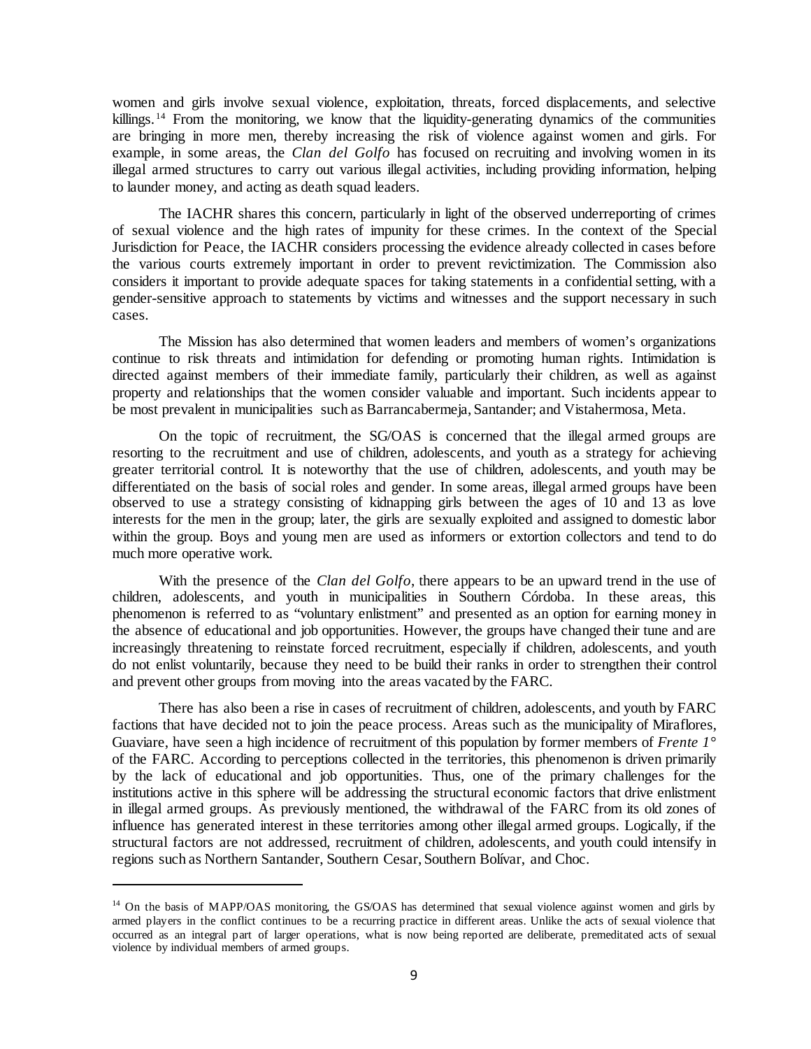women and girls involve sexual violence, exploitation, threats, forced displacements, and selective killings.[14] From the monitoring, we know that the liquidity-generating dynamics of the communities are bringing in more men, thereby increasing the risk of violence against women and girls. For example, in some areas, the *Clan del Golfo* has focused on recruiting and involving women in its illegal armed structures to carry out various illegal activities, including providing information, helping to launder money, and acting as death squad leaders.

The IACHR shares this concern, particularly in light of the observed underreporting of crimes of sexual violence and the high rates of impunity for these crimes. In the context of the Special Jurisdiction for Peace, the IACHR considers processing the evidence already collected in cases before the various courts extremely important in order to prevent revictimization. The Commission also considers it important to provide adequate spaces for taking statements in a confidential setting, with a gender-sensitive approach to statements by victims and witnesses and the support necessary in such cases.

The Mission has also determined that women leaders and members of women's organizations continue to risk threats and intimidation for defending or promoting human rights. Intimidation is directed against members of their immediate family, particularly their children, as well as against property and relationships that the women consider valuable and important. Such incidents appear to be most prevalent in municipalities such as Barrancabermeja, Santander; and Vistahermosa, Meta.

On the topic of recruitment, the SG/OAS is concerned that the illegal armed groups are resorting to the recruitment and use of children, adolescents, and youth as a strategy for achieving greater territorial control. It is noteworthy that the use of children, adolescents, and youth may be differentiated on the basis of social roles and gender. In some areas, illegal armed groups have been observed to use a strategy consisting of kidnapping girls between the ages of 10 and 13 as love interests for the men in the group; later, the girls are sexually exploited and assigned to domestic labor within the group. Boys and young men are used as informers or extortion collectors and tend to do much more operative work.

With the presence of the *Clan del Golfo*, there appears to be an upward trend in the use of children, adolescents, and youth in municipalities in Southern Córdoba. In these areas, this phenomenon is referred to as "voluntary enlistment" and presented as an option for earning money in the absence of educational and job opportunities. However, the groups have changed their tune and are increasingly threatening to reinstate forced recruitment, especially if children, adolescents, and youth do not enlist voluntarily, because they need to be build their ranks in order to strengthen their control and prevent other groups from moving into the areas vacated by the FARC.

There has also been a rise in cases of recruitment of children, adolescents, and youth by FARC factions that have decided not to join the peace process. Areas such as the municipality of Miraflores, Guaviare, have seen a high incidence of recruitment of this population by former members of *Frente 1°* of the FARC. According to perceptions collected in the territories, this phenomenon is driven primarily by the lack of educational and job opportunities. Thus, one of the primary challenges for the institutions active in this sphere will be addressing the structural economic factors that drive enlistment in illegal armed groups. As previously mentioned, the withdrawal of the FARC from its old zones of influence has generated interest in these territories among other illegal armed groups. Logically, if the structural factors are not addressed, recruitment of children, adolescents, and youth could intensify in regions such as Northern Santander, Southern Cesar, Southern Bolívar, and Choc.

---

[14] On the basis of MAPP/OAS monitoring, the GS/OAS has determined that sexual violence against women and girls by armed players in the conflict continues to be a recurring practice in different areas. Unlike the acts of sexual violence that occurred as an integral part of larger operations, what is now being reported are deliberate, premeditated acts of sexual violence by individual members of armed groups.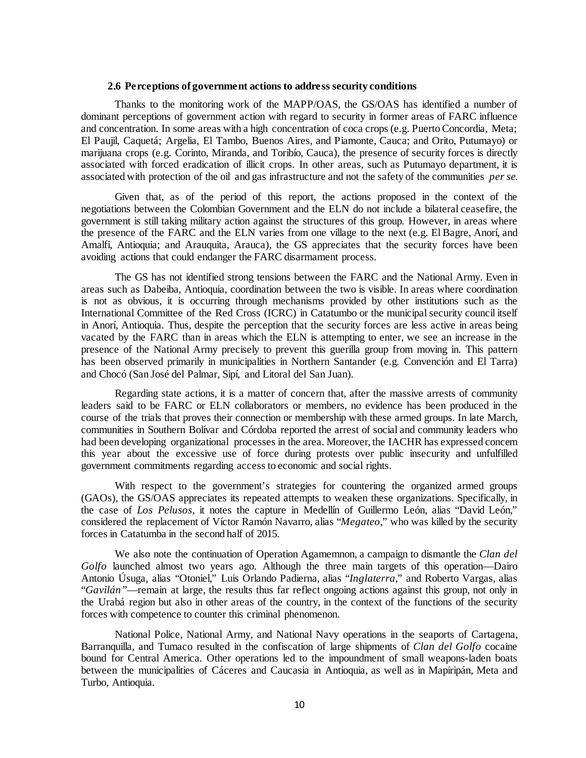### 2.6 Perceptions of government actions to address security conditions

Thanks to the monitoring work of the MAPP/OAS, the GS/OAS has identified a number of dominant perceptions of government action with regard to security in former areas of FARC influence and concentration. In some areas with a high concentration of coca crops (e.g. Puerto Concordia, Meta; El Paujil, Caquetá; Argelia, El Tambo, Buenos Aires, and Piamonte, Cauca; and Orito, Putumayo) or marijuana crops (e.g. Corinto, Miranda, and Toribío, Cauca), the presence of security forces is directly associated with forced eradication of illicit crops. In other areas, such as Putumayo department, it is associated with protection of the oil and gas infrastructure and not the safety of the communities *per se*.

Given that, as of the period of this report, the actions proposed in the context of the negotiations between the Colombian Government and the ELN do not include a bilateral ceasefire, the government is still taking military action against the structures of this group. However, in areas where the presence of the FARC and the ELN varies from one village to the next (e.g. El Bagre, Anorí, and Amalfi, Antioquia; and Arauquita, Arauca), the GS appreciates that the security forces have been avoiding actions that could endanger the FARC disarmament process.

The GS has not identified strong tensions between the FARC and the National Army. Even in areas such as Dabeiba, Antioquia, coordination between the two is visible. In areas where coordination is not as obvious, it is occurring through mechanisms provided by other institutions such as the International Committee of the Red Cross (ICRC) in Catatumbo or the municipal security council itself in Anorí, Antioquia. Thus, despite the perception that the security forces are less active in areas being vacated by the FARC than in areas which the ELN is attempting to enter, we see an increase in the presence of the National Army precisely to prevent this guerilla group from moving in. This pattern has been observed primarily in municipalities in Northern Santander (e.g. Convención and El Tarra) and Chocó (San José del Palmar, Sipí, and Litoral del San Juan).

Regarding state actions, it is a matter of concern that, after the massive arrests of community leaders said to be FARC or ELN collaborators or members, no evidence has been produced in the course of the trials that proves their connection or membership with these armed groups. In late March, communities in Southern Bolívar and Córdoba reported the arrest of social and community leaders who had been developing organizational processes in the area. Moreover, the IACHR has expressed concern this year about the excessive use of force during protests over public insecurity and unfulfilled government commitments regarding access to economic and social rights.

With respect to the government's strategies for countering the organized armed groups (GAOs), the GS/OAS appreciates its repeated attempts to weaken these organizations. Specifically, in the case of *Los Pelusos*, it notes the capture in Medellín of Guillermo León, alias "David León," considered the replacement of Víctor Ramón Navarro, alias "*Megateo*," who was killed by the security forces in Catatumba in the second half of 2015.

We also note the continuation of Operation Agamemnon, a campaign to dismantle the *Clan del Golfo* launched almost two years ago. Although the three main targets of this operation—Dairo Antonio Úsuga, alias "Otoniel," Luis Orlando Padierna, alias "*Inglaterra*," and Roberto Vargas, alias "*Gavilán"*—remain at large, the results thus far reflect ongoing actions against this group, not only in the Urabá region but also in other areas of the country, in the context of the functions of the security forces with competence to counter this criminal phenomenon.

National Police, National Army, and National Navy operations in the seaports of Cartagena, Barranquilla, and Tumaco resulted in the confiscation of large shipments of *Clan del Golfo* cocaine bound for Central America. Other operations led to the impoundment of small weapons-laden boats between the municipalities of Cáceres and Caucasia in Antioquia, as well as in Mapiripán, Meta and Turbo, Antioquia.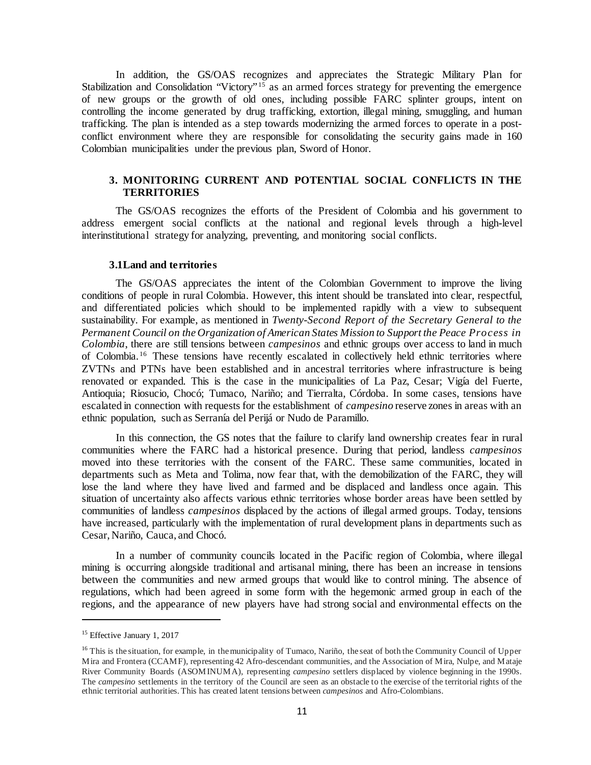In addition, the GS/OAS recognizes and appreciates the Strategic Military Plan for Stabilization and Consolidation "Victory"[15] as an armed forces strategy for preventing the emergence of new groups or the growth of old ones, including possible FARC splinter groups, intent on controlling the income generated by drug trafficking, extortion, illegal mining, smuggling, and human trafficking. The plan is intended as a step towards modernizing the armed forces to operate in a post-conflict environment where they are responsible for consolidating the security gains made in 160 Colombian municipalities under the previous plan, Sword of Honor.

## 3. MONITORING CURRENT AND POTENTIAL SOCIAL CONFLICTS IN THE TERRITORIES

The GS/OAS recognizes the efforts of the President of Colombia and his government to address emergent social conflicts at the national and regional levels through a high-level interinstitutional strategy for analyzing, preventing, and monitoring social conflicts.

### 3.1 Land and territories

The GS/OAS appreciates the intent of the Colombian Government to improve the living conditions of people in rural Colombia. However, this intent should be translated into clear, respectful, and differentiated policies which should to be implemented rapidly with a view to subsequent sustainability. For example, as mentioned in *Twenty-Second Report of the Secretary General to the Permanent Council on the Organization of American States Mission to Support the Peace Process in Colombia*, there are still tensions between *campesinos* and ethnic groups over access to land in much of Colombia.[16] These tensions have recently escalated in collectively held ethnic territories where ZVTNs and PTNs have been established and in ancestral territories where infrastructure is being renovated or expanded. This is the case in the municipalities of La Paz, Cesar; Vigía del Fuerte, Antioquia; Riosucio, Chocó; Tumaco, Nariño; and Tierralta, Córdoba. In some cases, tensions have escalated in connection with requests for the establishment of *campesino* reserve zones in areas with an ethnic population, such as Serranía del Perijá or Nudo de Paramillo.

In this connection, the GS notes that the failure to clarify land ownership creates fear in rural communities where the FARC had a historical presence. During that period, landless *campesinos* moved into these territories with the consent of the FARC. These same communities, located in departments such as Meta and Tolima, now fear that, with the demobilization of the FARC, they will lose the land where they have lived and farmed and be displaced and landless once again. This situation of uncertainty also affects various ethnic territories whose border areas have been settled by communities of landless *campesinos* displaced by the actions of illegal armed groups. Today, tensions have increased, particularly with the implementation of rural development plans in departments such as Cesar, Nariño, Cauca, and Chocó.

In a number of community councils located in the Pacific region of Colombia, where illegal mining is occurring alongside traditional and artisanal mining, there has been an increase in tensions between the communities and new armed groups that would like to control mining. The absence of regulations, which had been agreed in some form with the hegemonic armed group in each of the regions, and the appearance of new players have had strong social and environmental effects on the

---

[15] Effective January 1, 2017

[16] This is the situation, for example, in the municipality of Tumaco, Nariño, the seat of both the Community Council of Upper Mira and Frontera (CCAMF), representing 42 Afro-descendant communities, and the Association of Mira, Nulpe, and Mataje River Community Boards (ASOMINUMA), representing *campesino* settlers displaced by violence beginning in the 1990s. The *campesino* settlements in the territory of the Council are seen as an obstacle to the exercise of the territorial rights of the ethnic territorial authorities. This has created latent tensions between *campesinos* and Afro-Colombians.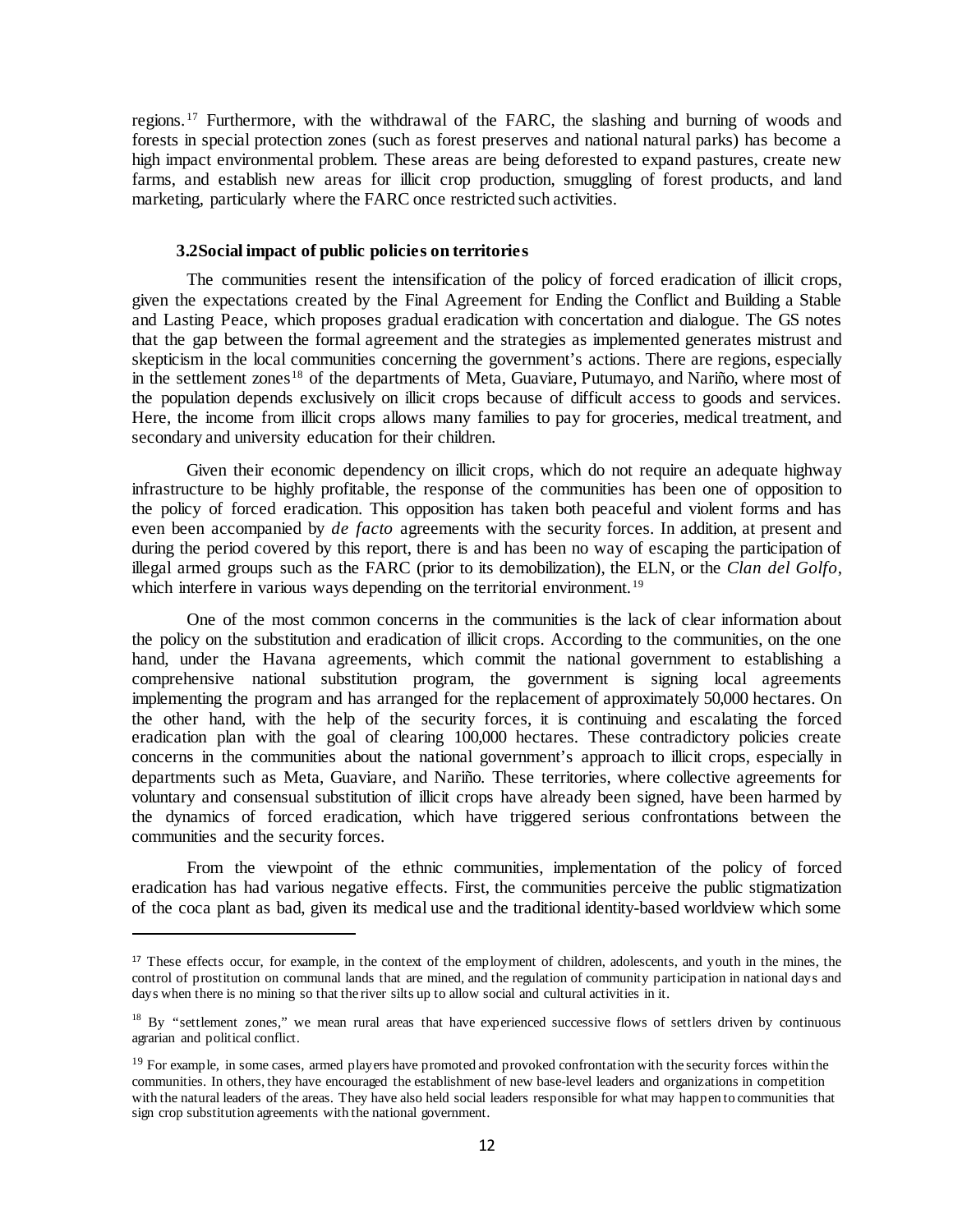regions.[17] Furthermore, with the withdrawal of the FARC, the slashing and burning of woods and forests in special protection zones (such as forest preserves and national natural parks) has become a high impact environmental problem. These areas are being deforested to expand pastures, create new farms, and establish new areas for illicit crop production, smuggling of forest products, and land marketing, particularly where the FARC once restricted such activities.

### 3.2 Social impact of public policies on territories

The communities resent the intensification of the policy of forced eradication of illicit crops, given the expectations created by the Final Agreement for Ending the Conflict and Building a Stable and Lasting Peace, which proposes gradual eradication with concertation and dialogue. The GS notes that the gap between the formal agreement and the strategies as implemented generates mistrust and skepticism in the local communities concerning the government's actions. There are regions, especially in the settlement zones[18] of the departments of Meta, Guaviare, Putumayo, and Nariño, where most of the population depends exclusively on illicit crops because of difficult access to goods and services. Here, the income from illicit crops allows many families to pay for groceries, medical treatment, and secondary and university education for their children.

Given their economic dependency on illicit crops, which do not require an adequate highway infrastructure to be highly profitable, the response of the communities has been one of opposition to the policy of forced eradication. This opposition has taken both peaceful and violent forms and has even been accompanied by *de facto* agreements with the security forces. In addition, at present and during the period covered by this report, there is and has been no way of escaping the participation of illegal armed groups such as the FARC (prior to its demobilization), the ELN, or the *Clan del Golfo*, which interfere in various ways depending on the territorial environment.[19]

One of the most common concerns in the communities is the lack of clear information about the policy on the substitution and eradication of illicit crops. According to the communities, on the one hand, under the Havana agreements, which commit the national government to establishing a comprehensive national substitution program, the government is signing local agreements implementing the program and has arranged for the replacement of approximately 50,000 hectares. On the other hand, with the help of the security forces, it is continuing and escalating the forced eradication plan with the goal of clearing 100,000 hectares. These contradictory policies create concerns in the communities about the national government's approach to illicit crops, especially in departments such as Meta, Guaviare, and Nariño. These territories, where collective agreements for voluntary and consensual substitution of illicit crops have already been signed, have been harmed by the dynamics of forced eradication, which have triggered serious confrontations between the communities and the security forces.

From the viewpoint of the ethnic communities, implementation of the policy of forced eradication has had various negative effects. First, the communities perceive the public stigmatization of the coca plant as bad, given its medical use and the traditional identity-based worldview which some

---

[17] These effects occur, for example, in the context of the employment of children, adolescents, and youth in the mines, the control of prostitution on communal lands that are mined, and the regulation of community participation in national days and days when there is no mining so that the river silts up to allow social and cultural activities in it.

[18] By "settlement zones," we mean rural areas that have experienced successive flows of settlers driven by continuous agrarian and political conflict.

[19] For example, in some cases, armed players have promoted and provoked confrontation with the security forces within the communities. In others, they have encouraged the establishment of new base-level leaders and organizations in competition with the natural leaders of the areas. They have also held social leaders responsible for what may happen to communities that sign crop substitution agreements with the national government.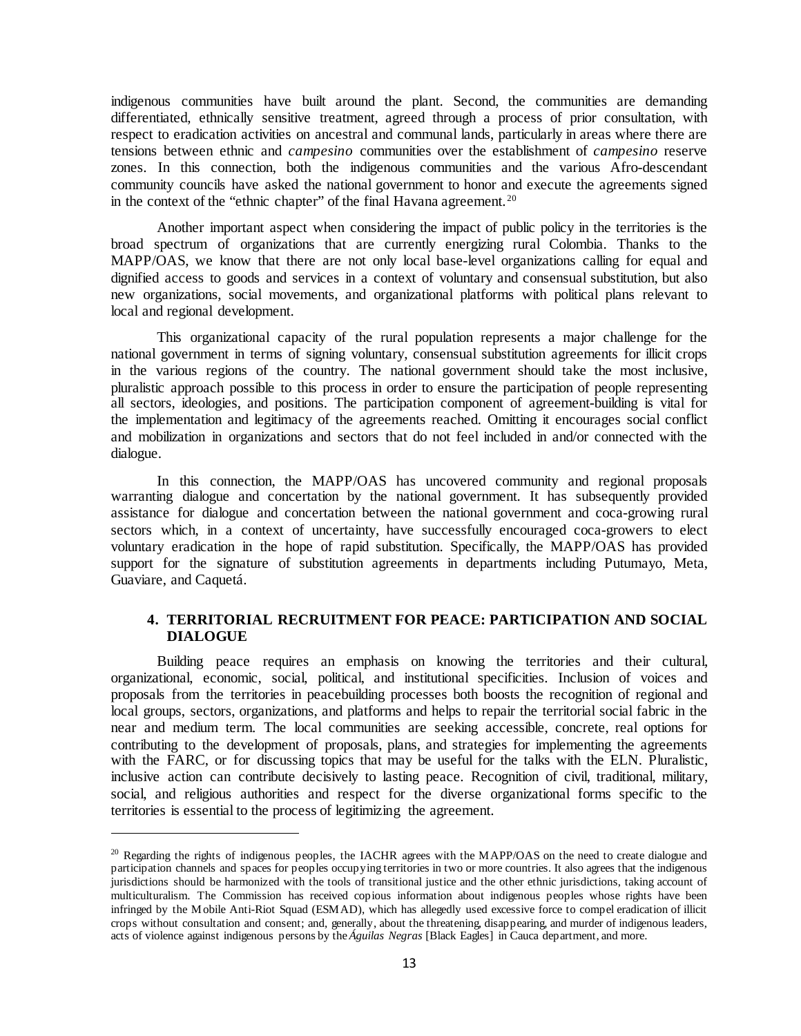indigenous communities have built around the plant. Second, the communities are demanding differentiated, ethnically sensitive treatment, agreed through a process of prior consultation, with respect to eradication activities on ancestral and communal lands, particularly in areas where there are tensions between ethnic and *campesino* communities over the establishment of *campesino* reserve zones. In this connection, both the indigenous communities and the various Afro-descendant community councils have asked the national government to honor and execute the agreements signed in the context of the "ethnic chapter" of the final Havana agreement.[20]

Another important aspect when considering the impact of public policy in the territories is the broad spectrum of organizations that are currently energizing rural Colombia. Thanks to the MAPP/OAS, we know that there are not only local base-level organizations calling for equal and dignified access to goods and services in a context of voluntary and consensual substitution, but also new organizations, social movements, and organizational platforms with political plans relevant to local and regional development.

This organizational capacity of the rural population represents a major challenge for the national government in terms of signing voluntary, consensual substitution agreements for illicit crops in the various regions of the country. The national government should take the most inclusive, pluralistic approach possible to this process in order to ensure the participation of people representing all sectors, ideologies, and positions. The participation component of agreement-building is vital for the implementation and legitimacy of the agreements reached. Omitting it encourages social conflict and mobilization in organizations and sectors that do not feel included in and/or connected with the dialogue.

In this connection, the MAPP/OAS has uncovered community and regional proposals warranting dialogue and concertation by the national government. It has subsequently provided assistance for dialogue and concertation between the national government and coca-growing rural sectors which, in a context of uncertainty, have successfully encouraged coca-growers to elect voluntary eradication in the hope of rapid substitution. Specifically, the MAPP/OAS has provided support for the signature of substitution agreements in departments including Putumayo, Meta, Guaviare, and Caquetá.

## 4. TERRITORIAL RECRUITMENT FOR PEACE: PARTICIPATION AND SOCIAL DIALOGUE

Building peace requires an emphasis on knowing the territories and their cultural, organizational, economic, social, political, and institutional specificities. Inclusion of voices and proposals from the territories in peacebuilding processes both boosts the recognition of regional and local groups, sectors, organizations, and platforms and helps to repair the territorial social fabric in the near and medium term. The local communities are seeking accessible, concrete, real options for contributing to the development of proposals, plans, and strategies for implementing the agreements with the FARC, or for discussing topics that may be useful for the talks with the ELN. Pluralistic, inclusive action can contribute decisively to lasting peace. Recognition of civil, traditional, military, social, and religious authorities and respect for the diverse organizational forms specific to the territories is essential to the process of legitimizing the agreement.

---

[20] Regarding the rights of indigenous peoples, the IACHR agrees with the MAPP/OAS on the need to create dialogue and participation channels and spaces for peoples occupying territories in two or more countries. It also agrees that the indigenous jurisdictions should be harmonized with the tools of transitional justice and the other ethnic jurisdictions, taking account of multiculturalism. The Commission has received copious information about indigenous peoples whose rights have been infringed by the Mobile Anti-Riot Squad (ESMAD), which has allegedly used excessive force to compel eradication of illicit crops without consultation and consent; and, generally, about the threatening, disappearing, and murder of indigenous leaders, acts of violence against indigenous persons by the *Águilas Negras* [Black Eagles] in Cauca department, and more.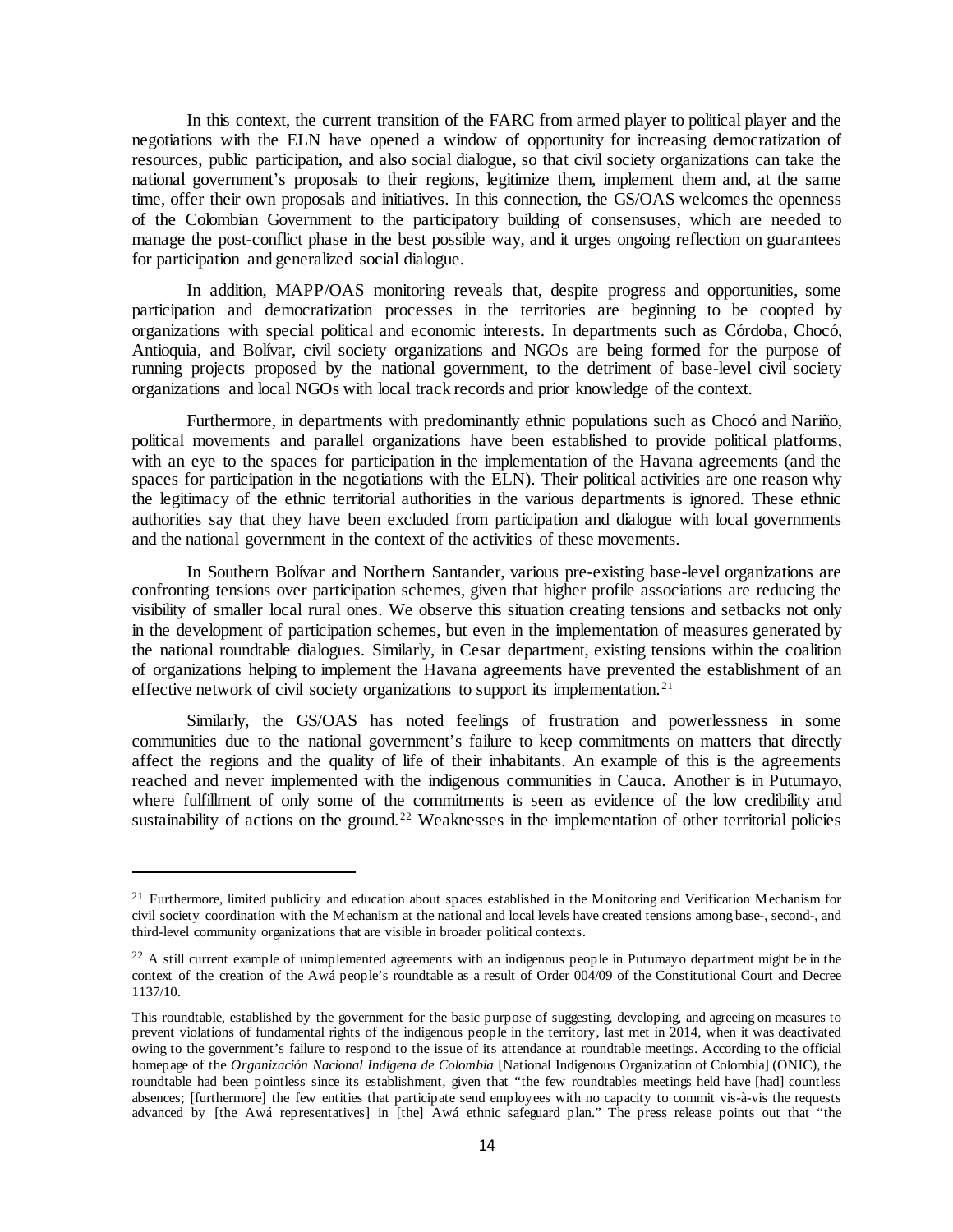In this context, the current transition of the FARC from armed player to political player and the negotiations with the ELN have opened a window of opportunity for increasing democratization of resources, public participation, and also social dialogue, so that civil society organizations can take the national government's proposals to their regions, legitimize them, implement them and, at the same time, offer their own proposals and initiatives. In this connection, the GS/OAS welcomes the openness of the Colombian Government to the participatory building of consensuses, which are needed to manage the post-conflict phase in the best possible way, and it urges ongoing reflection on guarantees for participation and generalized social dialogue.

In addition, MAPP/OAS monitoring reveals that, despite progress and opportunities, some participation and democratization processes in the territories are beginning to be coopted by organizations with special political and economic interests. In departments such as Córdoba, Chocó, Antioquia, and Bolívar, civil society organizations and NGOs are being formed for the purpose of running projects proposed by the national government, to the detriment of base-level civil society organizations and local NGOs with local track records and prior knowledge of the context.

Furthermore, in departments with predominantly ethnic populations such as Chocó and Nariño, political movements and parallel organizations have been established to provide political platforms, with an eye to the spaces for participation in the implementation of the Havana agreements (and the spaces for participation in the negotiations with the ELN). Their political activities are one reason why the legitimacy of the ethnic territorial authorities in the various departments is ignored. These ethnic authorities say that they have been excluded from participation and dialogue with local governments and the national government in the context of the activities of these movements.

In Southern Bolívar and Northern Santander, various pre-existing base-level organizations are confronting tensions over participation schemes, given that higher profile associations are reducing the visibility of smaller local rural ones. We observe this situation creating tensions and setbacks not only in the development of participation schemes, but even in the implementation of measures generated by the national roundtable dialogues. Similarly, in Cesar department, existing tensions within the coalition of organizations helping to implement the Havana agreements have prevented the establishment of an effective network of civil society organizations to support its implementation.[21]

Similarly, the GS/OAS has noted feelings of frustration and powerlessness in some communities due to the national government's failure to keep commitments on matters that directly affect the regions and the quality of life of their inhabitants. An example of this is the agreements reached and never implemented with the indigenous communities in Cauca. Another is in Putumayo, where fulfillment of only some of the commitments is seen as evidence of the low credibility and sustainability of actions on the ground.[22] Weaknesses in the implementation of other territorial policies

---

[21] Furthermore, limited publicity and education about spaces established in the Monitoring and Verification Mechanism for civil society coordination with the Mechanism at the national and local levels have created tensions among base-, second-, and third-level community organizations that are visible in broader political contexts.

[22] A still current example of unimplemented agreements with an indigenous people in Putumayo department might be in the context of the creation of the Awá people's roundtable as a result of Order 004/09 of the Constitutional Court and Decree 1137/10.

This roundtable, established by the government for the basic purpose of suggesting, developing, and agreeing on measures to prevent violations of fundamental rights of the indigenous people in the territory, last met in 2014, when it was deactivated owing to the government's failure to respond to the issue of its attendance at roundtable meetings. According to the official homepage of the *Organización Nacional Indígena de Colombia* [National Indigenous Organization of Colombia] (ONIC), the roundtable had been pointless since its establishment, given that "the few roundtables meetings held have [had] countless absences; [furthermore] the few entities that participate send employees with no capacity to commit vis-à-vis the requests advanced by [the Awá representatives] in [the] Awá ethnic safeguard plan." The press release points out that "the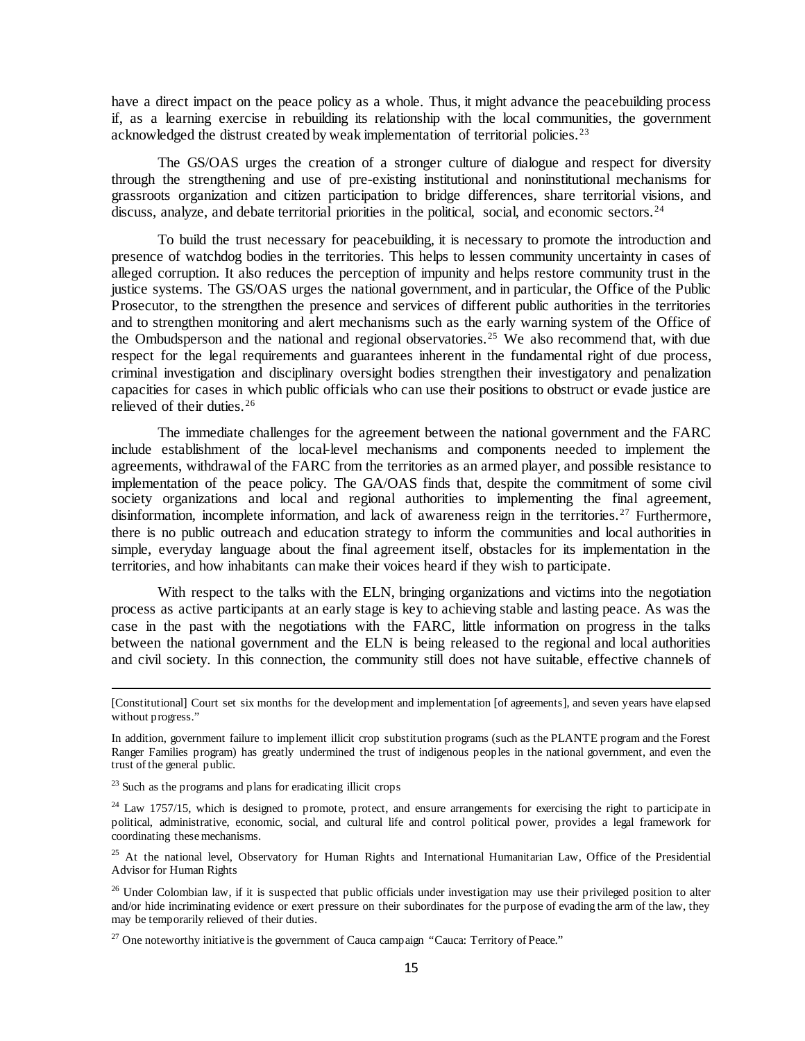have a direct impact on the peace policy as a whole. Thus, it might advance the peacebuilding process if, as a learning exercise in rebuilding its relationship with the local communities, the government acknowledged the distrust created by weak implementation of territorial policies.[23]

The GS/OAS urges the creation of a stronger culture of dialogue and respect for diversity through the strengthening and use of pre-existing institutional and noninstitutional mechanisms for grassroots organization and citizen participation to bridge differences, share territorial visions, and discuss, analyze, and debate territorial priorities in the political, social, and economic sectors.[24]

To build the trust necessary for peacebuilding, it is necessary to promote the introduction and presence of watchdog bodies in the territories. This helps to lessen community uncertainty in cases of alleged corruption. It also reduces the perception of impunity and helps restore community trust in the justice systems. The GS/OAS urges the national government, and in particular, the Office of the Public Prosecutor, to the strengthen the presence and services of different public authorities in the territories and to strengthen monitoring and alert mechanisms such as the early warning system of the Office of the Ombudsperson and the national and regional observatories.[25] We also recommend that, with due respect for the legal requirements and guarantees inherent in the fundamental right of due process, criminal investigation and disciplinary oversight bodies strengthen their investigatory and penalization capacities for cases in which public officials who can use their positions to obstruct or evade justice are relieved of their duties.[26]

The immediate challenges for the agreement between the national government and the FARC include establishment of the local-level mechanisms and components needed to implement the agreements, withdrawal of the FARC from the territories as an armed player, and possible resistance to implementation of the peace policy. The GA/OAS finds that, despite the commitment of some civil society organizations and local and regional authorities to implementing the final agreement, disinformation, incomplete information, and lack of awareness reign in the territories.[27] Furthermore, there is no public outreach and education strategy to inform the communities and local authorities in simple, everyday language about the final agreement itself, obstacles for its implementation in the territories, and how inhabitants can make their voices heard if they wish to participate.

With respect to the talks with the ELN, bringing organizations and victims into the negotiation process as active participants at an early stage is key to achieving stable and lasting peace. As was the case in the past with the negotiations with the FARC, little information on progress in the talks between the national government and the ELN is being released to the regional and local authorities and civil society. In this connection, the community still does not have suitable, effective channels of

---

[Constitutional] Court set six months for the development and implementation [of agreements], and seven years have elapsed without progress."

In addition, government failure to implement illicit crop substitution programs (such as the PLANTE program and the Forest Ranger Families program) has greatly undermined the trust of indigenous peoples in the national government, and even the trust of the general public.

[23] Such as the programs and plans for eradicating illicit crops

[24] Law 1757/15, which is designed to promote, protect, and ensure arrangements for exercising the right to participate in political, administrative, economic, social, and cultural life and control political power, provides a legal framework for coordinating these mechanisms.

[25] At the national level, Observatory for Human Rights and International Humanitarian Law, Office of the Presidential Advisor for Human Rights

[26] Under Colombian law, if it is suspected that public officials under investigation may use their privileged position to alter and/or hide incriminating evidence or exert pressure on their subordinates for the purpose of evading the arm of the law, they may be temporarily relieved of their duties.

[27] One noteworthy initiative is the government of Cauca campaign "Cauca: Territory of Peace."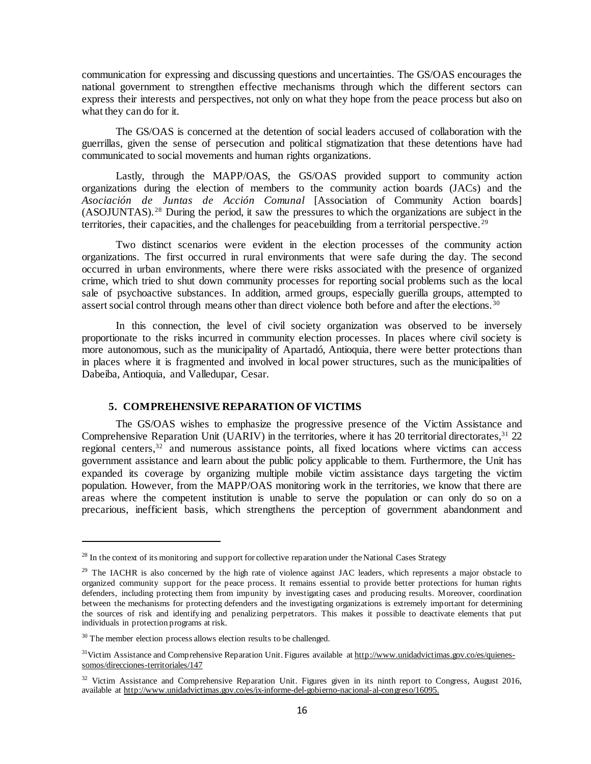communication for expressing and discussing questions and uncertainties. The GS/OAS encourages the national government to strengthen effective mechanisms through which the different sectors can express their interests and perspectives, not only on what they hope from the peace process but also on what they can do for it.

The GS/OAS is concerned at the detention of social leaders accused of collaboration with the guerrillas, given the sense of persecution and political stigmatization that these detentions have had communicated to social movements and human rights organizations.

Lastly, through the MAPP/OAS, the GS/OAS provided support to community action organizations during the election of members to the community action boards (JACs) and the *Asociación de Juntas de Acción Comunal* [Association of Community Action boards] (ASOJUNTAS).[28] During the period, it saw the pressures to which the organizations are subject in the territories, their capacities, and the challenges for peacebuilding from a territorial perspective.[29]

Two distinct scenarios were evident in the election processes of the community action organizations. The first occurred in rural environments that were safe during the day. The second occurred in urban environments, where there were risks associated with the presence of organized crime, which tried to shut down community processes for reporting social problems such as the local sale of psychoactive substances. In addition, armed groups, especially guerilla groups, attempted to assert social control through means other than direct violence both before and after the elections.[30]

In this connection, the level of civil society organization was observed to be inversely proportionate to the risks incurred in community election processes. In places where civil society is more autonomous, such as the municipality of Apartadó, Antioquia, there were better protections than in places where it is fragmented and involved in local power structures, such as the municipalities of Dabeiba, Antioquia, and Valledupar, Cesar.

## 5. COMPREHENSIVE REPARATION OF VICTIMS

The GS/OAS wishes to emphasize the progressive presence of the Victim Assistance and Comprehensive Reparation Unit (UARIV) in the territories, where it has 20 territorial directorates,[31] 22 regional centers,[32] and numerous assistance points, all fixed locations where victims can access government assistance and learn about the public policy applicable to them. Furthermore, the Unit has expanded its coverage by organizing multiple mobile victim assistance days targeting the victim population. However, from the MAPP/OAS monitoring work in the territories, we know that there are areas where the competent institution is unable to serve the population or can only do so on a precarious, inefficient basis, which strengthens the perception of government abandonment and

---

[28] In the context of its monitoring and support for collective reparation under the National Cases Strategy

[29] The IACHR is also concerned by the high rate of violence against JAC leaders, which represents a major obstacle to organized community support for the peace process. It remains essential to provide better protections for human rights defenders, including protecting them from impunity by investigating cases and producing results. Moreover, coordination between the mechanisms for protecting defenders and the investigating organizations is extremely important for determining the sources of risk and identifying and penalizing perpetrators. This makes it possible to deactivate elements that put individuals in protection programs at risk.

[30] The member election process allows election results to be challenged.

[31] Victim Assistance and Comprehensive Reparation Unit. Figures available at http://www.unidadvictimas.gov.co/es/quienes-somos/direcciones-territoriales/147

[32] Victim Assistance and Comprehensive Reparation Unit. Figures given in its ninth report to Congress, August 2016, available at http://www.unidadvictimas.gov.co/es/ix-informe-del-gobierno-nacional-al-congreso/16095.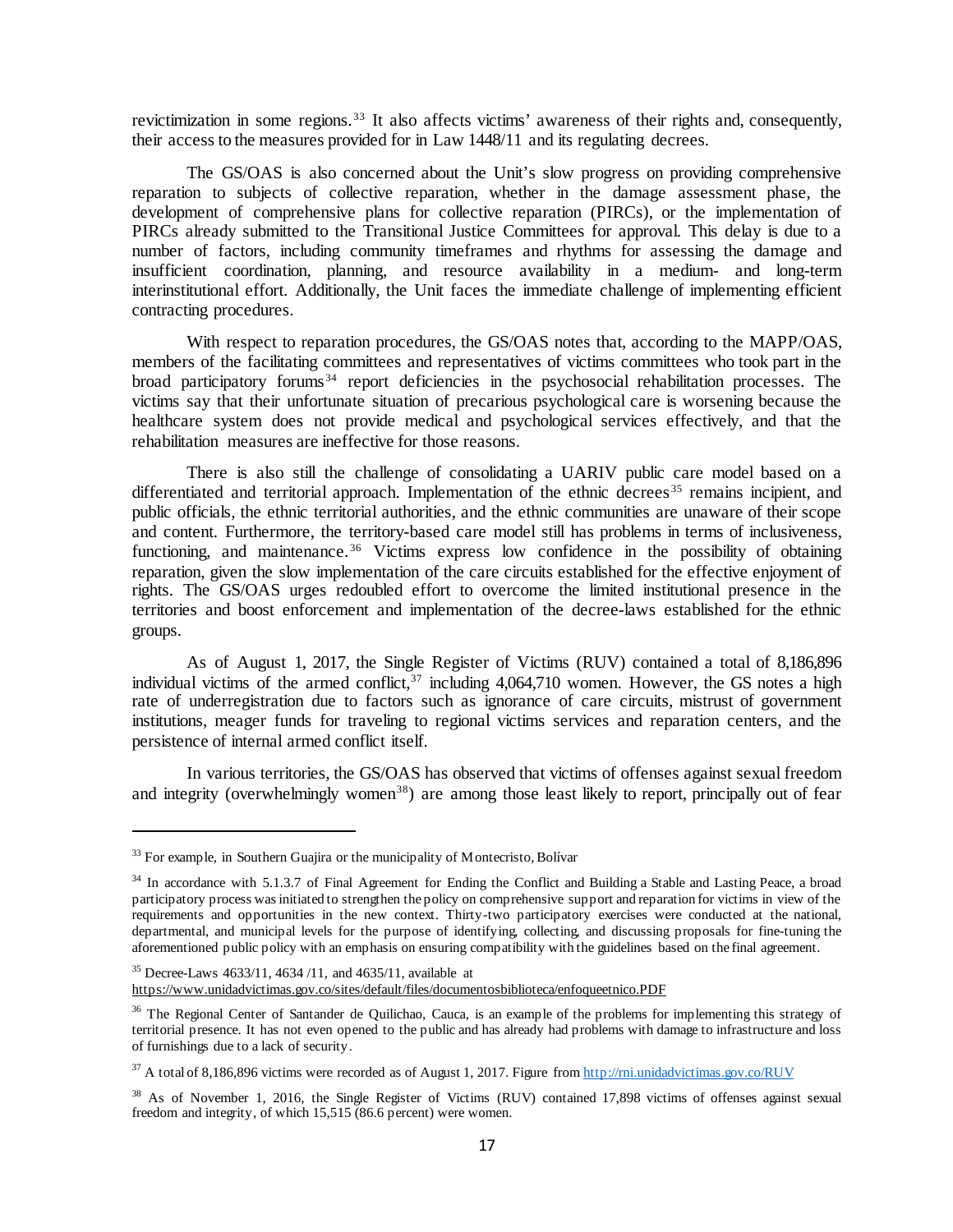revictimization in some regions.[33] It also affects victims' awareness of their rights and, consequently, their access to the measures provided for in Law 1448/11 and its regulating decrees.

The GS/OAS is also concerned about the Unit's slow progress on providing comprehensive reparation to subjects of collective reparation, whether in the damage assessment phase, the development of comprehensive plans for collective reparation (PIRCs), or the implementation of PIRCs already submitted to the Transitional Justice Committees for approval. This delay is due to a number of factors, including community timeframes and rhythms for assessing the damage and insufficient coordination, planning, and resource availability in a medium- and long-term interinstitutional effort. Additionally, the Unit faces the immediate challenge of implementing efficient contracting procedures.

With respect to reparation procedures, the GS/OAS notes that, according to the MAPP/OAS, members of the facilitating committees and representatives of victims committees who took part in the broad participatory forums[34] report deficiencies in the psychosocial rehabilitation processes. The victims say that their unfortunate situation of precarious psychological care is worsening because the healthcare system does not provide medical and psychological services effectively, and that the rehabilitation measures are ineffective for those reasons.

There is also still the challenge of consolidating a UARIV public care model based on a differentiated and territorial approach. Implementation of the ethnic decrees[35] remains incipient, and public officials, the ethnic territorial authorities, and the ethnic communities are unaware of their scope and content. Furthermore, the territory-based care model still has problems in terms of inclusiveness, functioning, and maintenance.[36] Victims express low confidence in the possibility of obtaining reparation, given the slow implementation of the care circuits established for the effective enjoyment of rights. The GS/OAS urges redoubled effort to overcome the limited institutional presence in the territories and boost enforcement and implementation of the decree-laws established for the ethnic groups.

As of August 1, 2017, the Single Register of Victims (RUV) contained a total of 8,186,896 individual victims of the armed conflict,[37] including 4,064,710 women. However, the GS notes a high rate of underregistration due to factors such as ignorance of care circuits, mistrust of government institutions, meager funds for traveling to regional victims services and reparation centers, and the persistence of internal armed conflict itself.

In various territories, the GS/OAS has observed that victims of offenses against sexual freedom and integrity (overwhelmingly women[38]) are among those least likely to report, principally out of fear

---

[33] For example, in Southern Guajira or the municipality of Montecristo, Bolívar

[34] In accordance with 5.1.3.7 of Final Agreement for Ending the Conflict and Building a Stable and Lasting Peace, a broad participatory process was initiated to strengthen the policy on comprehensive support and reparation for victims in view of the requirements and opportunities in the new context. Thirty-two participatory exercises were conducted at the national, departmental, and municipal levels for the purpose of identifying, collecting, and discussing proposals for fine-tuning the aforementioned public policy with an emphasis on ensuring compatibility with the guidelines based on the final agreement.

[35] Decree-Laws 4633/11, 4634 /11, and 4635/11, available at https://www.unidadvictimas.gov.co/sites/default/files/documentosbiblioteca/enfoqueetnico.PDF

[36] The Regional Center of Santander de Quilichao, Cauca, is an example of the problems for implementing this strategy of territorial presence. It has not even opened to the public and has already had problems with damage to infrastructure and loss of furnishings due to a lack of security.

[37] A total of 8,186,896 victims were recorded as of August 1, 2017. Figure from http://rni.unidadvictimas.gov.co/RUV

[38] As of November 1, 2016, the Single Register of Victims (RUV) contained 17,898 victims of offenses against sexual freedom and integrity, of which 15,515 (86.6 percent) were women.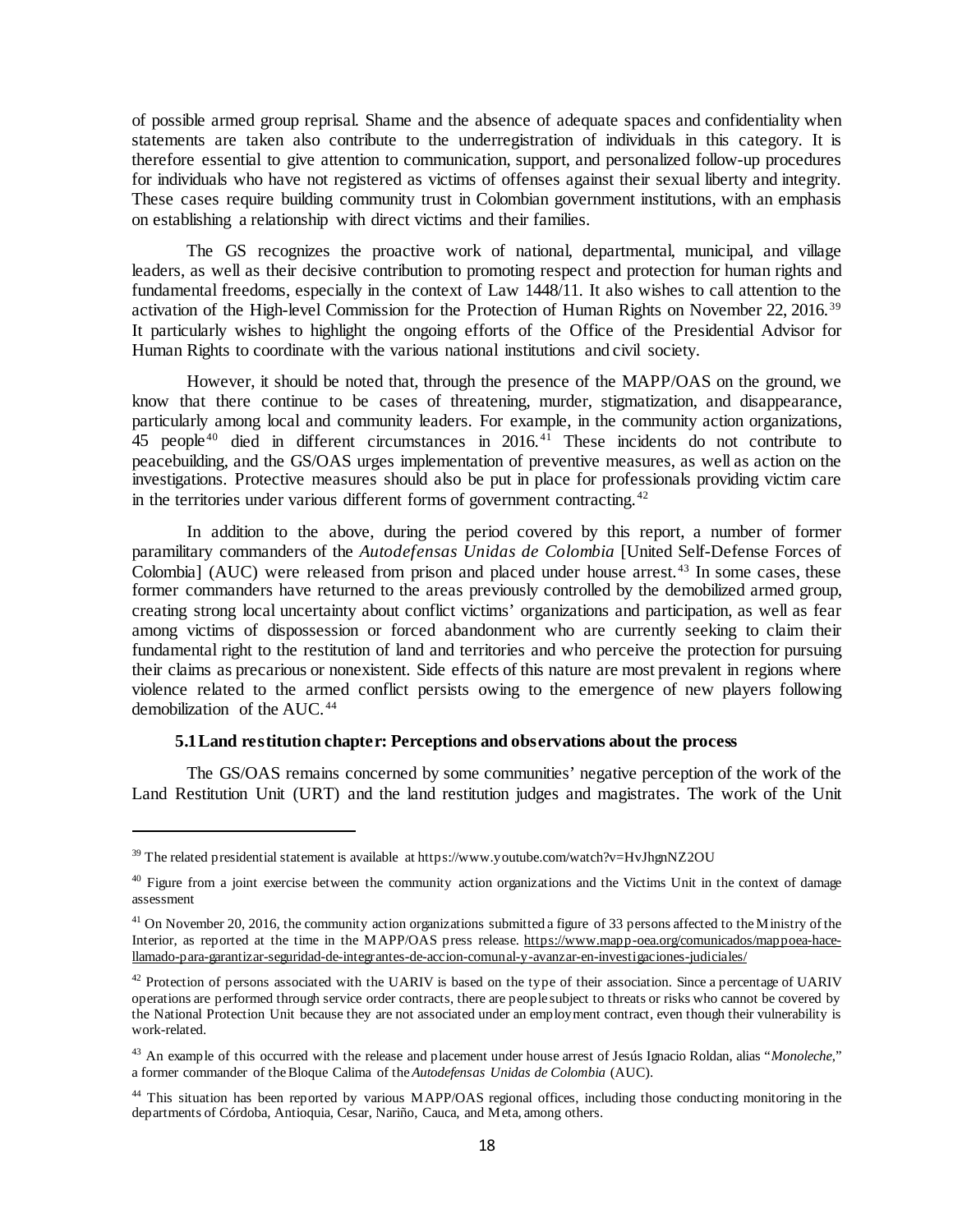of possible armed group reprisal. Shame and the absence of adequate spaces and confidentiality when statements are taken also contribute to the underregistration of individuals in this category. It is therefore essential to give attention to communication, support, and personalized follow-up procedures for individuals who have not registered as victims of offenses against their sexual liberty and integrity. These cases require building community trust in Colombian government institutions, with an emphasis on establishing a relationship with direct victims and their families.

The GS recognizes the proactive work of national, departmental, municipal, and village leaders, as well as their decisive contribution to promoting respect and protection for human rights and fundamental freedoms, especially in the context of Law 1448/11. It also wishes to call attention to the activation of the High-level Commission for the Protection of Human Rights on November 22, 2016.[39] It particularly wishes to highlight the ongoing efforts of the Office of the Presidential Advisor for Human Rights to coordinate with the various national institutions and civil society.

However, it should be noted that, through the presence of the MAPP/OAS on the ground, we know that there continue to be cases of threatening, murder, stigmatization, and disappearance, particularly among local and community leaders. For example, in the community action organizations, 45 people[40] died in different circumstances in 2016.[41] These incidents do not contribute to peacebuilding, and the GS/OAS urges implementation of preventive measures, as well as action on the investigations. Protective measures should also be put in place for professionals providing victim care in the territories under various different forms of government contracting.[42]

In addition to the above, during the period covered by this report, a number of former paramilitary commanders of the *Autodefensas Unidas de Colombia* [United Self-Defense Forces of Colombia] (AUC) were released from prison and placed under house arrest.[43] In some cases, these former commanders have returned to the areas previously controlled by the demobilized armed group, creating strong local uncertainty about conflict victims' organizations and participation, as well as fear among victims of dispossession or forced abandonment who are currently seeking to claim their fundamental right to the restitution of land and territories and who perceive the protection for pursuing their claims as precarious or nonexistent. Side effects of this nature are most prevalent in regions where violence related to the armed conflict persists owing to the emergence of new players following demobilization of the AUC.[44]

### 5.1 Land restitution chapter: Perceptions and observations about the process

The GS/OAS remains concerned by some communities' negative perception of the work of the Land Restitution Unit (URT) and the land restitution judges and magistrates. The work of the Unit

---

[39] The related presidential statement is available at https://www.youtube.com/watch?v=HvJhgnNZ2OU

[40] Figure from a joint exercise between the community action organizations and the Victims Unit in the context of damage assessment

[41] On November 20, 2016, the community action organizations submitted a figure of 33 persons affected to the Ministry of the Interior, as reported at the time in the MAPP/OAS press release. https://www.mapp-oea.org/comunicados/mappoea-hace-llamado-para-garantizar-seguridad-de-integrantes-de-accion-comunal-y-avanzar-en-investigaciones-judiciales/

[42] Protection of persons associated with the UARIV is based on the type of their association. Since a percentage of UARIV operations are performed through service order contracts, there are people subject to threats or risks who cannot be covered by the National Protection Unit because they are not associated under an employment contract, even though their vulnerability is work-related.

[43] An example of this occurred with the release and placement under house arrest of Jesús Ignacio Roldan, alias "*Monoleche*," a former commander of the Bloque Calima of the *Autodefensas Unidas de Colombia* (AUC).

[44] This situation has been reported by various MAPP/OAS regional offices, including those conducting monitoring in the departments of Córdoba, Antioquia, Cesar, Nariño, Cauca, and Meta, among others.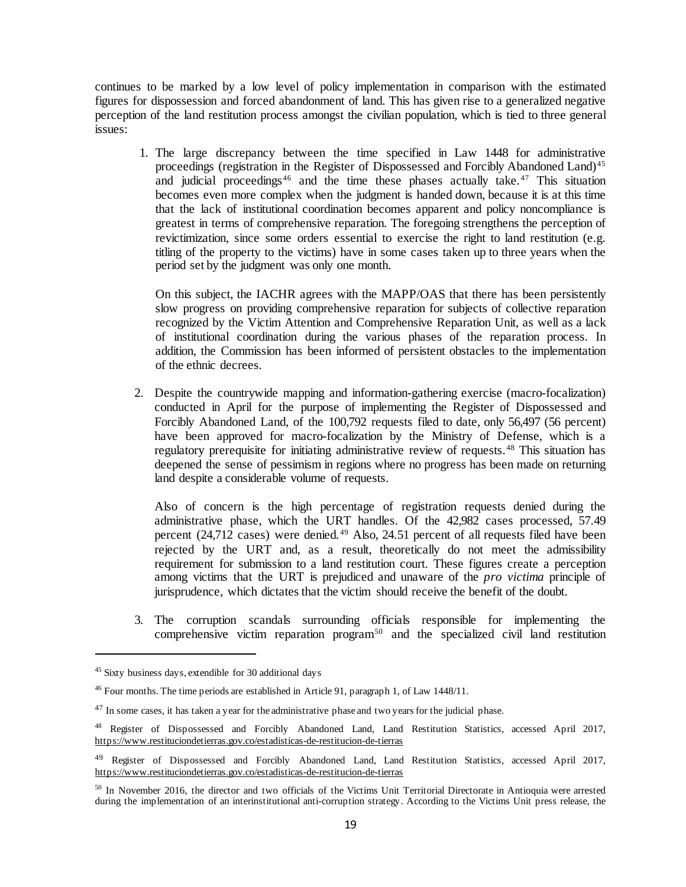continues to be marked by a low level of policy implementation in comparison with the estimated figures for dispossession and forced abandonment of land. This has given rise to a generalized negative perception of the land restitution process amongst the civilian population, which is tied to three general issues:

1. The large discrepancy between the time specified in Law 1448 for administrative proceedings (registration in the Register of Dispossessed and Forcibly Abandoned Land)[45] and judicial proceedings[46] and the time these phases actually take.[47] This situation becomes even more complex when the judgment is handed down, because it is at this time that the lack of institutional coordination becomes apparent and policy noncompliance is greatest in terms of comprehensive reparation. The foregoing strengthens the perception of revictimization, since some orders essential to exercise the right to land restitution (e.g. titling of the property to the victims) have in some cases taken up to three years when the period set by the judgment was only one month.

   On this subject, the IACHR agrees with the MAPP/OAS that there has been persistently slow progress on providing comprehensive reparation for subjects of collective reparation recognized by the Victim Attention and Comprehensive Reparation Unit, as well as a lack of institutional coordination during the various phases of the reparation process. In addition, the Commission has been informed of persistent obstacles to the implementation of the ethnic decrees.

2. Despite the countrywide mapping and information-gathering exercise (macro-focalization) conducted in April for the purpose of implementing the Register of Dispossessed and Forcibly Abandoned Land, of the 100,792 requests filed to date, only 56,497 (56 percent) have been approved for macro-focalization by the Ministry of Defense, which is a regulatory prerequisite for initiating administrative review of requests.[48] This situation has deepened the sense of pessimism in regions where no progress has been made on returning land despite a considerable volume of requests.

   Also of concern is the high percentage of registration requests denied during the administrative phase, which the URT handles. Of the 42,982 cases processed, 57.49 percent (24,712 cases) were denied.[49] Also, 24.51 percent of all requests filed have been rejected by the URT and, as a result, theoretically do not meet the admissibility requirement for submission to a land restitution court. These figures create a perception among victims that the URT is prejudiced and unaware of the *pro victima* principle of jurisprudence, which dictates that the victim should receive the benefit of the doubt.

3. The corruption scandals surrounding officials responsible for implementing the comprehensive victim reparation program[50] and the specialized civil land restitution

---

[45] Sixty business days, extendible for 30 additional days

[46] Four months. The time periods are established in Article 91, paragraph 1, of Law 1448/11.

[47] In some cases, it has taken a year for the administrative phase and two years for the judicial phase.

[48] Register of Dispossessed and Forcibly Abandoned Land, Land Restitution Statistics, accessed April 2017, https://www.restituciondetierras.gov.co/estadisticas-de-restitucion-de-tierras

[49] Register of Dispossessed and Forcibly Abandoned Land, Land Restitution Statistics, accessed April 2017, https://www.restituciondetierras.gov.co/estadisticas-de-restitucion-de-tierras

[50] In November 2016, the director and two officials of the Victims Unit Territorial Directorate in Antioquia were arrested during the implementation of an interinstitutional anti-corruption strategy. According to the Victims Unit press release, the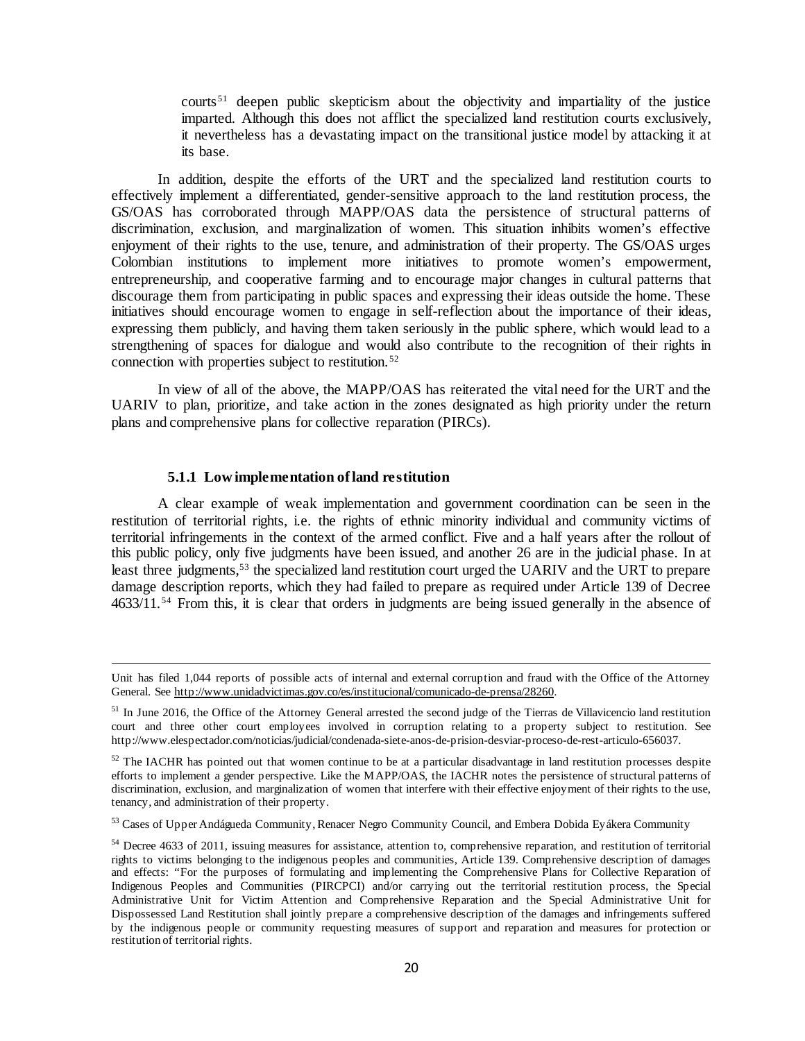courts[51] deepen public skepticism about the objectivity and impartiality of the justice imparted. Although this does not afflict the specialized land restitution courts exclusively, it nevertheless has a devastating impact on the transitional justice model by attacking it at its base.

In addition, despite the efforts of the URT and the specialized land restitution courts to effectively implement a differentiated, gender-sensitive approach to the land restitution process, the GS/OAS has corroborated through MAPP/OAS data the persistence of structural patterns of discrimination, exclusion, and marginalization of women. This situation inhibits women's effective enjoyment of their rights to the use, tenure, and administration of their property. The GS/OAS urges Colombian institutions to implement more initiatives to promote women's empowerment, entrepreneurship, and cooperative farming and to encourage major changes in cultural patterns that discourage them from participating in public spaces and expressing their ideas outside the home. These initiatives should encourage women to engage in self-reflection about the importance of their ideas, expressing them publicly, and having them taken seriously in the public sphere, which would lead to a strengthening of spaces for dialogue and would also contribute to the recognition of their rights in connection with properties subject to restitution.[52]

In view of all of the above, the MAPP/OAS has reiterated the vital need for the URT and the UARIV to plan, prioritize, and take action in the zones designated as high priority under the return plans and comprehensive plans for collective reparation (PIRCs).

### 5.1.1 Low implementation of land restitution

A clear example of weak implementation and government coordination can be seen in the restitution of territorial rights, i.e. the rights of ethnic minority individual and community victims of territorial infringements in the context of the armed conflict. Five and a half years after the rollout of this public policy, only five judgments have been issued, and another 26 are in the judicial phase. In at least three judgments,[53] the specialized land restitution court urged the UARIV and the URT to prepare damage description reports, which they had failed to prepare as required under Article 139 of Decree 4633/11.[54] From this, it is clear that orders in judgments are being issued generally in the absence of

---

Unit has filed 1,044 reports of possible acts of internal and external corruption and fraud with the Office of the Attorney General. See http://www.unidadvictimas.gov.co/es/institucional/comunicado-de-prensa/28260.

[51] In June 2016, the Office of the Attorney General arrested the second judge of the Tierras de Villavicencio land restitution court and three other court employees involved in corruption relating to a property subject to restitution. See http://www.elespectador.com/noticias/judicial/condenada-siete-anos-de-prision-desviar-proceso-de-rest-articulo-656037.

[52] The IACHR has pointed out that women continue to be at a particular disadvantage in land restitution processes despite efforts to implement a gender perspective. Like the MAPP/OAS, the IACHR notes the persistence of structural patterns of discrimination, exclusion, and marginalization of women that interfere with their effective enjoyment of their rights to the use, tenancy, and administration of their property.

[53] Cases of Upper Andágueda Community, Renacer Negro Community Council, and Embera Dobida Eyákera Community

[54] Decree 4633 of 2011, issuing measures for assistance, attention to, comprehensive reparation, and restitution of territorial rights to victims belonging to the indigenous peoples and communities, Article 139. Comprehensive description of damages and effects: "For the purposes of formulating and implementing the Comprehensive Plans for Collective Reparation of Indigenous Peoples and Communities (PIRCPCI) and/or carrying out the territorial restitution process, the Special Administrative Unit for Victim Attention and Comprehensive Reparation and the Special Administrative Unit for Dispossessed Land Restitution shall jointly prepare a comprehensive description of the damages and infringements suffered by the indigenous people or community requesting measures of support and reparation and measures for protection or restitution of territorial rights.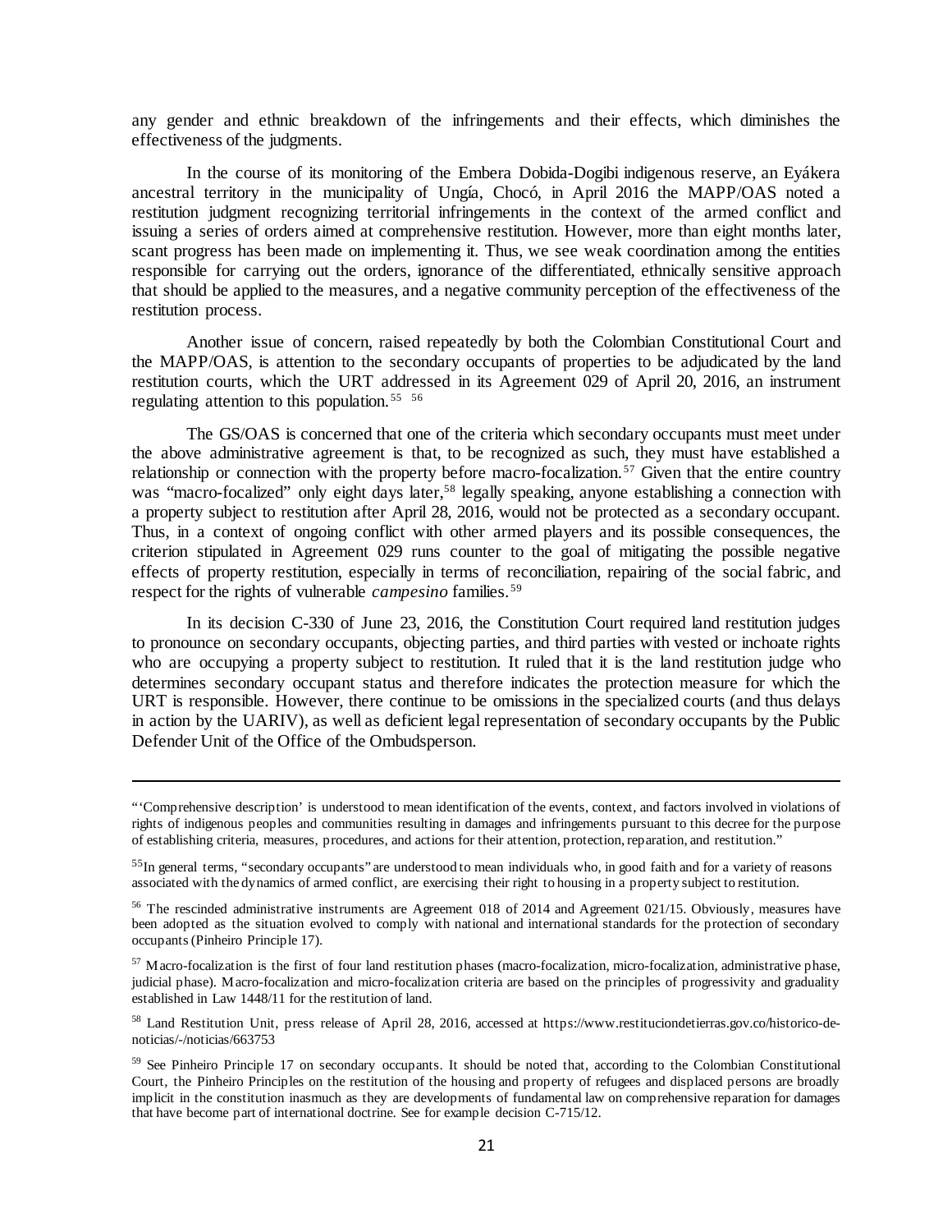any gender and ethnic breakdown of the infringements and their effects, which diminishes the effectiveness of the judgments.

In the course of its monitoring of the Embera Dobida-Dogibi indigenous reserve, an Eyákera ancestral territory in the municipality of Ungía, Chocó, in April 2016 the MAPP/OAS noted a restitution judgment recognizing territorial infringements in the context of the armed conflict and issuing a series of orders aimed at comprehensive restitution. However, more than eight months later, scant progress has been made on implementing it. Thus, we see weak coordination among the entities responsible for carrying out the orders, ignorance of the differentiated, ethnically sensitive approach that should be applied to the measures, and a negative community perception of the effectiveness of the restitution process.

Another issue of concern, raised repeatedly by both the Colombian Constitutional Court and the MAPP/OAS, is attention to the secondary occupants of properties to be adjudicated by the land restitution courts, which the URT addressed in its Agreement 029 of April 20, 2016, an instrument regulating attention to this population.[55] [56]

The GS/OAS is concerned that one of the criteria which secondary occupants must meet under the above administrative agreement is that, to be recognized as such, they must have established a relationship or connection with the property before macro-focalization.[57] Given that the entire country was "macro-focalized" only eight days later,[58] legally speaking, anyone establishing a connection with a property subject to restitution after April 28, 2016, would not be protected as a secondary occupant. Thus, in a context of ongoing conflict with other armed players and its possible consequences, the criterion stipulated in Agreement 029 runs counter to the goal of mitigating the possible negative effects of property restitution, especially in terms of reconciliation, repairing of the social fabric, and respect for the rights of vulnerable *campesino* families.[59]

In its decision C-330 of June 23, 2016, the Constitution Court required land restitution judges to pronounce on secondary occupants, objecting parties, and third parties with vested or inchoate rights who are occupying a property subject to restitution. It ruled that it is the land restitution judge who determines secondary occupant status and therefore indicates the protection measure for which the URT is responsible. However, there continue to be omissions in the specialized courts (and thus delays in action by the UARIV), as well as deficient legal representation of secondary occupants by the Public Defender Unit of the Office of the Ombudsperson.

---

"'Comprehensive description' is understood to mean identification of the events, context, and factors involved in violations of rights of indigenous peoples and communities resulting in damages and infringements pursuant to this decree for the purpose of establishing criteria, measures, procedures, and actions for their attention, protection, reparation, and restitution."

[55] In general terms, "secondary occupants" are understood to mean individuals who, in good faith and for a variety of reasons associated with the dynamics of armed conflict, are exercising their right to housing in a property subject to restitution.

[56] The rescinded administrative instruments are Agreement 018 of 2014 and Agreement 021/15. Obviously, measures have been adopted as the situation evolved to comply with national and international standards for the protection of secondary occupants (Pinheiro Principle 17).

[57] Macro-focalization is the first of four land restitution phases (macro-focalization, micro-focalization, administrative phase, judicial phase). Macro-focalization and micro-focalization criteria are based on the principles of progressivity and graduality established in Law 1448/11 for the restitution of land.

[58] Land Restitution Unit, press release of April 28, 2016, accessed at https://www.restituciondetierras.gov.co/historico-de-noticias/-/noticias/663753

[59] See Pinheiro Principle 17 on secondary occupants. It should be noted that, according to the Colombian Constitutional Court, the Pinheiro Principles on the restitution of the housing and property of refugees and displaced persons are broadly implicit in the constitution inasmuch as they are developments of fundamental law on comprehensive reparation for damages that have become part of international doctrine. See for example decision C-715/12.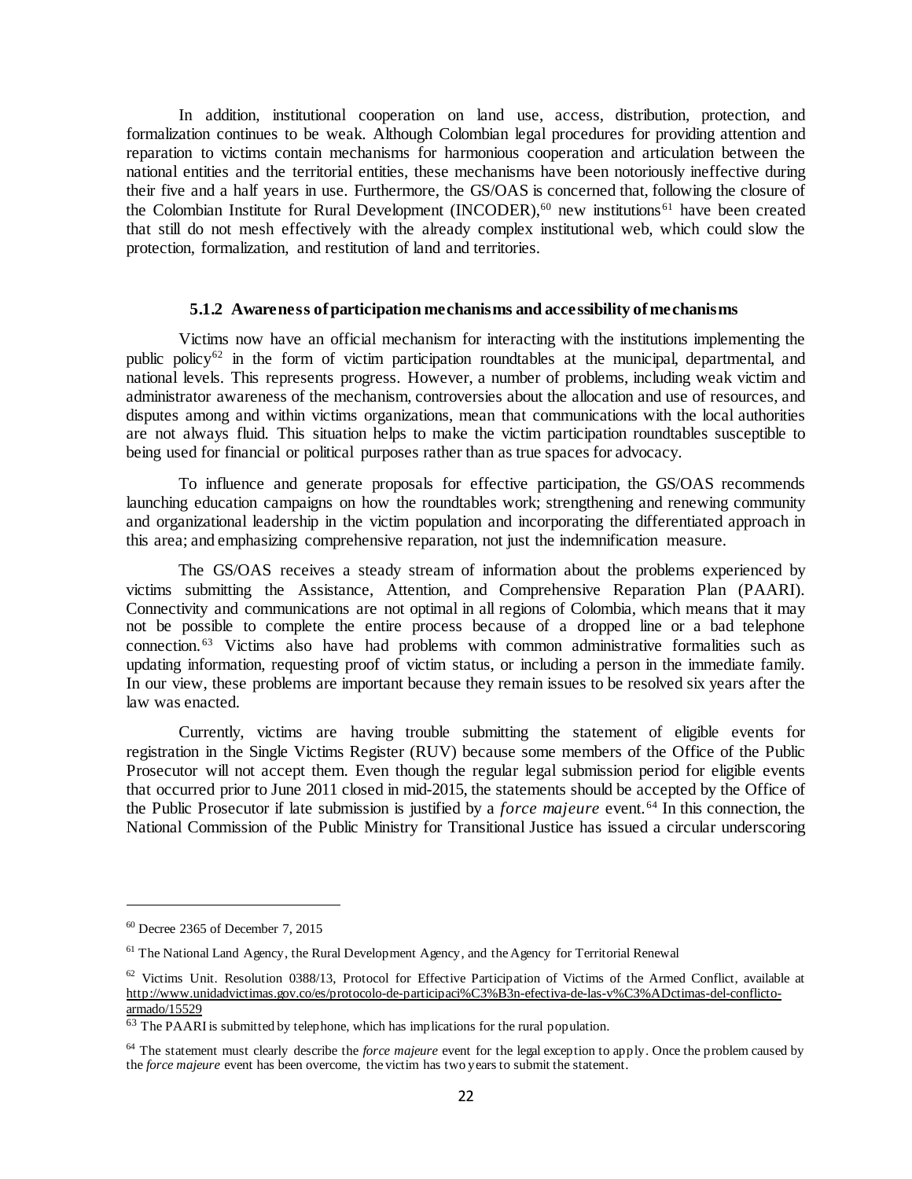In addition, institutional cooperation on land use, access, distribution, protection, and formalization continues to be weak. Although Colombian legal procedures for providing attention and reparation to victims contain mechanisms for harmonious cooperation and articulation between the national entities and the territorial entities, these mechanisms have been notoriously ineffective during their five and a half years in use. Furthermore, the GS/OAS is concerned that, following the closure of the Colombian Institute for Rural Development (INCODER),[60] new institutions[61] have been created that still do not mesh effectively with the already complex institutional web, which could slow the protection, formalization, and restitution of land and territories.

### 5.1.2 Awareness of participation mechanisms and accessibility of mechanisms

Victims now have an official mechanism for interacting with the institutions implementing the public policy[62] in the form of victim participation roundtables at the municipal, departmental, and national levels. This represents progress. However, a number of problems, including weak victim and administrator awareness of the mechanism, controversies about the allocation and use of resources, and disputes among and within victims organizations, mean that communications with the local authorities are not always fluid. This situation helps to make the victim participation roundtables susceptible to being used for financial or political purposes rather than as true spaces for advocacy.

To influence and generate proposals for effective participation, the GS/OAS recommends launching education campaigns on how the roundtables work; strengthening and renewing community and organizational leadership in the victim population and incorporating the differentiated approach in this area; and emphasizing comprehensive reparation, not just the indemnification measure.

The GS/OAS receives a steady stream of information about the problems experienced by victims submitting the Assistance, Attention, and Comprehensive Reparation Plan (PAARI). Connectivity and communications are not optimal in all regions of Colombia, which means that it may not be possible to complete the entire process because of a dropped line or a bad telephone connection.[63] Victims also have had problems with common administrative formalities such as updating information, requesting proof of victim status, or including a person in the immediate family. In our view, these problems are important because they remain issues to be resolved six years after the law was enacted.

Currently, victims are having trouble submitting the statement of eligible events for registration in the Single Victims Register (RUV) because some members of the Office of the Public Prosecutor will not accept them. Even though the regular legal submission period for eligible events that occurred prior to June 2011 closed in mid-2015, the statements should be accepted by the Office of the Public Prosecutor if late submission is justified by a *force majeure* event.[64] In this connection, the National Commission of the Public Ministry for Transitional Justice has issued a circular underscoring

---

[60] Decree 2365 of December 7, 2015

[61] The National Land Agency, the Rural Development Agency, and the Agency for Territorial Renewal

[62] Victims Unit. Resolution 0388/13, Protocol for Effective Participation of Victims of the Armed Conflict, available at http://www.unidadvictimas.gov.co/es/protocolo-de-participaci%C3%B3n-efectiva-de-las-v%C3%ADctimas-del-conflicto-armado/15529

[63] The PAARI is submitted by telephone, which has implications for the rural population.

[64] The statement must clearly describe the *force majeure* event for the legal exception to apply. Once the problem caused by the *force majeure* event has been overcome, the victim has two years to submit the statement.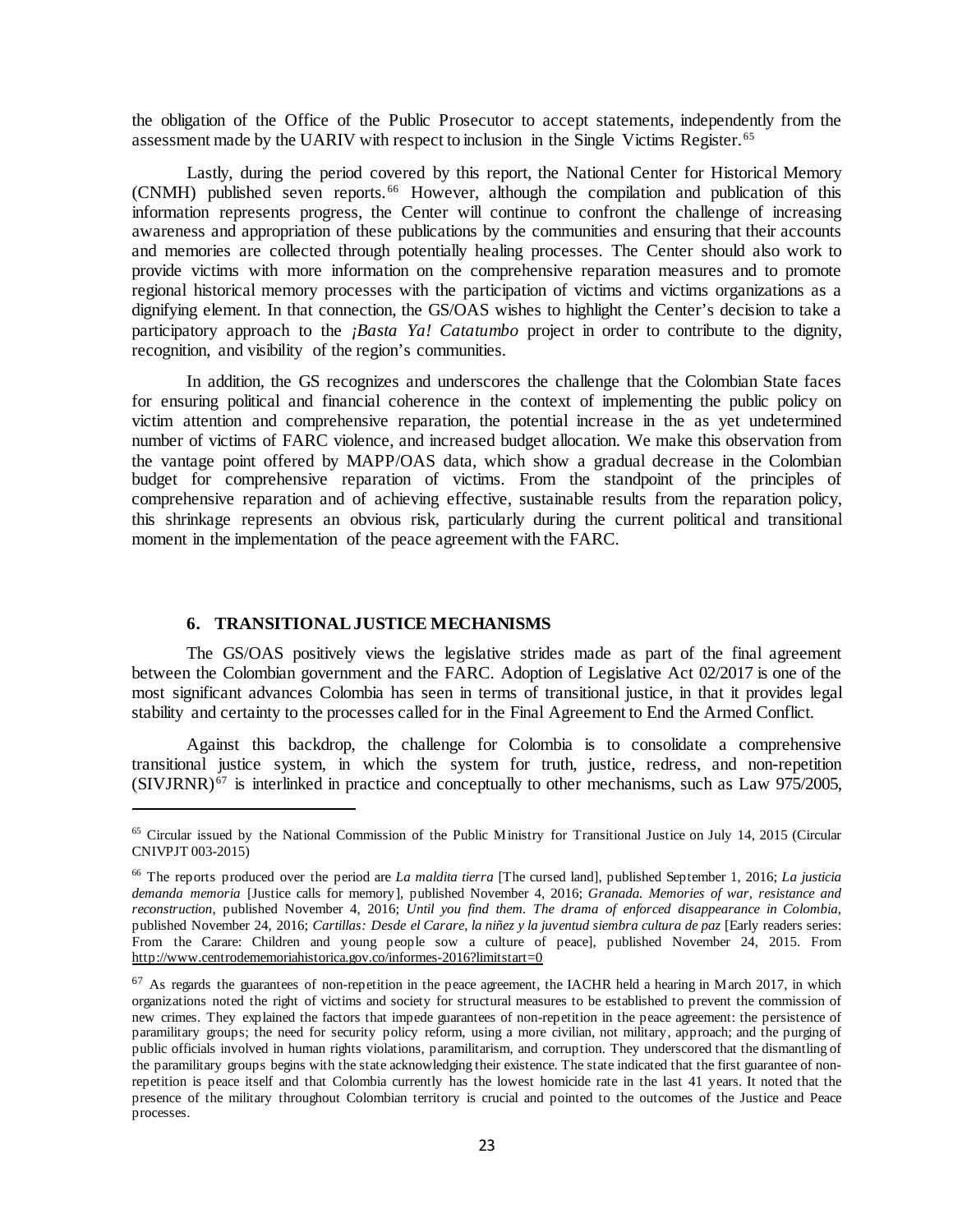the obligation of the Office of the Public Prosecutor to accept statements, independently from the assessment made by the UARIV with respect to inclusion in the Single Victims Register.[65]

Lastly, during the period covered by this report, the National Center for Historical Memory (CNMH) published seven reports.[66] However, although the compilation and publication of this information represents progress, the Center will continue to confront the challenge of increasing awareness and appropriation of these publications by the communities and ensuring that their accounts and memories are collected through potentially healing processes. The Center should also work to provide victims with more information on the comprehensive reparation measures and to promote regional historical memory processes with the participation of victims and victims organizations as a dignifying element. In that connection, the GS/OAS wishes to highlight the Center's decision to take a participatory approach to the *¡Basta Ya! Catatumbo* project in order to contribute to the dignity, recognition, and visibility of the region's communities.

In addition, the GS recognizes and underscores the challenge that the Colombian State faces for ensuring political and financial coherence in the context of implementing the public policy on victim attention and comprehensive reparation, the potential increase in the as yet undetermined number of victims of FARC violence, and increased budget allocation. We make this observation from the vantage point offered by MAPP/OAS data, which show a gradual decrease in the Colombian budget for comprehensive reparation of victims. From the standpoint of the principles of comprehensive reparation and of achieving effective, sustainable results from the reparation policy, this shrinkage represents an obvious risk, particularly during the current political and transitional moment in the implementation of the peace agreement with the FARC.

## 6. TRANSITIONAL JUSTICE MECHANISMS

The GS/OAS positively views the legislative strides made as part of the final agreement between the Colombian government and the FARC. Adoption of Legislative Act 02/2017 is one of the most significant advances Colombia has seen in terms of transitional justice, in that it provides legal stability and certainty to the processes called for in the Final Agreement to End the Armed Conflict.

Against this backdrop, the challenge for Colombia is to consolidate a comprehensive transitional justice system, in which the system for truth, justice, redress, and non-repetition (SIVJRNR)[67] is interlinked in practice and conceptually to other mechanisms, such as Law 975/2005,

---

[65] Circular issued by the National Commission of the Public Ministry for Transitional Justice on July 14, 2015 (Circular CNIVPJT 003-2015)

[66] The reports produced over the period are *La maldita tierra* [The cursed land], published September 1, 2016; *La justicia demanda memoria* [Justice calls for memory], published November 4, 2016; *Granada. Memories of war, resistance and reconstruction*, published November 4, 2016; *Until you find them. The drama of enforced disappearance in Colombia*, published November 24, 2016; *Cartillas: Desde el Carare, la niñez y la juventud siembra cultura de paz* [Early readers series: From the Carare: Children and young people sow a culture of peace], published November 24, 2015. From http://www.centrodememoriahistorica.gov.co/informes-2016?limitstart=0

[67] As regards the guarantees of non-repetition in the peace agreement, the IACHR held a hearing in March 2017, in which organizations noted the right of victims and society for structural measures to be established to prevent the commission of new crimes. They explained the factors that impede guarantees of non-repetition in the peace agreement: the persistence of paramilitary groups; the need for security policy reform, using a more civilian, not military, approach; and the purging of public officials involved in human rights violations, paramilitarism, and corruption. They underscored that the dismantling of the paramilitary groups begins with the state acknowledging their existence. The state indicated that the first guarantee of non-repetition is peace itself and that Colombia currently has the lowest homicide rate in the last 41 years. It noted that the presence of the military throughout Colombian territory is crucial and pointed to the outcomes of the Justice and Peace processes.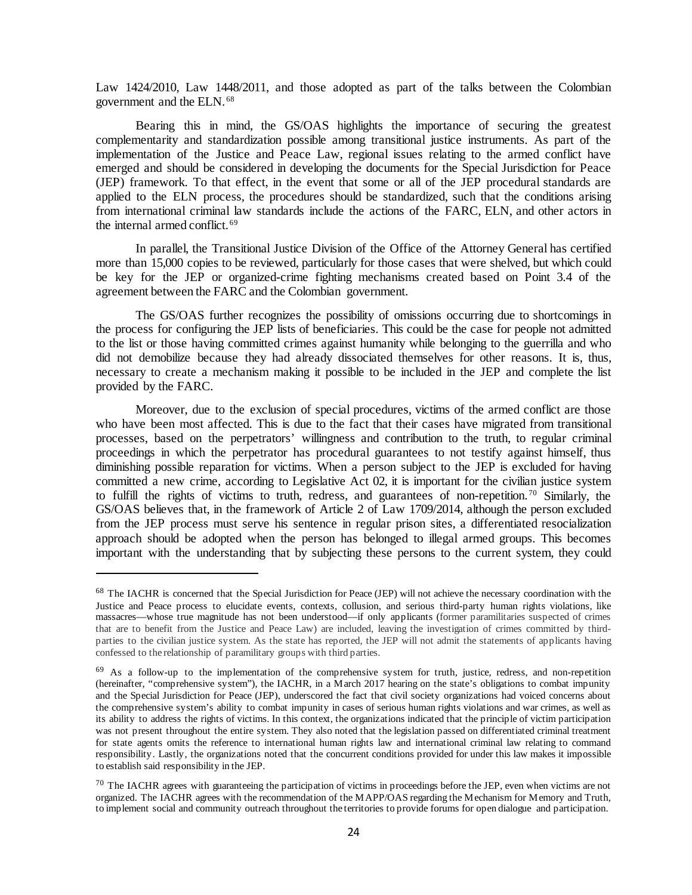Law 1424/2010, Law 1448/2011, and those adopted as part of the talks between the Colombian government and the ELN.[68]

Bearing this in mind, the GS/OAS highlights the importance of securing the greatest complementarity and standardization possible among transitional justice instruments. As part of the implementation of the Justice and Peace Law, regional issues relating to the armed conflict have emerged and should be considered in developing the documents for the Special Jurisdiction for Peace (JEP) framework. To that effect, in the event that some or all of the JEP procedural standards are applied to the ELN process, the procedures should be standardized, such that the conditions arising from international criminal law standards include the actions of the FARC, ELN, and other actors in the internal armed conflict.[69]

In parallel, the Transitional Justice Division of the Office of the Attorney General has certified more than 15,000 copies to be reviewed, particularly for those cases that were shelved, but which could be key for the JEP or organized-crime fighting mechanisms created based on Point 3.4 of the agreement between the FARC and the Colombian government.

The GS/OAS further recognizes the possibility of omissions occurring due to shortcomings in the process for configuring the JEP lists of beneficiaries. This could be the case for people not admitted to the list or those having committed crimes against humanity while belonging to the guerrilla and who did not demobilize because they had already dissociated themselves for other reasons. It is, thus, necessary to create a mechanism making it possible to be included in the JEP and complete the list provided by the FARC.

Moreover, due to the exclusion of special procedures, victims of the armed conflict are those who have been most affected. This is due to the fact that their cases have migrated from transitional processes, based on the perpetrators' willingness and contribution to the truth, to regular criminal proceedings in which the perpetrator has procedural guarantees to not testify against himself, thus diminishing possible reparation for victims. When a person subject to the JEP is excluded for having committed a new crime, according to Legislative Act 02, it is important for the civilian justice system to fulfill the rights of victims to truth, redress, and guarantees of non-repetition.[70] Similarly, the GS/OAS believes that, in the framework of Article 2 of Law 1709/2014, although the person excluded from the JEP process must serve his sentence in regular prison sites, a differentiated resocialization approach should be adopted when the person has belonged to illegal armed groups. This becomes important with the understanding that by subjecting these persons to the current system, they could

---

[68] The IACHR is concerned that the Special Jurisdiction for Peace (JEP) will not achieve the necessary coordination with the Justice and Peace process to elucidate events, contexts, collusion, and serious third-party human rights violations, like massacres—whose true magnitude has not been understood—if only applicants (former paramilitaries suspected of crimes that are to benefit from the Justice and Peace Law) are included, leaving the investigation of crimes committed by third-parties to the civilian justice system. As the state has reported, the JEP will not admit the statements of applicants having confessed to the relationship of paramilitary groups with third parties.

[69] As a follow-up to the implementation of the comprehensive system for truth, justice, redress, and non-repetition (hereinafter, "comprehensive system"), the IACHR, in a March 2017 hearing on the state's obligations to combat impunity and the Special Jurisdiction for Peace (JEP), underscored the fact that civil society organizations had voiced concerns about the comprehensive system's ability to combat impunity in cases of serious human rights violations and war crimes, as well as its ability to address the rights of victims. In this context, the organizations indicated that the principle of victim participation was not present throughout the entire system. They also noted that the legislation passed on differentiated criminal treatment for state agents omits the reference to international human rights law and international criminal law relating to command responsibility. Lastly, the organizations noted that the concurrent conditions provided for under this law makes it impossible to establish said responsibility in the JEP.

[70] The IACHR agrees with guaranteeing the participation of victims in proceedings before the JEP, even when victims are not organized. The IACHR agrees with the recommendation of the MAPP/OAS regarding the Mechanism for Memory and Truth, to implement social and community outreach throughout the territories to provide forums for open dialogue and participation.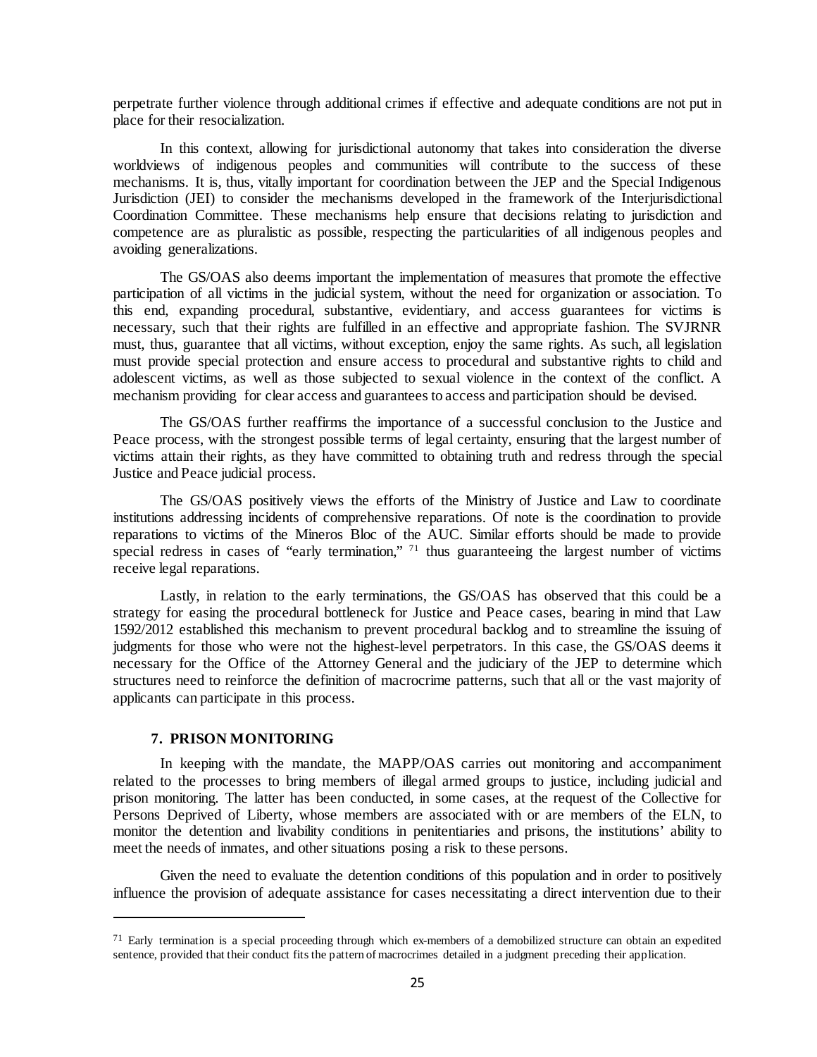perpetrate further violence through additional crimes if effective and adequate conditions are not put in place for their resocialization.

In this context, allowing for jurisdictional autonomy that takes into consideration the diverse worldviews of indigenous peoples and communities will contribute to the success of these mechanisms. It is, thus, vitally important for coordination between the JEP and the Special Indigenous Jurisdiction (JEI) to consider the mechanisms developed in the framework of the Interjurisdictional Coordination Committee. These mechanisms help ensure that decisions relating to jurisdiction and competence are as pluralistic as possible, respecting the particularities of all indigenous peoples and avoiding generalizations.

The GS/OAS also deems important the implementation of measures that promote the effective participation of all victims in the judicial system, without the need for organization or association. To this end, expanding procedural, substantive, evidentiary, and access guarantees for victims is necessary, such that their rights are fulfilled in an effective and appropriate fashion. The SVJRNR must, thus, guarantee that all victims, without exception, enjoy the same rights. As such, all legislation must provide special protection and ensure access to procedural and substantive rights to child and adolescent victims, as well as those subjected to sexual violence in the context of the conflict. A mechanism providing for clear access and guarantees to access and participation should be devised.

The GS/OAS further reaffirms the importance of a successful conclusion to the Justice and Peace process, with the strongest possible terms of legal certainty, ensuring that the largest number of victims attain their rights, as they have committed to obtaining truth and redress through the special Justice and Peace judicial process.

The GS/OAS positively views the efforts of the Ministry of Justice and Law to coordinate institutions addressing incidents of comprehensive reparations. Of note is the coordination to provide reparations to victims of the Mineros Bloc of the AUC. Similar efforts should be made to provide special redress in cases of "early termination," [71] thus guaranteeing the largest number of victims receive legal reparations.

Lastly, in relation to the early terminations, the GS/OAS has observed that this could be a strategy for easing the procedural bottleneck for Justice and Peace cases, bearing in mind that Law 1592/2012 established this mechanism to prevent procedural backlog and to streamline the issuing of judgments for those who were not the highest-level perpetrators. In this case, the GS/OAS deems it necessary for the Office of the Attorney General and the judiciary of the JEP to determine which structures need to reinforce the definition of macrocrime patterns, such that all or the vast majority of applicants can participate in this process.

## 7. PRISON MONITORING

In keeping with the mandate, the MAPP/OAS carries out monitoring and accompaniment related to the processes to bring members of illegal armed groups to justice, including judicial and prison monitoring. The latter has been conducted, in some cases, at the request of the Collective for Persons Deprived of Liberty, whose members are associated with or are members of the ELN, to monitor the detention and livability conditions in penitentiaries and prisons, the institutions' ability to meet the needs of inmates, and other situations posing a risk to these persons.

Given the need to evaluate the detention conditions of this population and in order to positively influence the provision of adequate assistance for cases necessitating a direct intervention due to their

---

[71] Early termination is a special proceeding through which ex-members of a demobilized structure can obtain an expedited sentence, provided that their conduct fits the pattern of macrocrimes detailed in a judgment preceding their application.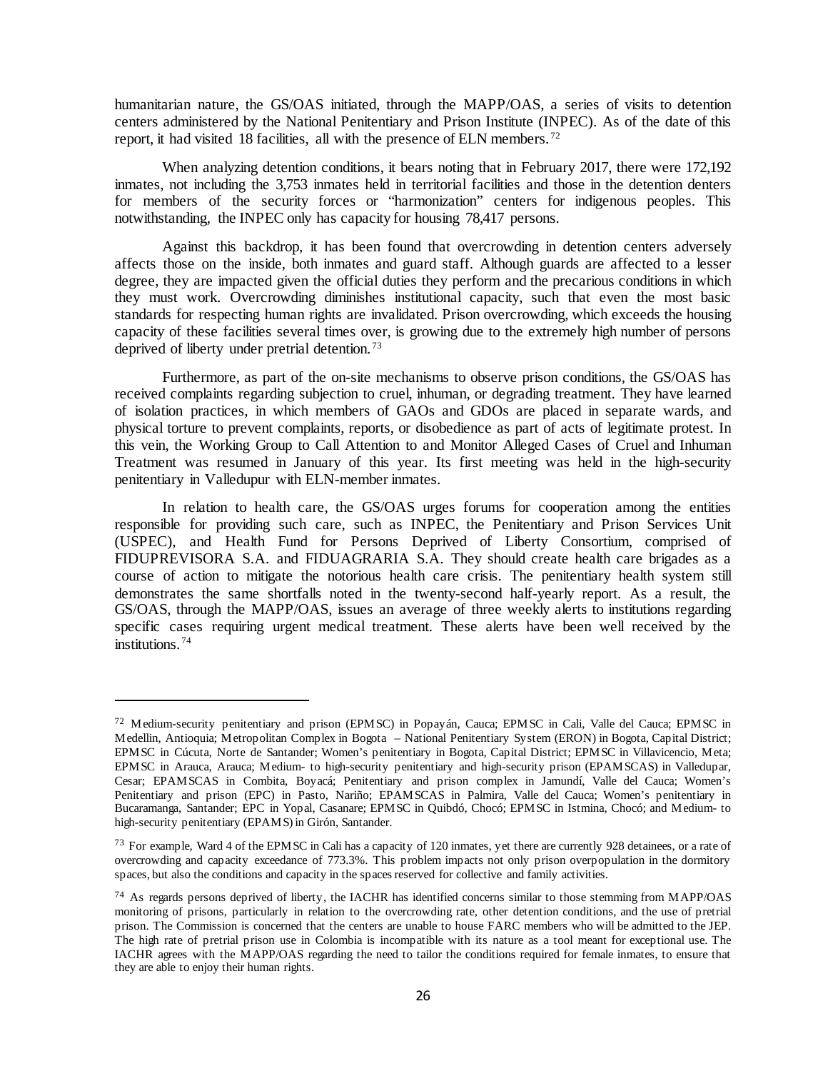humanitarian nature, the GS/OAS initiated, through the MAPP/OAS, a series of visits to detention centers administered by the National Penitentiary and Prison Institute (INPEC). As of the date of this report, it had visited 18 facilities, all with the presence of ELN members.[72]

When analyzing detention conditions, it bears noting that in February 2017, there were 172,192 inmates, not including the 3,753 inmates held in territorial facilities and those in the detention denters for members of the security forces or "harmonization" centers for indigenous peoples. This notwithstanding, the INPEC only has capacity for housing 78,417 persons.

Against this backdrop, it has been found that overcrowding in detention centers adversely affects those on the inside, both inmates and guard staff. Although guards are affected to a lesser degree, they are impacted given the official duties they perform and the precarious conditions in which they must work. Overcrowding diminishes institutional capacity, such that even the most basic standards for respecting human rights are invalidated. Prison overcrowding, which exceeds the housing capacity of these facilities several times over, is growing due to the extremely high number of persons deprived of liberty under pretrial detention.[73]

Furthermore, as part of the on-site mechanisms to observe prison conditions, the GS/OAS has received complaints regarding subjection to cruel, inhuman, or degrading treatment. They have learned of isolation practices, in which members of GAOs and GDOs are placed in separate wards, and physical torture to prevent complaints, reports, or disobedience as part of acts of legitimate protest. In this vein, the Working Group to Call Attention to and Monitor Alleged Cases of Cruel and Inhuman Treatment was resumed in January of this year. Its first meeting was held in the high-security penitentiary in Valledupur with ELN-member inmates.

In relation to health care, the GS/OAS urges forums for cooperation among the entities responsible for providing such care, such as INPEC, the Penitentiary and Prison Services Unit (USPEC), and Health Fund for Persons Deprived of Liberty Consortium, comprised of FIDUPREVISORA S.A. and FIDUAGRARIA S.A. They should create health care brigades as a course of action to mitigate the notorious health care crisis. The penitentiary health system still demonstrates the same shortfalls noted in the twenty-second half-yearly report. As a result, the GS/OAS, through the MAPP/OAS, issues an average of three weekly alerts to institutions regarding specific cases requiring urgent medical treatment. These alerts have been well received by the institutions.[74]

---

[72] Medium-security penitentiary and prison (EPMSC) in Popayán, Cauca; EPMSC in Cali, Valle del Cauca; EPMSC in Medellin, Antioquia; Metropolitan Complex in Bogota – National Penitentiary System (ERON) in Bogota, Capital District; EPMSC in Cúcuta, Norte de Santander; Women's penitentiary in Bogota, Capital District; EPMSC in Villavicencio, Meta; EPMSC in Arauca, Arauca; Medium- to high-security penitentiary and high-security prison (EPAMSCAS) in Valledupar, Cesar; EPAMSCAS in Combita, Boyacá; Penitentiary and prison complex in Jamundí, Valle del Cauca; Women's Penitentiary and prison (EPC) in Pasto, Nariño; EPAMSCAS in Palmira, Valle del Cauca; Women's penitentiary in Bucaramanga, Santander; EPC in Yopal, Casanare; EPMSC in Quibdó, Chocó; EPMSC in Istmina, Chocó; and Medium- to high-security penitentiary (EPAMS) in Girón, Santander.

[73] For example, Ward 4 of the EPMSC in Cali has a capacity of 120 inmates, yet there are currently 928 detainees, or a rate of overcrowding and capacity exceedance of 773.3%. This problem impacts not only prison overpopulation in the dormitory spaces, but also the conditions and capacity in the spaces reserved for collective and family activities.

[74] As regards persons deprived of liberty, the IACHR has identified concerns similar to those stemming from MAPP/OAS monitoring of prisons, particularly in relation to the overcrowding rate, other detention conditions, and the use of pretrial prison. The Commission is concerned that the centers are unable to house FARC members who will be admitted to the JEP. The high rate of pretrial prison use in Colombia is incompatible with its nature as a tool meant for exceptional use. The IACHR agrees with the MAPP/OAS regarding the need to tailor the conditions required for female inmates, to ensure that they are able to enjoy their human rights.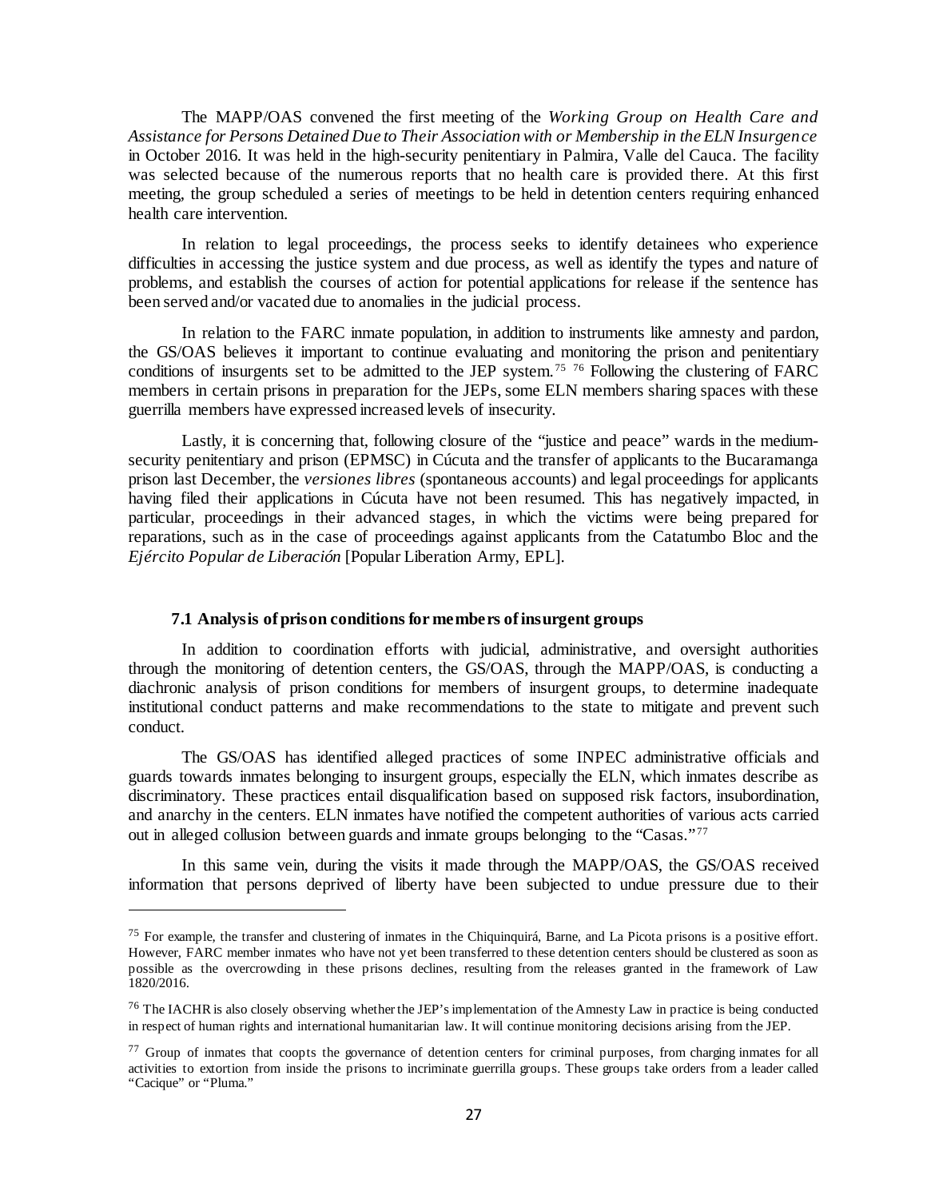The MAPP/OAS convened the first meeting of the *Working Group on Health Care and Assistance for Persons Detained Due to Their Association with or Membership in the ELN Insurgence* in October 2016. It was held in the high-security penitentiary in Palmira, Valle del Cauca. The facility was selected because of the numerous reports that no health care is provided there. At this first meeting, the group scheduled a series of meetings to be held in detention centers requiring enhanced health care intervention.

In relation to legal proceedings, the process seeks to identify detainees who experience difficulties in accessing the justice system and due process, as well as identify the types and nature of problems, and establish the courses of action for potential applications for release if the sentence has been served and/or vacated due to anomalies in the judicial process.

In relation to the FARC inmate population, in addition to instruments like amnesty and pardon, the GS/OAS believes it important to continue evaluating and monitoring the prison and penitentiary conditions of insurgents set to be admitted to the JEP system.[75] [76] Following the clustering of FARC members in certain prisons in preparation for the JEPs, some ELN members sharing spaces with these guerrilla members have expressed increased levels of insecurity.

Lastly, it is concerning that, following closure of the "justice and peace" wards in the medium-security penitentiary and prison (EPMSC) in Cúcuta and the transfer of applicants to the Bucaramanga prison last December, the *versiones libres* (spontaneous accounts) and legal proceedings for applicants having filed their applications in Cúcuta have not been resumed. This has negatively impacted, in particular, proceedings in their advanced stages, in which the victims were being prepared for reparations, such as in the case of proceedings against applicants from the Catatumbo Bloc and the *Ejército Popular de Liberación* [Popular Liberation Army, EPL].

### 7.1 Analysis of prison conditions for members of insurgent groups

In addition to coordination efforts with judicial, administrative, and oversight authorities through the monitoring of detention centers, the GS/OAS, through the MAPP/OAS, is conducting a diachronic analysis of prison conditions for members of insurgent groups, to determine inadequate institutional conduct patterns and make recommendations to the state to mitigate and prevent such conduct.

The GS/OAS has identified alleged practices of some INPEC administrative officials and guards towards inmates belonging to insurgent groups, especially the ELN, which inmates describe as discriminatory. These practices entail disqualification based on supposed risk factors, insubordination, and anarchy in the centers. ELN inmates have notified the competent authorities of various acts carried out in alleged collusion between guards and inmate groups belonging to the "Casas."[77]

In this same vein, during the visits it made through the MAPP/OAS, the GS/OAS received information that persons deprived of liberty have been subjected to undue pressure due to their

---

[75] For example, the transfer and clustering of inmates in the Chiquinquirá, Barne, and La Picota prisons is a positive effort. However, FARC member inmates who have not yet been transferred to these detention centers should be clustered as soon as possible as the overcrowding in these prisons declines, resulting from the releases granted in the framework of Law 1820/2016.

[76] The IACHR is also closely observing whether the JEP's implementation of the Amnesty Law in practice is being conducted in respect of human rights and international humanitarian law. It will continue monitoring decisions arising from the JEP.

[77] Group of inmates that coopts the governance of detention centers for criminal purposes, from charging inmates for all activities to extortion from inside the prisons to incriminate guerrilla groups. These groups take orders from a leader called "Cacique" or "Pluma."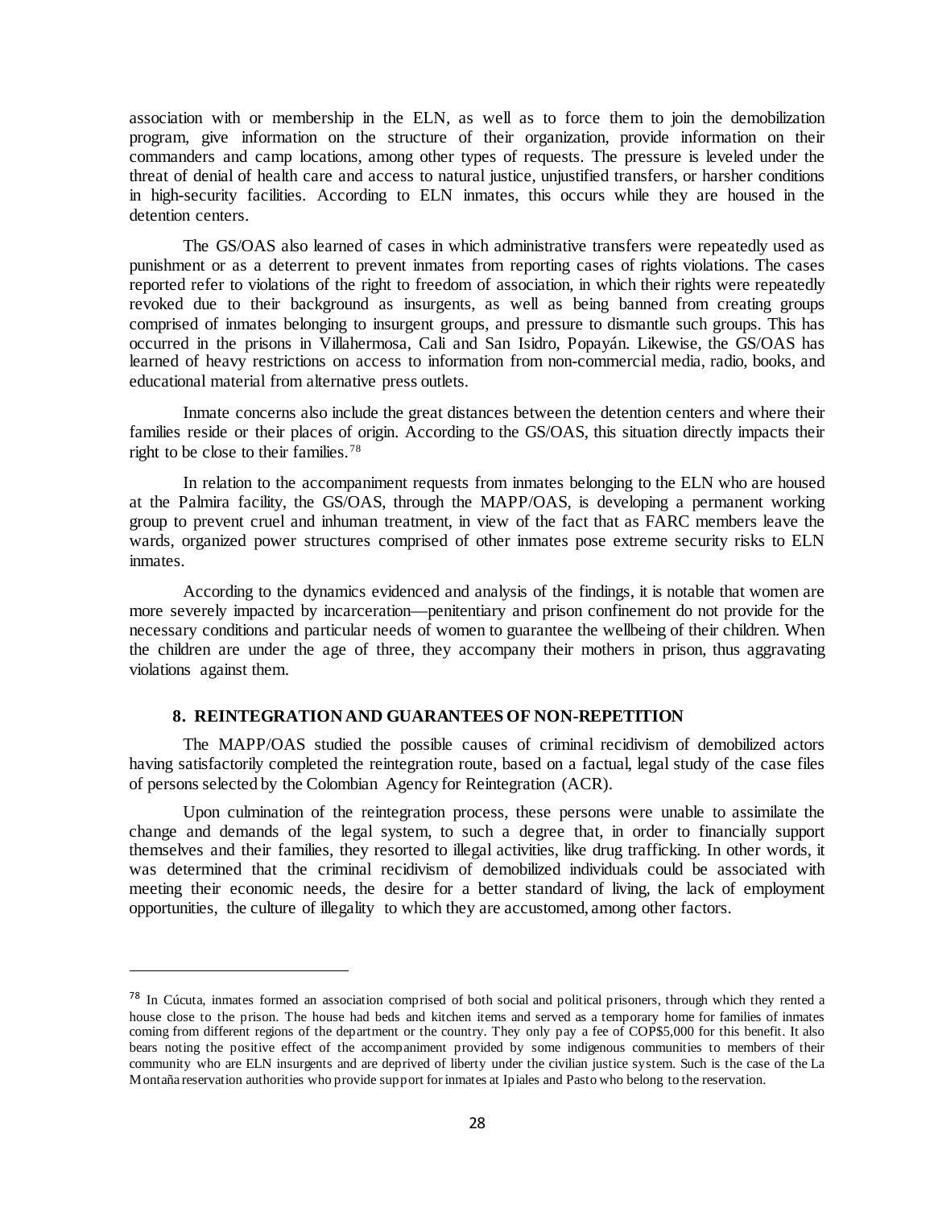association with or membership in the ELN, as well as to force them to join the demobilization program, give information on the structure of their organization, provide information on their commanders and camp locations, among other types of requests. The pressure is leveled under the threat of denial of health care and access to natural justice, unjustified transfers, or harsher conditions in high-security facilities. According to ELN inmates, this occurs while they are housed in the detention centers.

The GS/OAS also learned of cases in which administrative transfers were repeatedly used as punishment or as a deterrent to prevent inmates from reporting cases of rights violations. The cases reported refer to violations of the right to freedom of association, in which their rights were repeatedly revoked due to their background as insurgents, as well as being banned from creating groups comprised of inmates belonging to insurgent groups, and pressure to dismantle such groups. This has occurred in the prisons in Villahermosa, Cali and San Isidro, Popayán. Likewise, the GS/OAS has learned of heavy restrictions on access to information from non-commercial media, radio, books, and educational material from alternative press outlets.

Inmate concerns also include the great distances between the detention centers and where their families reside or their places of origin. According to the GS/OAS, this situation directly impacts their right to be close to their families.[78]

In relation to the accompaniment requests from inmates belonging to the ELN who are housed at the Palmira facility, the GS/OAS, through the MAPP/OAS, is developing a permanent working group to prevent cruel and inhuman treatment, in view of the fact that as FARC members leave the wards, organized power structures comprised of other inmates pose extreme security risks to ELN inmates.

According to the dynamics evidenced and analysis of the findings, it is notable that women are more severely impacted by incarceration—penitentiary and prison confinement do not provide for the necessary conditions and particular needs of women to guarantee the wellbeing of their children. When the children are under the age of three, they accompany their mothers in prison, thus aggravating violations against them.

## 8. REINTEGRATION AND GUARANTEES OF NON-REPETITION

The MAPP/OAS studied the possible causes of criminal recidivism of demobilized actors having satisfactorily completed the reintegration route, based on a factual, legal study of the case files of persons selected by the Colombian Agency for Reintegration (ACR).

Upon culmination of the reintegration process, these persons were unable to assimilate the change and demands of the legal system, to such a degree that, in order to financially support themselves and their families, they resorted to illegal activities, like drug trafficking. In other words, it was determined that the criminal recidivism of demobilized individuals could be associated with meeting their economic needs, the desire for a better standard of living, the lack of employment opportunities, the culture of illegality to which they are accustomed, among other factors.

---

[78] In Cúcuta, inmates formed an association comprised of both social and political prisoners, through which they rented a house close to the prison. The house had beds and kitchen items and served as a temporary home for families of inmates coming from different regions of the department or the country. They only pay a fee of COP$5,000 for this benefit. It also bears noting the positive effect of the accompaniment provided by some indigenous communities to members of their community who are ELN insurgents and are deprived of liberty under the civilian justice system. Such is the case of the La Montaña reservation authorities who provide support for inmates at Ipiales and Pasto who belong to the reservation.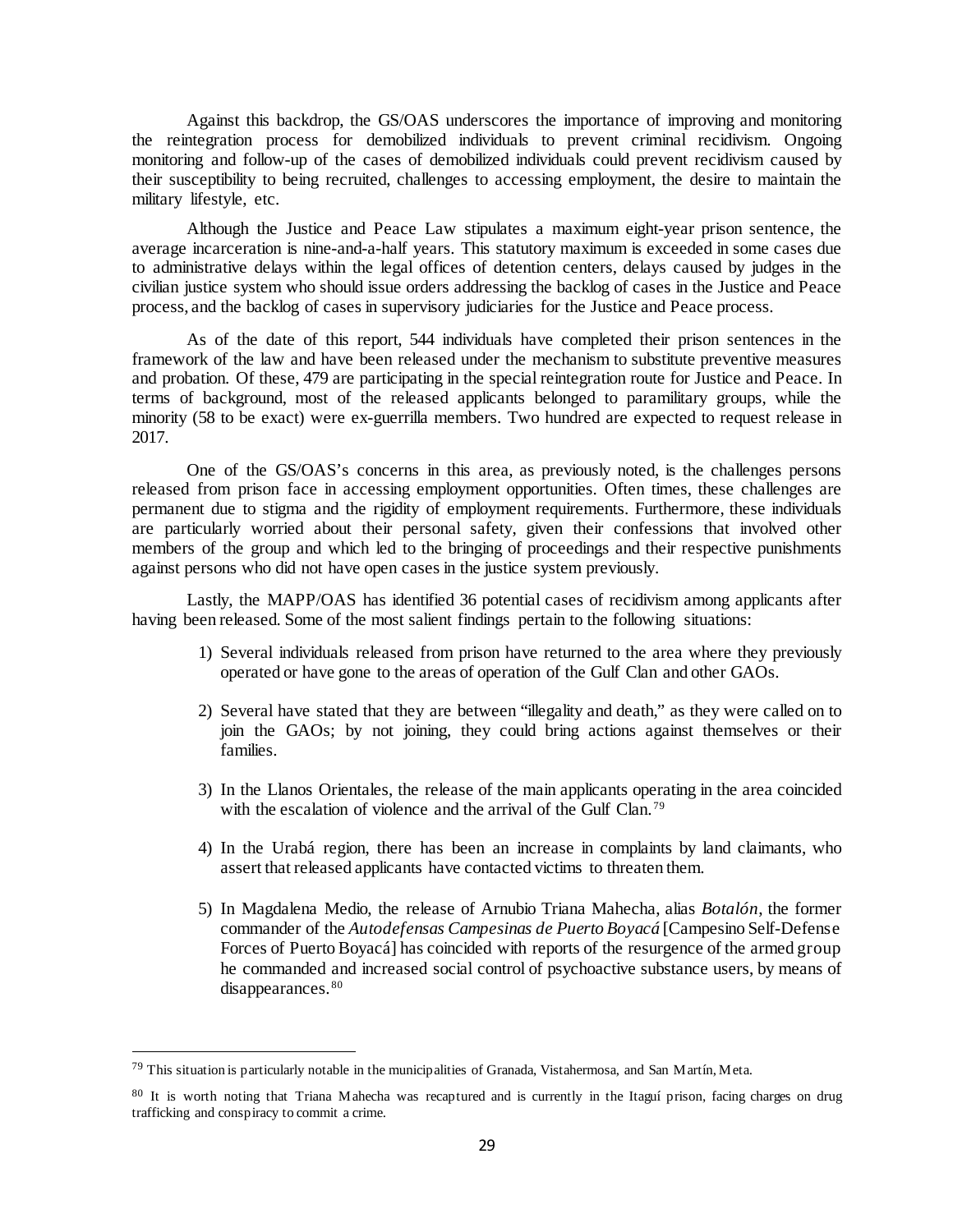Against this backdrop, the GS/OAS underscores the importance of improving and monitoring the reintegration process for demobilized individuals to prevent criminal recidivism. Ongoing monitoring and follow-up of the cases of demobilized individuals could prevent recidivism caused by their susceptibility to being recruited, challenges to accessing employment, the desire to maintain the military lifestyle, etc.

Although the Justice and Peace Law stipulates a maximum eight-year prison sentence, the average incarceration is nine-and-a-half years. This statutory maximum is exceeded in some cases due to administrative delays within the legal offices of detention centers, delays caused by judges in the civilian justice system who should issue orders addressing the backlog of cases in the Justice and Peace process, and the backlog of cases in supervisory judiciaries for the Justice and Peace process.

As of the date of this report, 544 individuals have completed their prison sentences in the framework of the law and have been released under the mechanism to substitute preventive measures and probation. Of these, 479 are participating in the special reintegration route for Justice and Peace. In terms of background, most of the released applicants belonged to paramilitary groups, while the minority (58 to be exact) were ex-guerrilla members. Two hundred are expected to request release in 2017.

One of the GS/OAS's concerns in this area, as previously noted, is the challenges persons released from prison face in accessing employment opportunities. Often times, these challenges are permanent due to stigma and the rigidity of employment requirements. Furthermore, these individuals are particularly worried about their personal safety, given their confessions that involved other members of the group and which led to the bringing of proceedings and their respective punishments against persons who did not have open cases in the justice system previously.

Lastly, the MAPP/OAS has identified 36 potential cases of recidivism among applicants after having been released. Some of the most salient findings pertain to the following situations:

1) Several individuals released from prison have returned to the area where they previously operated or have gone to the areas of operation of the Gulf Clan and other GAOs.

2) Several have stated that they are between "illegality and death," as they were called on to join the GAOs; by not joining, they could bring actions against themselves or their families.

3) In the Llanos Orientales, the release of the main applicants operating in the area coincided with the escalation of violence and the arrival of the Gulf Clan.[79]

4) In the Urabá region, there has been an increase in complaints by land claimants, who assert that released applicants have contacted victims to threaten them.

5) In Magdalena Medio, the release of Arnubio Triana Mahecha, alias *Botalón*, the former commander of the *Autodefensas Campesinas de Puerto Boyacá* [Campesino Self-Defense Forces of Puerto Boyacá] has coincided with reports of the resurgence of the armed group he commanded and increased social control of psychoactive substance users, by means of disappearances.[80]

---

[79] This situation is particularly notable in the municipalities of Granada, Vistahermosa, and San Martín, Meta.

[80] It is worth noting that Triana Mahecha was recaptured and is currently in the Itaguí prison, facing charges on drug trafficking and conspiracy to commit a crime.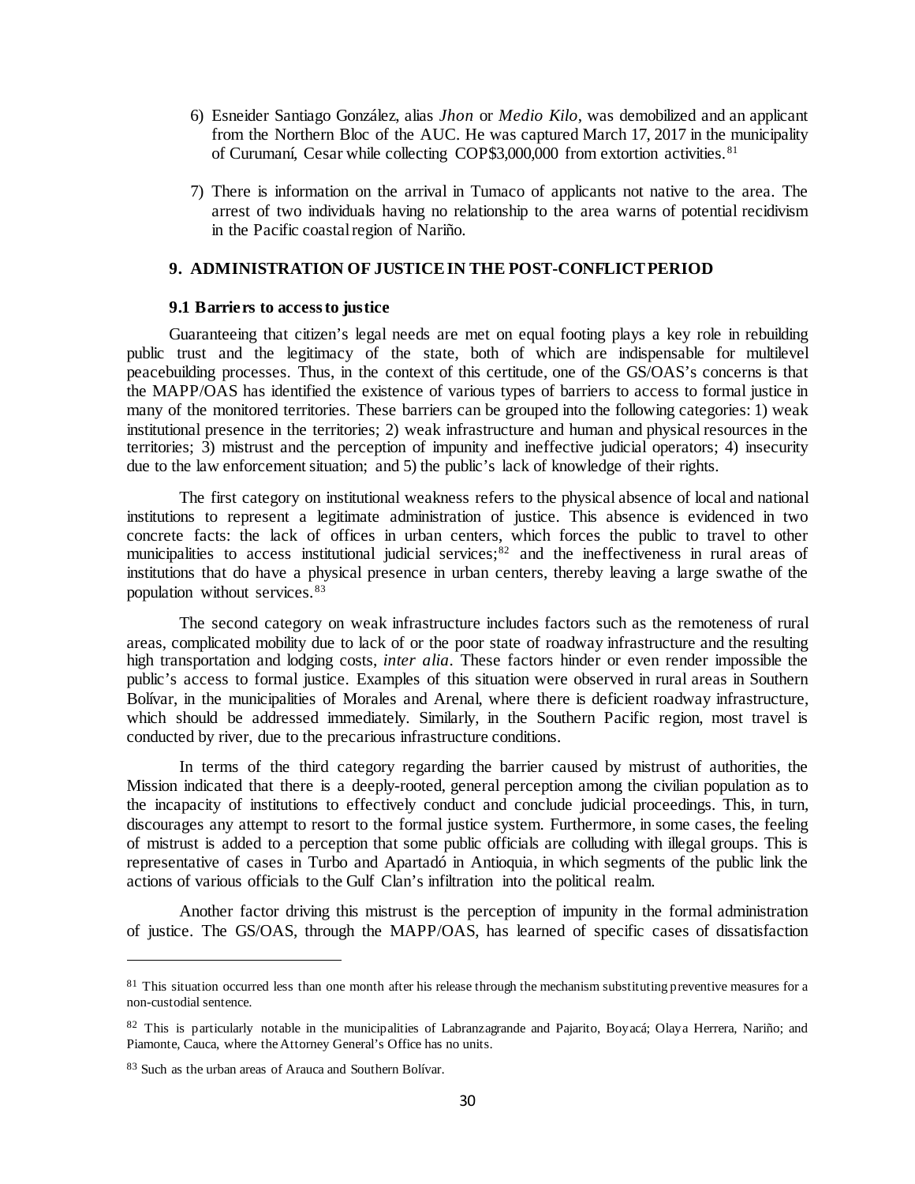6) Esneider Santiago González, alias *Jhon* or *Medio Kilo*, was demobilized and an applicant from the Northern Bloc of the AUC. He was captured March 17, 2017 in the municipality of Curumaní, Cesar while collecting COP$3,000,000 from extortion activities.[81]

7) There is information on the arrival in Tumaco of applicants not native to the area. The arrest of two individuals having no relationship to the area warns of potential recidivism in the Pacific coastal region of Nariño.

## 9. ADMINISTRATION OF JUSTICE IN THE POST-CONFLICT PERIOD

### 9.1 Barriers to access to justice

Guaranteeing that citizen's legal needs are met on equal footing plays a key role in rebuilding public trust and the legitimacy of the state, both of which are indispensable for multilevel peacebuilding processes. Thus, in the context of this certitude, one of the GS/OAS's concerns is that the MAPP/OAS has identified the existence of various types of barriers to access to formal justice in many of the monitored territories. These barriers can be grouped into the following categories: 1) weak institutional presence in the territories; 2) weak infrastructure and human and physical resources in the territories; 3) mistrust and the perception of impunity and ineffective judicial operators; 4) insecurity due to the law enforcement situation; and 5) the public's lack of knowledge of their rights.

The first category on institutional weakness refers to the physical absence of local and national institutions to represent a legitimate administration of justice. This absence is evidenced in two concrete facts: the lack of offices in urban centers, which forces the public to travel to other municipalities to access institutional judicial services;[82] and the ineffectiveness in rural areas of institutions that do have a physical presence in urban centers, thereby leaving a large swathe of the population without services.[83]

The second category on weak infrastructure includes factors such as the remoteness of rural areas, complicated mobility due to lack of or the poor state of roadway infrastructure and the resulting high transportation and lodging costs, *inter alia*. These factors hinder or even render impossible the public's access to formal justice. Examples of this situation were observed in rural areas in Southern Bolívar, in the municipalities of Morales and Arenal, where there is deficient roadway infrastructure, which should be addressed immediately. Similarly, in the Southern Pacific region, most travel is conducted by river, due to the precarious infrastructure conditions.

In terms of the third category regarding the barrier caused by mistrust of authorities, the Mission indicated that there is a deeply-rooted, general perception among the civilian population as to the incapacity of institutions to effectively conduct and conclude judicial proceedings. This, in turn, discourages any attempt to resort to the formal justice system. Furthermore, in some cases, the feeling of mistrust is added to a perception that some public officials are colluding with illegal groups. This is representative of cases in Turbo and Apartadó in Antioquia, in which segments of the public link the actions of various officials to the Gulf Clan's infiltration into the political realm.

Another factor driving this mistrust is the perception of impunity in the formal administration of justice. The GS/OAS, through the MAPP/OAS, has learned of specific cases of dissatisfaction

---

[81] This situation occurred less than one month after his release through the mechanism substituting preventive measures for a non-custodial sentence.

[82] This is particularly notable in the municipalities of Labranzagrande and Pajarito, Boyacá; Olaya Herrera, Nariño; and Piamonte, Cauca, where the Attorney General's Office has no units.

[83] Such as the urban areas of Arauca and Southern Bolívar.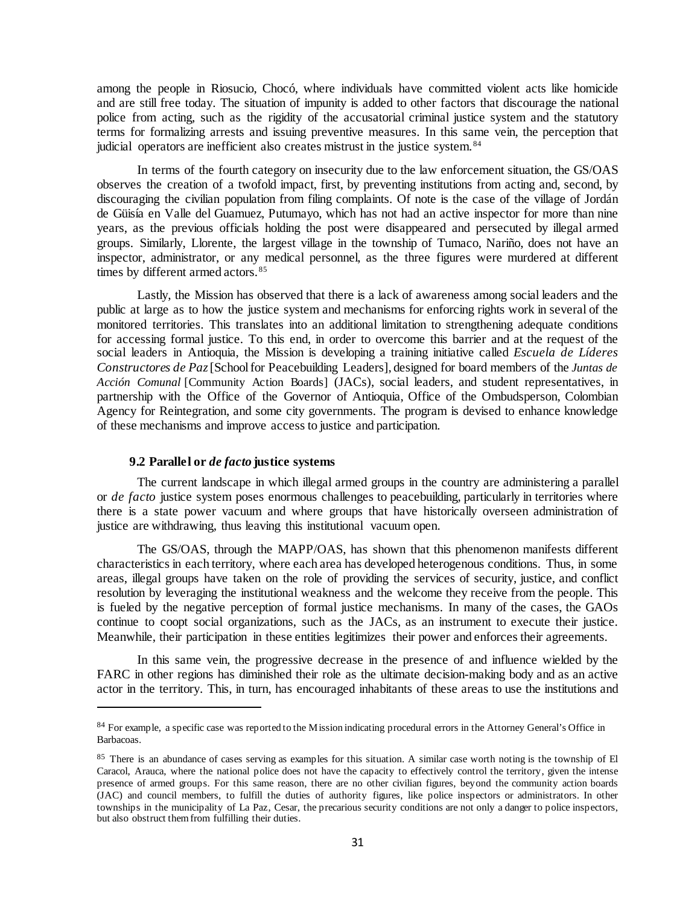among the people in Riosucio, Chocó, where individuals have committed violent acts like homicide and are still free today. The situation of impunity is added to other factors that discourage the national police from acting, such as the rigidity of the accusatorial criminal justice system and the statutory terms for formalizing arrests and issuing preventive measures. In this same vein, the perception that judicial operators are inefficient also creates mistrust in the justice system.[84]

In terms of the fourth category on insecurity due to the law enforcement situation, the GS/OAS observes the creation of a twofold impact, first, by preventing institutions from acting and, second, by discouraging the civilian population from filing complaints. Of note is the case of the village of Jordán de Güisía en Valle del Guamuez, Putumayo, which has not had an active inspector for more than nine years, as the previous officials holding the post were disappeared and persecuted by illegal armed groups. Similarly, Llorente, the largest village in the township of Tumaco, Nariño, does not have an inspector, administrator, or any medical personnel, as the three figures were murdered at different times by different armed actors.[85]

Lastly, the Mission has observed that there is a lack of awareness among social leaders and the public at large as to how the justice system and mechanisms for enforcing rights work in several of the monitored territories. This translates into an additional limitation to strengthening adequate conditions for accessing formal justice. To this end, in order to overcome this barrier and at the request of the social leaders in Antioquia, the Mission is developing a training initiative called *Escuela de Líderes Constructores de Paz* [School for Peacebuilding Leaders], designed for board members of the *Juntas de Acción Comunal* [Community Action Boards] (JACs), social leaders, and student representatives, in partnership with the Office of the Governor of Antioquia, Office of the Ombudsperson, Colombian Agency for Reintegration, and some city governments. The program is devised to enhance knowledge of these mechanisms and improve access to justice and participation.

### 9.2 Parallel or *de facto* justice systems

The current landscape in which illegal armed groups in the country are administering a parallel or *de facto* justice system poses enormous challenges to peacebuilding, particularly in territories where there is a state power vacuum and where groups that have historically overseen administration of justice are withdrawing, thus leaving this institutional vacuum open.

The GS/OAS, through the MAPP/OAS, has shown that this phenomenon manifests different characteristics in each territory, where each area has developed heterogenous conditions. Thus, in some areas, illegal groups have taken on the role of providing the services of security, justice, and conflict resolution by leveraging the institutional weakness and the welcome they receive from the people. This is fueled by the negative perception of formal justice mechanisms. In many of the cases, the GAOs continue to coopt social organizations, such as the JACs, as an instrument to execute their justice. Meanwhile, their participation in these entities legitimizes their power and enforces their agreements.

In this same vein, the progressive decrease in the presence of and influence wielded by the FARC in other regions has diminished their role as the ultimate decision-making body and as an active actor in the territory. This, in turn, has encouraged inhabitants of these areas to use the institutions and

---

[84] For example, a specific case was reported to the Mission indicating procedural errors in the Attorney General's Office in Barbacoas.

[85] There is an abundance of cases serving as examples for this situation. A similar case worth noting is the township of El Caracol, Arauca, where the national police does not have the capacity to effectively control the territory, given the intense presence of armed groups. For this same reason, there are no other civilian figures, beyond the community action boards (JAC) and council members, to fulfill the duties of authority figures, like police inspectors or administrators. In other townships in the municipality of La Paz, Cesar, the precarious security conditions are not only a danger to police inspectors, but also obstruct them from fulfilling their duties.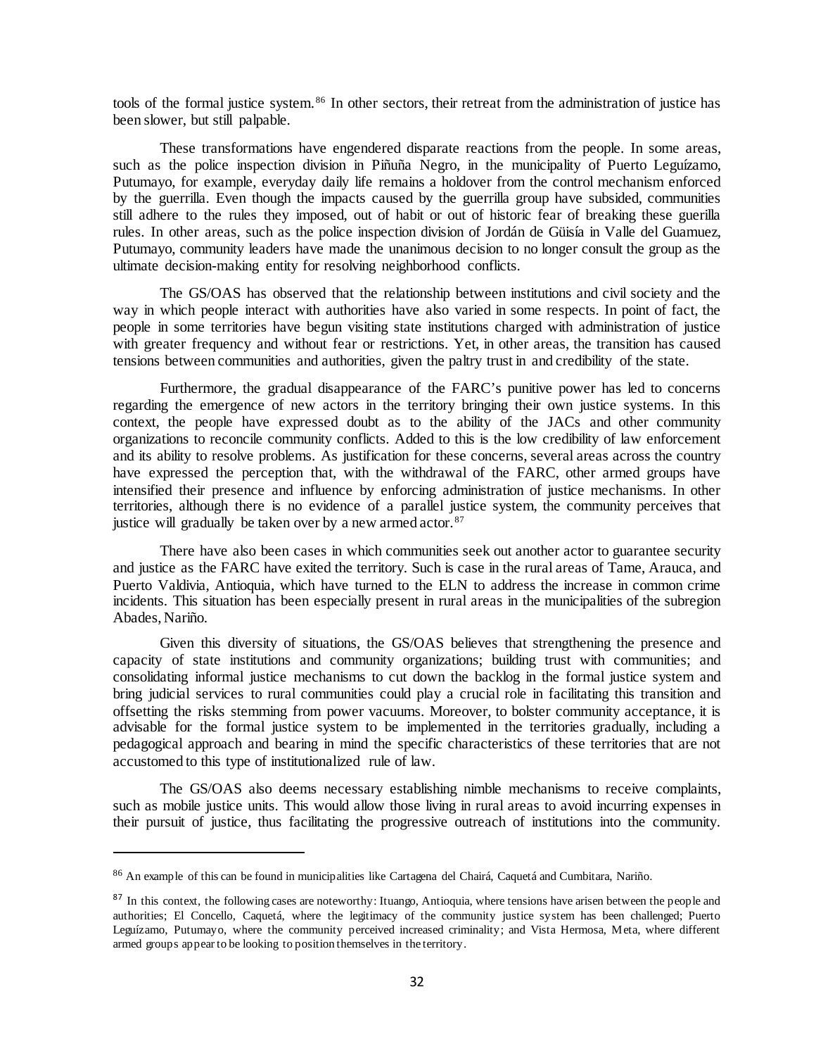tools of the formal justice system.[86] In other sectors, their retreat from the administration of justice has been slower, but still palpable.

These transformations have engendered disparate reactions from the people. In some areas, such as the police inspection division in Piñuña Negro, in the municipality of Puerto Leguízamo, Putumayo, for example, everyday daily life remains a holdover from the control mechanism enforced by the guerrilla. Even though the impacts caused by the guerrilla group have subsided, communities still adhere to the rules they imposed, out of habit or out of historic fear of breaking these gerilla rules. In other areas, such as the police inspection division of Jordán de Güisía in Valle del Guamuez, Putumayo, community leaders have made the unanimous decision to no longer consult the group as the ultimate decision-making entity for resolving neighborhood conflicts.

The GS/OAS has observed that the relationship between institutions and civil society and the way in which people interact with authorities have also varied in some respects. In point of fact, the people in some territories have begun visiting state institutions charged with administration of justice with greater frequency and without fear or restrictions. Yet, in other areas, the transition has caused tensions between communities and authorities, given the paltry trust in and credibility of the state.

Furthermore, the gradual disappearance of the FARC's punitive power has led to concerns regarding the emergence of new actors in the territory bringing their own justice systems. In this context, the people have expressed doubt as to the ability of the JACs and other community organizations to reconcile community conflicts. Added to this is the low credibility of law enforcement and its ability to resolve problems. As justification for these concerns, several areas across the country have expressed the perception that, with the withdrawal of the FARC, other armed groups have intensified their presence and influence by enforcing administration of justice mechanisms. In other territories, although there is no evidence of a parallel justice system, the community perceives that justice will gradually be taken over by a new armed actor.[87]

There have also been cases in which communities seek out another actor to guarantee security and justice as the FARC have exited the territory. Such is case in the rural areas of Tame, Arauca, and Puerto Valdivia, Antioquia, which have turned to the ELN to address the increase in common crime incidents. This situation has been especially present in rural areas in the municipalities of the subregion Abades, Nariño.

Given this diversity of situations, the GS/OAS believes that strengthening the presence and capacity of state institutions and community organizations; building trust with communities; and consolidating informal justice mechanisms to cut down the backlog in the formal justice system and bring judicial services to rural communities could play a crucial role in facilitating this transition and offsetting the risks stemming from power vacuums. Moreover, to bolster community acceptance, it is advisable for the formal justice system to be implemented in the territories gradually, including a pedagogical approach and bearing in mind the specific characteristics of these territories that are not accustomed to this type of institutionalized rule of law.

The GS/OAS also deems necessary establishing nimble mechanisms to receive complaints, such as mobile justice units. This would allow those living in rural areas to avoid incurring expenses in their pursuit of justice, thus facilitating the progressive outreach of institutions into the community.

---

[86] An example of this can be found in municipalities like Cartagena del Chairá, Caquetá and Cumbitara, Nariño.

[87] In this context, the following cases are noteworthy: Ituango, Antioquia, where tensions have arisen between the people and authorities; El Concello, Caquetá, where the legitimacy of the community justice system has been challenged; Puerto Leguízamo, Putumayo, where the community perceived increased criminality; and Vista Hermosa, Meta, where different armed groups appear to be looking to position themselves in the territory.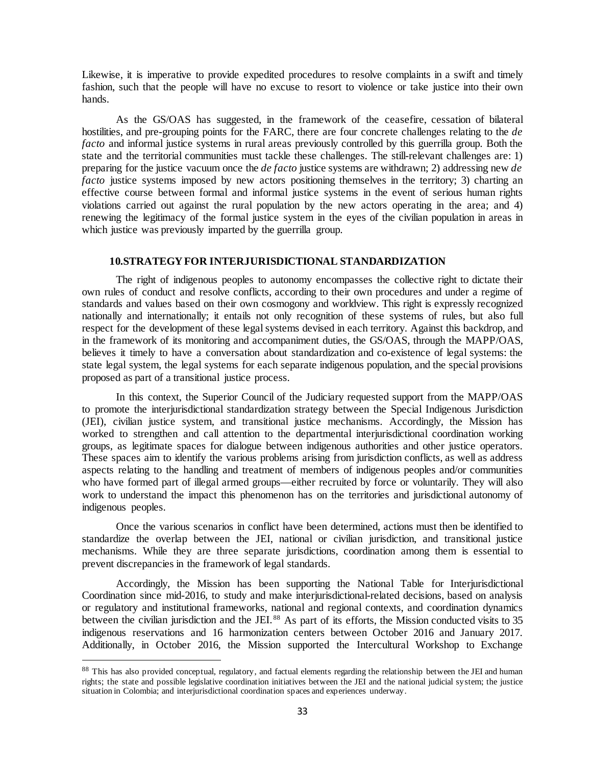Likewise, it is imperative to provide expedited procedures to resolve complaints in a swift and timely fashion, such that the people will have no excuse to resort to violence or take justice into their own hands.

As the GS/OAS has suggested, in the framework of the ceasefire, cessation of bilateral hostilities, and pre-grouping points for the FARC, there are four concrete challenges relating to the *de facto* and informal justice systems in rural areas previously controlled by this guerrilla group. Both the state and the territorial communities must tackle these challenges. The still-relevant challenges are: 1) preparing for the justice vacuum once the *de facto* justice systems are withdrawn; 2) addressing new *de facto* justice systems imposed by new actors positioning themselves in the territory; 3) charting an effective course between formal and informal justice systems in the event of serious human rights violations carried out against the rural population by the new actors operating in the area; and 4) renewing the legitimacy of the formal justice system in the eyes of the civilian population in areas in which justice was previously imparted by the guerrilla group.

## 10. STRATEGY FOR INTERJURISDICTIONAL STANDARDIZATION

The right of indigenous peoples to autonomy encompasses the collective right to dictate their own rules of conduct and resolve conflicts, according to their own procedures and under a regime of standards and values based on their own cosmogony and worldview. This right is expressly recognized nationally and internationally; it entails not only recognition of these systems of rules, but also full respect for the development of these legal systems devised in each territory. Against this backdrop, and in the framework of its monitoring and accompaniment duties, the GS/OAS, through the MAPP/OAS, believes it timely to have a conversation about standardization and co-existence of legal systems: the state legal system, the legal systems for each separate indigenous population, and the special provisions proposed as part of a transitional justice process.

In this context, the Superior Council of the Judiciary requested support from the MAPP/OAS to promote the interjurisdictional standardization strategy between the Special Indigenous Jurisdiction (JEI), civilian justice system, and transitional justice mechanisms. Accordingly, the Mission has worked to strengthen and call attention to the departmental interjurisdictional coordination working groups, as legitimate spaces for dialogue between indigenous authorities and other justice operators. These spaces aim to identify the various problems arising from jurisdiction conflicts, as well as address aspects relating to the handling and treatment of members of indigenous peoples and/or communities who have formed part of illegal armed groups—either recruited by force or voluntarily. They will also work to understand the impact this phenomenon has on the territories and jurisdictional autonomy of indigenous peoples.

Once the various scenarios in conflict have been determined, actions must then be identified to standardize the overlap between the JEI, national or civilian jurisdiction, and transitional justice mechanisms. While they are three separate jurisdictions, coordination among them is essential to prevent discrepancies in the framework of legal standards.

Accordingly, the Mission has been supporting the National Table for Interjurisdictional Coordination since mid-2016, to study and make interjurisdictional-related decisions, based on analysis or regulatory and institutional frameworks, national and regional contexts, and coordination dynamics between the civilian jurisdiction and the JEI.[88] As part of its efforts, the Mission conducted visits to 35 indigenous reservations and 16 harmonization centers between October 2016 and January 2017. Additionally, in October 2016, the Mission supported the Intercultural Workshop to Exchange

[88] This has also provided conceptual, regulatory, and factual elements regarding the relationship between the JEI and human rights; the state and possible legislative coordination initiatives between the JEI and the national judicial system; the justice situation in Colombia; and interjurisdictional coordination spaces and experiences underway.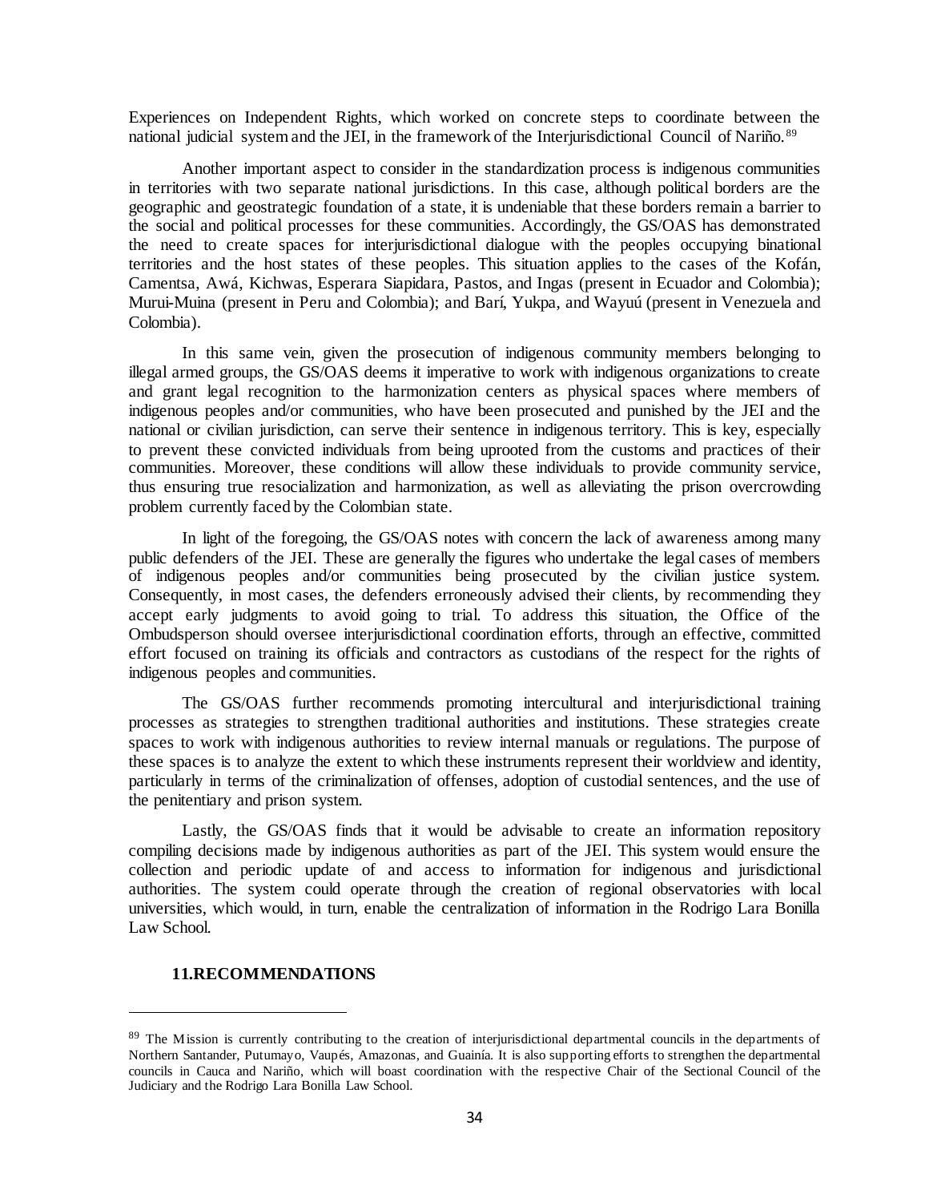Experiences on Independent Rights, which worked on concrete steps to coordinate between the national judicial system and the JEI, in the framework of the Interjurisdictional Council of Nariño.[89]

Another important aspect to consider in the standardization process is indigenous communities in territories with two separate national jurisdictions. In this case, although political borders are the geographic and geostrategic foundation of a state, it is undeniable that these borders remain a barrier to the social and political processes for these communities. Accordingly, the GS/OAS has demonstrated the need to create spaces for interjurisdictional dialogue with the peoples occupying binational territories and the host states of these peoples. This situation applies to the cases of the Kofán, Camentsa, Awá, Kichwas, Esperara Siapidara, Pastos, and Ingas (present in Ecuador and Colombia); Murui-Muina (present in Peru and Colombia); and Barí, Yukpa, and Wayuú (present in Venezuela and Colombia).

In this same vein, given the prosecution of indigenous community members belonging to illegal armed groups, the GS/OAS deems it imperative to work with indigenous organizations to create and grant legal recognition to the harmonization centers as physical spaces where members of indigenous peoples and/or communities, who have been prosecuted and punished by the JEI and the national or civilian jurisdiction, can serve their sentence in indigenous territory. This is key, especially to prevent these convicted individuals from being uprooted from the customs and practices of their communities. Moreover, these conditions will allow these individuals to provide community service, thus ensuring true resocialization and harmonization, as well as alleviating the prison overcrowding problem currently faced by the Colombian state.

In light of the foregoing, the GS/OAS notes with concern the lack of awareness among many public defenders of the JEI. These are generally the figures who undertake the legal cases of members of indigenous peoples and/or communities being prosecuted by the civilian justice system. Consequently, in most cases, the defenders erroneously advised their clients, by recommending they accept early judgments to avoid going to trial. To address this situation, the Office of the Ombudsperson should oversee interjurisdictional coordination efforts, through an effective, committed effort focused on training its officials and contractors as custodians of the respect for the rights of indigenous peoples and communities.

The GS/OAS further recommends promoting intercultural and interjurisdictional training processes as strategies to strengthen traditional authorities and institutions. These strategies create spaces to work with indigenous authorities to review internal manuals or regulations. The purpose of these spaces is to analyze the extent to which these instruments represent their worldview and identity, particularly in terms of the criminalization of offenses, adoption of custodial sentences, and the use of the penitentiary and prison system.

Lastly, the GS/OAS finds that it would be advisable to create an information repository compiling decisions made by indigenous authorities as part of the JEI. This system would ensure the collection and periodic update of and access to information for indigenous and jurisdictional authorities. The system could operate through the creation of regional observatories with local universities, which would, in turn, enable the centralization of information in the Rodrigo Lara Bonilla Law School.

## 11. RECOMMENDATIONS

[89] The Mission is currently contributing to the creation of interjurisdictional departmental councils in the departments of Northern Santander, Putumayo, Vaupés, Amazonas, and Guainía. It is also supporting efforts to strengthen the departmental councils in Cauca and Nariño, which will boast coordination with the respective Chair of the Sectional Council of the Judiciary and the Rodrigo Lara Bonilla Law School.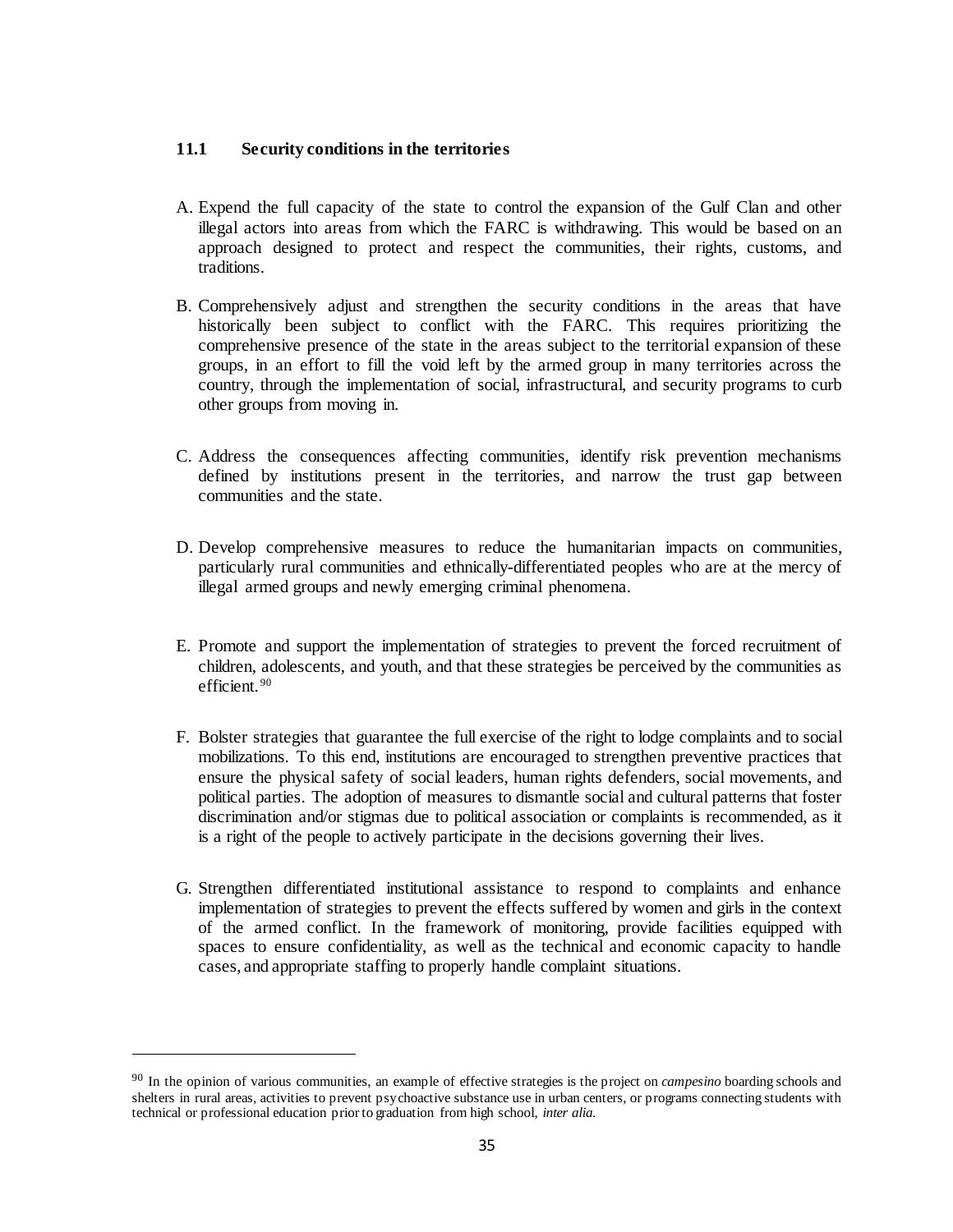### 11.1 Security conditions in the territories

A. Expend the full capacity of the state to control the expansion of the Gulf Clan and other illegal actors into areas from which the FARC is withdrawing. This would be based on an approach designed to protect and respect the communities, their rights, customs, and traditions.

B. Comprehensively adjust and strengthen the security conditions in the areas that have historically been subject to conflict with the FARC. This requires prioritizing the comprehensive presence of the state in the areas subject to the territorial expansion of these groups, in an effort to fill the void left by the armed group in many territories across the country, through the implementation of social, infrastructural, and security programs to curb other groups from moving in.

C. Address the consequences affecting communities, identify risk prevention mechanisms defined by institutions present in the territories, and narrow the trust gap between communities and the state.

D. Develop comprehensive measures to reduce the humanitarian impacts on communities, particularly rural communities and ethnically-differentiated peoples who are at the mercy of illegal armed groups and newly emerging criminal phenomena.

E. Promote and support the implementation of strategies to prevent the forced recruitment of children, adolescents, and youth, and that these strategies be perceived by the communities as efficient.[90]

F. Bolster strategies that guarantee the full exercise of the right to lodge complaints and to social mobilizations. To this end, institutions are encouraged to strengthen preventive practices that ensure the physical safety of social leaders, human rights defenders, social movements, and political parties. The adoption of measures to dismantle social and cultural patterns that foster discrimination and/or stigmas due to political association or complaints is recommended, as it is a right of the people to actively participate in the decisions governing their lives.

G. Strengthen differentiated institutional assistance to respond to complaints and enhance implementation of strategies to prevent the effects suffered by women and girls in the context of the armed conflict. In the framework of monitoring, provide facilities equipped with spaces to ensure confidentiality, as well as the technical and economic capacity to handle cases, and appropriate staffing to properly handle complaint situations.

---

[90] In the opinion of various communities, an example of effective strategies is the project on *campesino* boarding schools and shelters in rural areas, activities to prevent psychoactive substance use in urban centers, or programs connecting students with technical or professional education prior to graduation from high school, *inter alia*.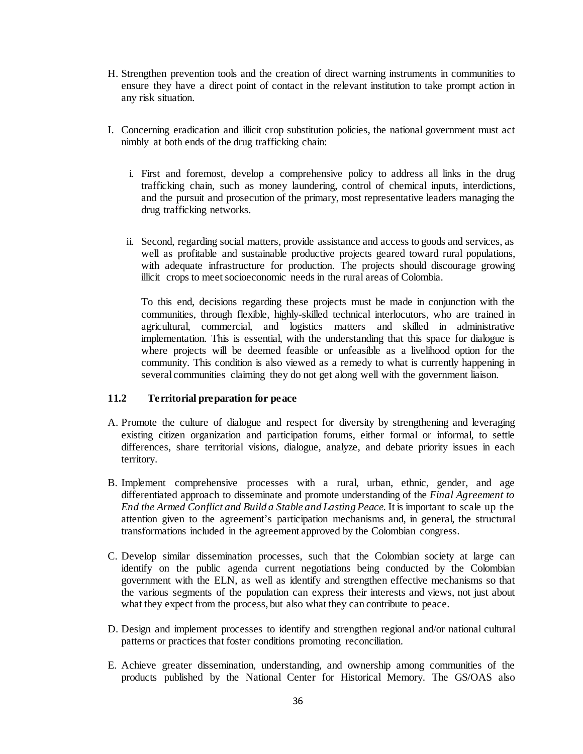H. Strengthen prevention tools and the creation of direct warning instruments in communities to ensure they have a direct point of contact in the relevant institution to take prompt action in any risk situation.

I. Concerning eradication and illicit crop substitution policies, the national government must act nimbly at both ends of the drug trafficking chain:

   i. First and foremost, develop a comprehensive policy to address all links in the drug trafficking chain, such as money laundering, control of chemical inputs, interdictions, and the pursuit and prosecution of the primary, most representative leaders managing the drug trafficking networks.

   ii. Second, regarding social matters, provide assistance and access to goods and services, as well as profitable and sustainable productive projects geared toward rural populations, with adequate infrastructure for production. The projects should discourage growing illicit crops to meet socioeconomic needs in the rural areas of Colombia.

   To this end, decisions regarding these projects must be made in conjunction with the communities, through flexible, highly-skilled technical interlocutors, who are trained in agricultural, commercial, and logistics matters and skilled in administrative implementation. This is essential, with the understanding that this space for dialogue is where projects will be deemed feasible or unfeasible as a livelihood option for the community. This condition is also viewed as a remedy to what is currently happening in several communities claiming they do not get along well with the government liaison.

### 11.2 Territorial preparation for peace

A. Promote the culture of dialogue and respect for diversity by strengthening and leveraging existing citizen organization and participation forums, either formal or informal, to settle differences, share territorial visions, dialogue, analyze, and debate priority issues in each territory.

B. Implement comprehensive processes with a rural, urban, ethnic, gender, and age differentiated approach to disseminate and promote understanding of the *Final Agreement to End the Armed Conflict and Build a Stable and Lasting Peace.* It is important to scale up the attention given to the agreement's participation mechanisms and, in general, the structural transformations included in the agreement approved by the Colombian congress.

C. Develop similar dissemination processes, such that the Colombian society at large can identify on the public agenda current negotiations being conducted by the Colombian government with the ELN, as well as identify and strengthen effective mechanisms so that the various segments of the population can express their interests and views, not just about what they expect from the process, but also what they can contribute to peace.

D. Design and implement processes to identify and strengthen regional and/or national cultural patterns or practices that foster conditions promoting reconciliation.

E. Achieve greater dissemination, understanding, and ownership among communities of the products published by the National Center for Historical Memory. The GS/OAS also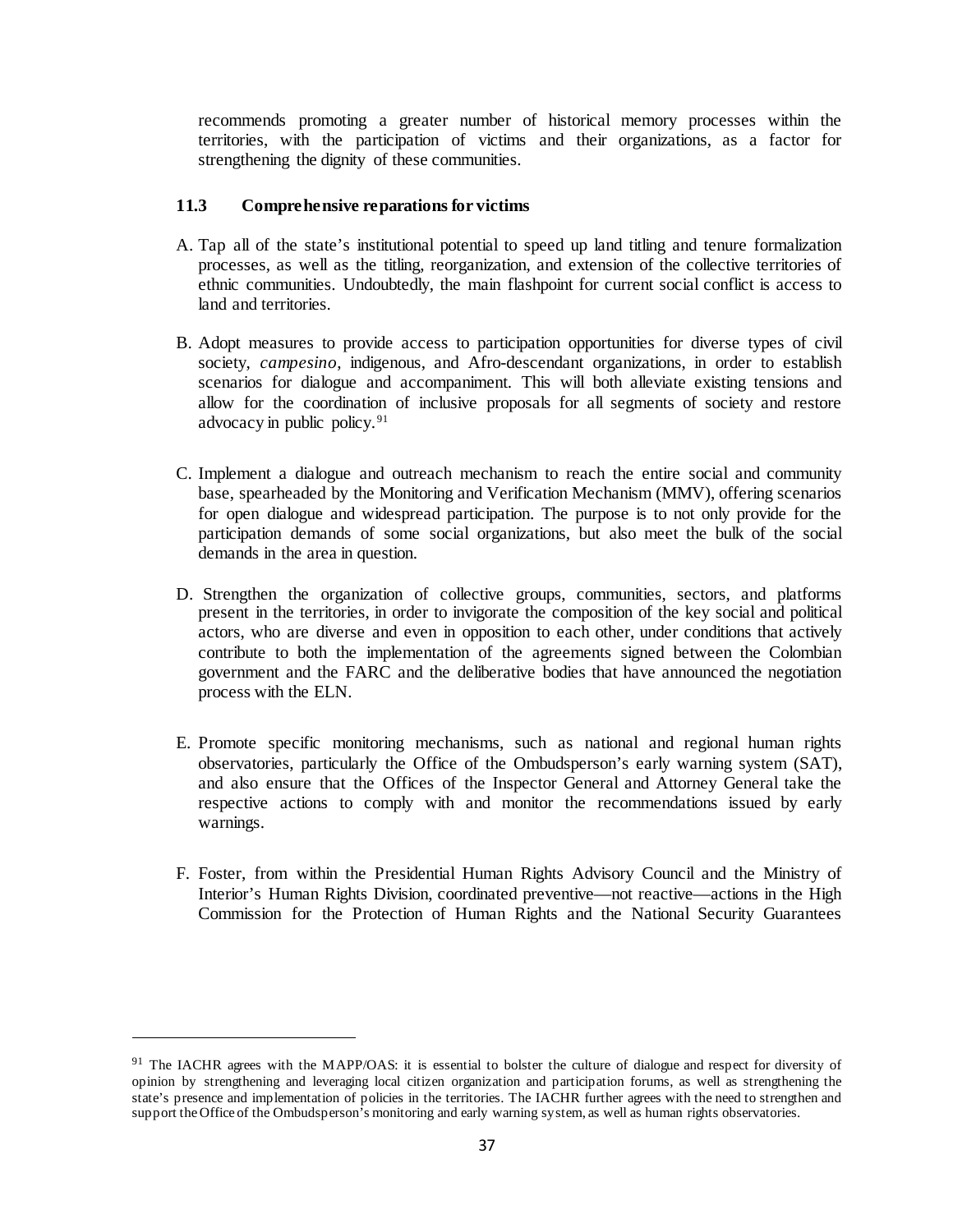recommends promoting a greater number of historical memory processes within the territories, with the participation of victims and their organizations, as a factor for strengthening the dignity of these communities.

### 11.3 Comprehensive reparations for victims

A. Tap all of the state's institutional potential to speed up land titling and tenure formalization processes, as well as the titling, reorganization, and extension of the collective territories of ethnic communities. Undoubtedly, the main flashpoint for current social conflict is access to land and territories.

B. Adopt measures to provide access to participation opportunities for diverse types of civil society, *campesino*, indigenous, and Afro-descendant organizations, in order to establish scenarios for dialogue and accompaniment. This will both alleviate existing tensions and allow for the coordination of inclusive proposals for all segments of society and restore advocacy in public policy.[91]

C. Implement a dialogue and outreach mechanism to reach the entire social and community base, spearheaded by the Monitoring and Verification Mechanism (MMV), offering scenarios for open dialogue and widespread participation. The purpose is to not only provide for the participation demands of some social organizations, but also meet the bulk of the social demands in the area in question.

D. Strengthen the organization of collective groups, communities, sectors, and platforms present in the territories, in order to invigorate the composition of the key social and political actors, who are diverse and even in opposition to each other, under conditions that actively contribute to both the implementation of the agreements signed between the Colombian government and the FARC and the deliberative bodies that have announced the negotiation process with the ELN.

E. Promote specific monitoring mechanisms, such as national and regional human rights observatories, particularly the Office of the Ombudsperson's early warning system (SAT), and also ensure that the Offices of the Inspector General and Attorney General take the respective actions to comply with and monitor the recommendations issued by early warnings.

F. Foster, from within the Presidential Human Rights Advisory Council and the Ministry of Interior's Human Rights Division, coordinated preventive—not reactive—actions in the High Commission for the Protection of Human Rights and the National Security Guarantees

---

[91] The IACHR agrees with the MAPP/OAS: it is essential to bolster the culture of dialogue and respect for diversity of opinion by strengthening and leveraging local citizen organization and participation forums, as well as strengthening the state's presence and implementation of policies in the territories. The IACHR further agrees with the need to strengthen and support the Office of the Ombudsperson's monitoring and early warning system, as well as human rights observatories.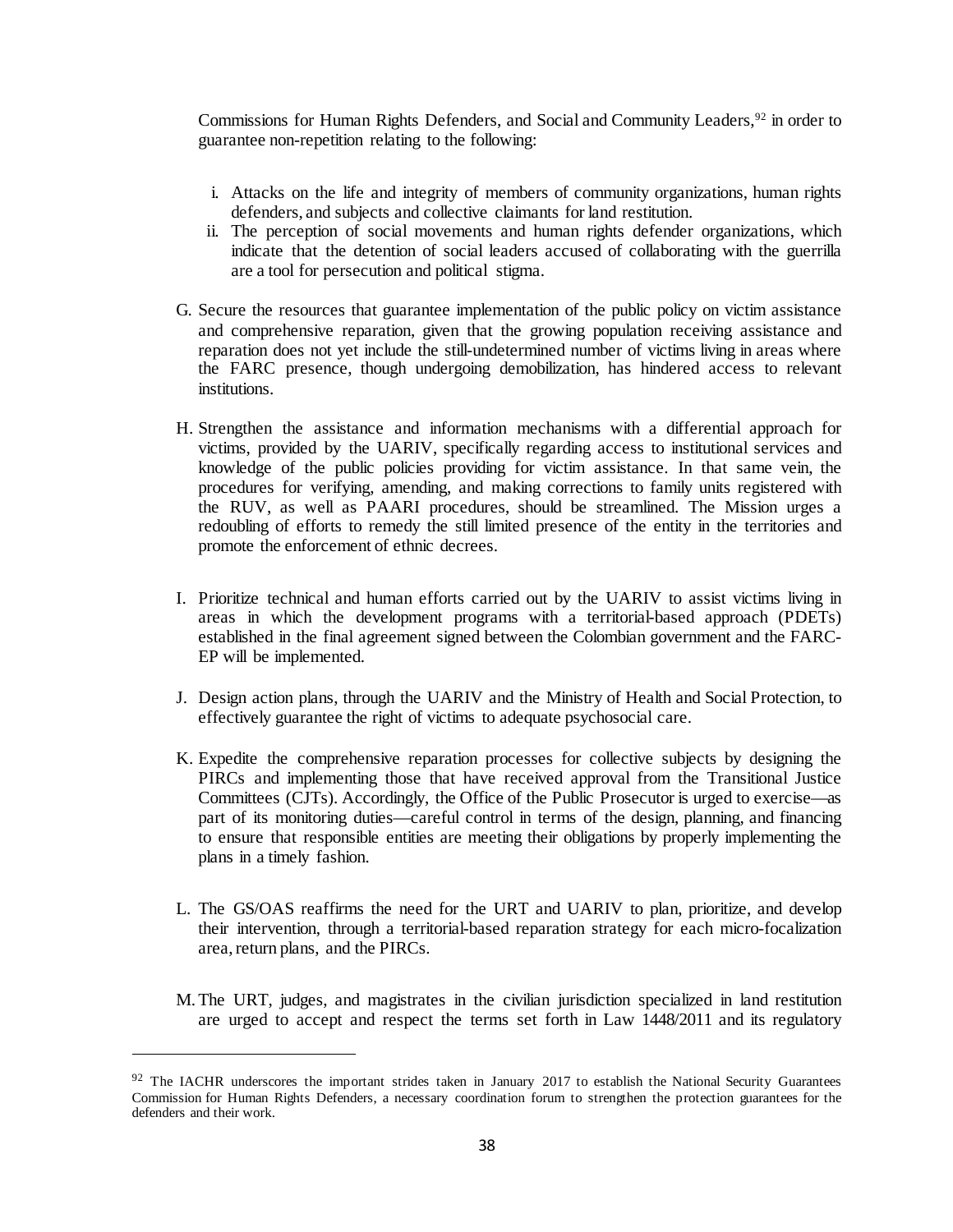Commissions for Human Rights Defenders, and Social and Community Leaders,[92] in order to guarantee non-repetition relating to the following:

i. Attacks on the life and integrity of members of community organizations, human rights defenders, and subjects and collective claimants for land restitution.
ii. The perception of social movements and human rights defender organizations, which indicate that the detention of social leaders accused of collaborating with the guerrilla are a tool for persecution and political stigma.

G. Secure the resources that guarantee implementation of the public policy on victim assistance and comprehensive reparation, given that the growing population receiving assistance and reparation does not yet include the still-undetermined number of victims living in areas where the FARC presence, though undergoing demobilization, has hindered access to relevant institutions.

H. Strengthen the assistance and information mechanisms with a differential approach for victims, provided by the UARIV, specifically regarding access to institutional services and knowledge of the public policies providing for victim assistance. In that same vein, the procedures for verifying, amending, and making corrections to family units registered with the RUV, as well as PAARI procedures, should be streamlined. The Mission urges a redoubling of efforts to remedy the still limited presence of the entity in the territories and promote the enforcement of ethnic decrees.

I. Prioritize technical and human efforts carried out by the UARIV to assist victims living in areas in which the development programs with a territorial-based approach (PDETs) established in the final agreement signed between the Colombian government and the FARC-EP will be implemented.

J. Design action plans, through the UARIV and the Ministry of Health and Social Protection, to effectively guarantee the right of victims to adequate psychosocial care.

K. Expedite the comprehensive reparation processes for collective subjects by designing the PIRCs and implementing those that have received approval from the Transitional Justice Committees (CJTs). Accordingly, the Office of the Public Prosecutor is urged to exercise—as part of its monitoring duties—careful control in terms of the design, planning, and financing to ensure that responsible entities are meeting their obligations by properly implementing the plans in a timely fashion.

L. The GS/OAS reaffirms the need for the URT and UARIV to plan, prioritize, and develop their intervention, through a territorial-based reparation strategy for each micro-focalization area, return plans, and the PIRCs.

M. The URT, judges, and magistrates in the civilian jurisdiction specialized in land restitution are urged to accept and respect the terms set forth in Law 1448/2011 and its regulatory

---

[92] The IACHR underscores the important strides taken in January 2017 to establish the National Security Guarantees Commission for Human Rights Defenders, a necessary coordination forum to strengthen the protection guarantees for the defenders and their work.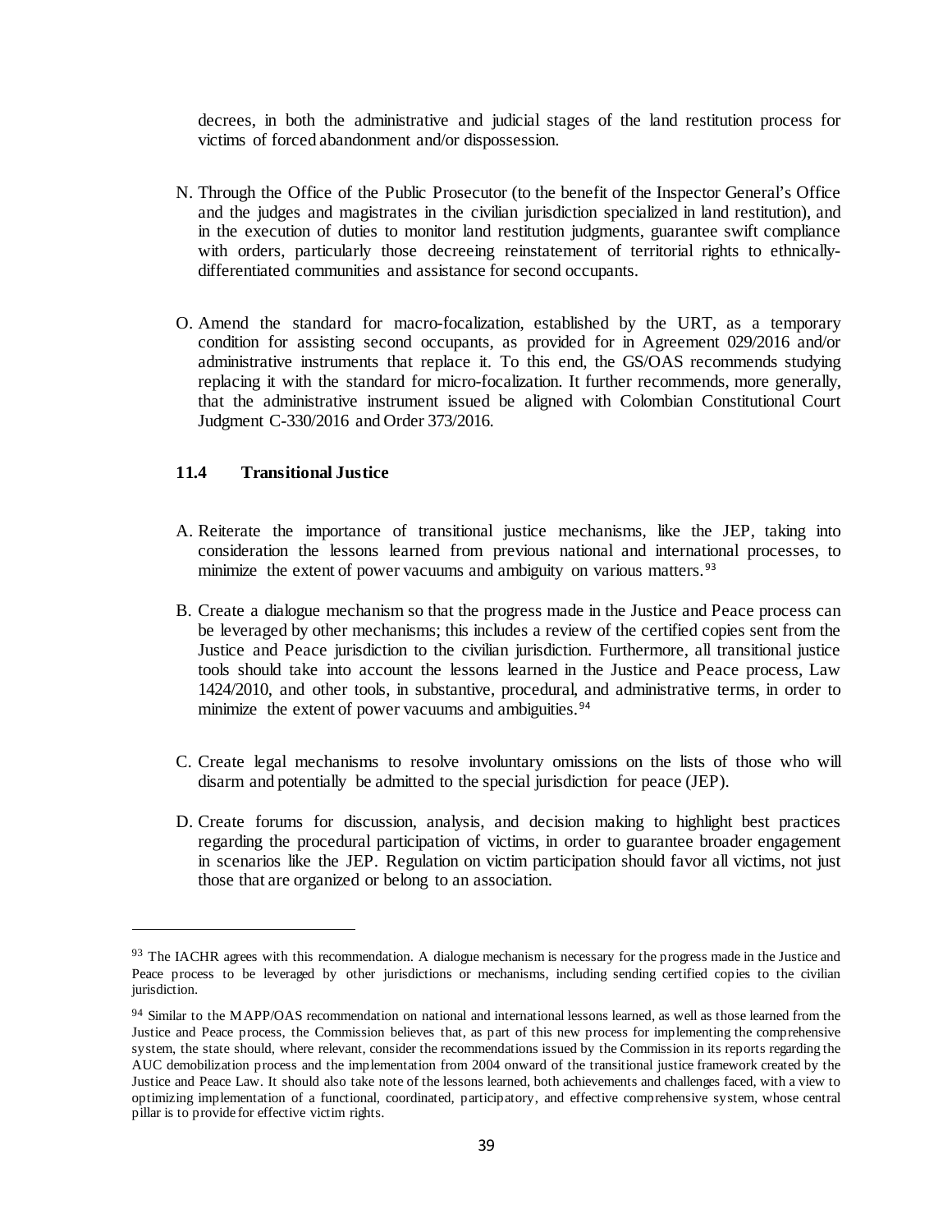decrees, in both the administrative and judicial stages of the land restitution process for victims of forced abandonment and/or dispossession.

N. Through the Office of the Public Prosecutor (to the benefit of the Inspector General's Office and the judges and magistrates in the civilian jurisdiction specialized in land restitution), and in the execution of duties to monitor land restitution judgments, guarantee swift compliance with orders, particularly those decreeing reinstatement of territorial rights to ethnically-differentiated communities and assistance for second occupants.

O. Amend the standard for macro-focalization, established by the URT, as a temporary condition for assisting second occupants, as provided for in Agreement 029/2016 and/or administrative instruments that replace it. To this end, the GS/OAS recommends studying replacing it with the standard for micro-focalization. It further recommends, more generally, that the administrative instrument issued be aligned with Colombian Constitutional Court Judgment C-330/2016 and Order 373/2016.

### 11.4 Transitional Justice

A. Reiterate the importance of transitional justice mechanisms, like the JEP, taking into consideration the lessons learned from previous national and international processes, to minimize the extent of power vacuums and ambiguity on various matters.[93]

B. Create a dialogue mechanism so that the progress made in the Justice and Peace process can be leveraged by other mechanisms; this includes a review of the certified copies sent from the Justice and Peace jurisdiction to the civilian jurisdiction. Furthermore, all transitional justice tools should take into account the lessons learned in the Justice and Peace process, Law 1424/2010, and other tools, in substantive, procedural, and administrative terms, in order to minimize the extent of power vacuums and ambiguities.[94]

C. Create legal mechanisms to resolve involuntary omissions on the lists of those who will disarm and potentially be admitted to the special jurisdiction for peace (JEP).

D. Create forums for discussion, analysis, and decision making to highlight best practices regarding the procedural participation of victims, in order to guarantee broader engagement in scenarios like the JEP. Regulation on victim participation should favor all victims, not just those that are organized or belong to an association.

---

[93] The IACHR agrees with this recommendation. A dialogue mechanism is necessary for the progress made in the Justice and Peace process to be leveraged by other jurisdictions or mechanisms, including sending certified copies to the civilian jurisdiction.

[94] Similar to the MAPP/OAS recommendation on national and international lessons learned, as well as those learned from the Justice and Peace process, the Commission believes that, as part of this new process for implementing the comprehensive system, the state should, where relevant, consider the recommendations issued by the Commission in its reports regarding the AUC demobilization process and the implementation from 2004 onward of the transitional justice framework created by the Justice and Peace Law. It should also take note of the lessons learned, both achievements and challenges faced, with a view to optimizing implementation of a functional, coordinated, participatory, and effective comprehensive system, whose central pillar is to provide for effective victim rights.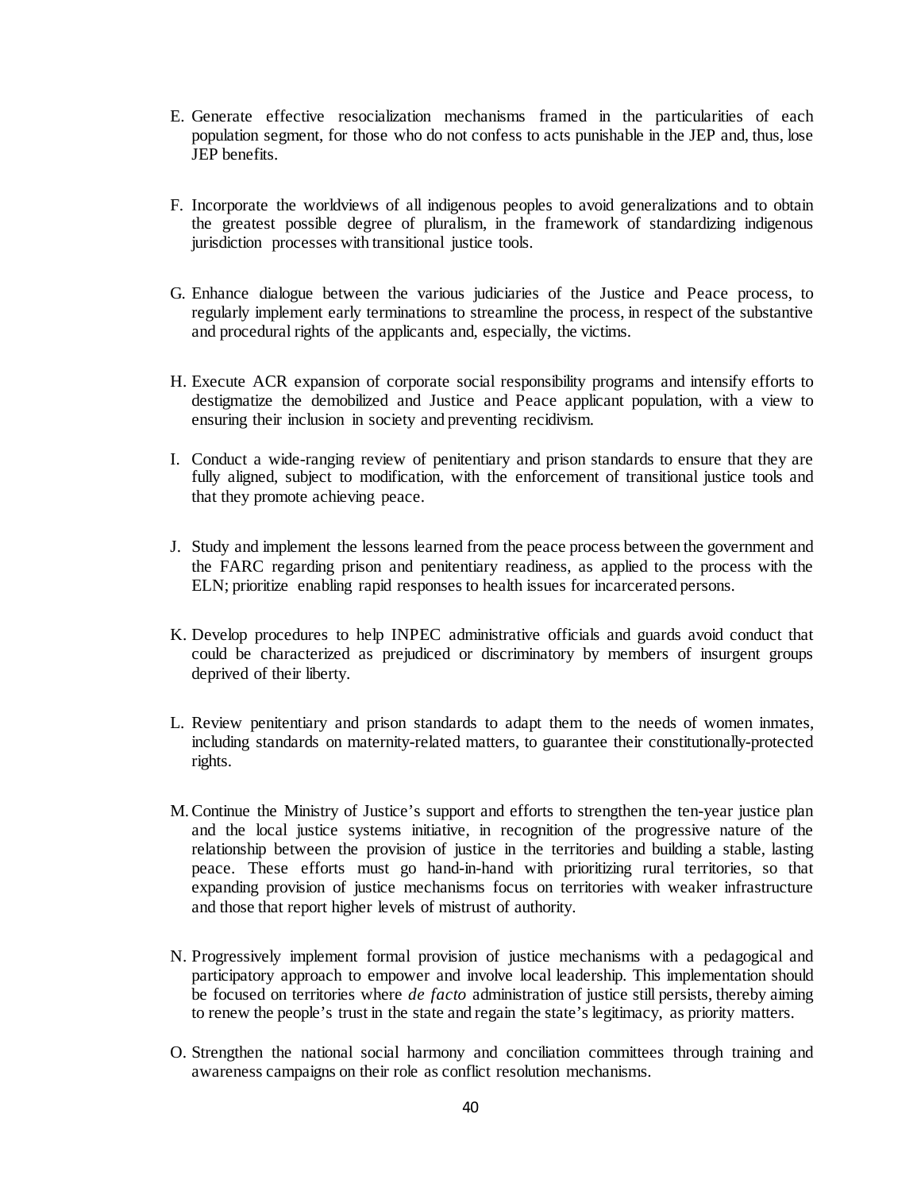E. Generate effective resocialization mechanisms framed in the particularities of each population segment, for those who do not confess to acts punishable in the JEP and, thus, lose JEP benefits.

F. Incorporate the worldviews of all indigenous peoples to avoid generalizations and to obtain the greatest possible degree of pluralism, in the framework of standardizing indigenous jurisdiction processes with transitional justice tools.

G. Enhance dialogue between the various judiciaries of the Justice and Peace process, to regularly implement early terminations to streamline the process, in respect of the substantive and procedural rights of the applicants and, especially, the victims.

H. Execute ACR expansion of corporate social responsibility programs and intensify efforts to destigmatize the demobilized and Justice and Peace applicant population, with a view to ensuring their inclusion in society and preventing recidivism.

I. Conduct a wide-ranging review of penitentiary and prison standards to ensure that they are fully aligned, subject to modification, with the enforcement of transitional justice tools and that they promote achieving peace.

J. Study and implement the lessons learned from the peace process between the government and the FARC regarding prison and penitentiary readiness, as applied to the process with the ELN; prioritize enabling rapid responses to health issues for incarcerated persons.

K. Develop procedures to help INPEC administrative officials and guards avoid conduct that could be characterized as prejudiced or discriminatory by members of insurgent groups deprived of their liberty.

L. Review penitentiary and prison standards to adapt them to the needs of women inmates, including standards on maternity-related matters, to guarantee their constitutionally-protected rights.

M. Continue the Ministry of Justice's support and efforts to strengthen the ten-year justice plan and the local justice systems initiative, in recognition of the progressive nature of the relationship between the provision of justice in the territories and building a stable, lasting peace. These efforts must go hand-in-hand with prioritizing rural territories, so that expanding provision of justice mechanisms focus on territories with weaker infrastructure and those that report higher levels of mistrust of authority.

N. Progressively implement formal provision of justice mechanisms with a pedagogical and participatory approach to empower and involve local leadership. This implementation should be focused on territories where *de facto* administration of justice still persists, thereby aiming to renew the people's trust in the state and regain the state's legitimacy, as priority matters.

O. Strengthen the national social harmony and conciliation committees through training and awareness campaigns on their role as conflict resolution mechanisms.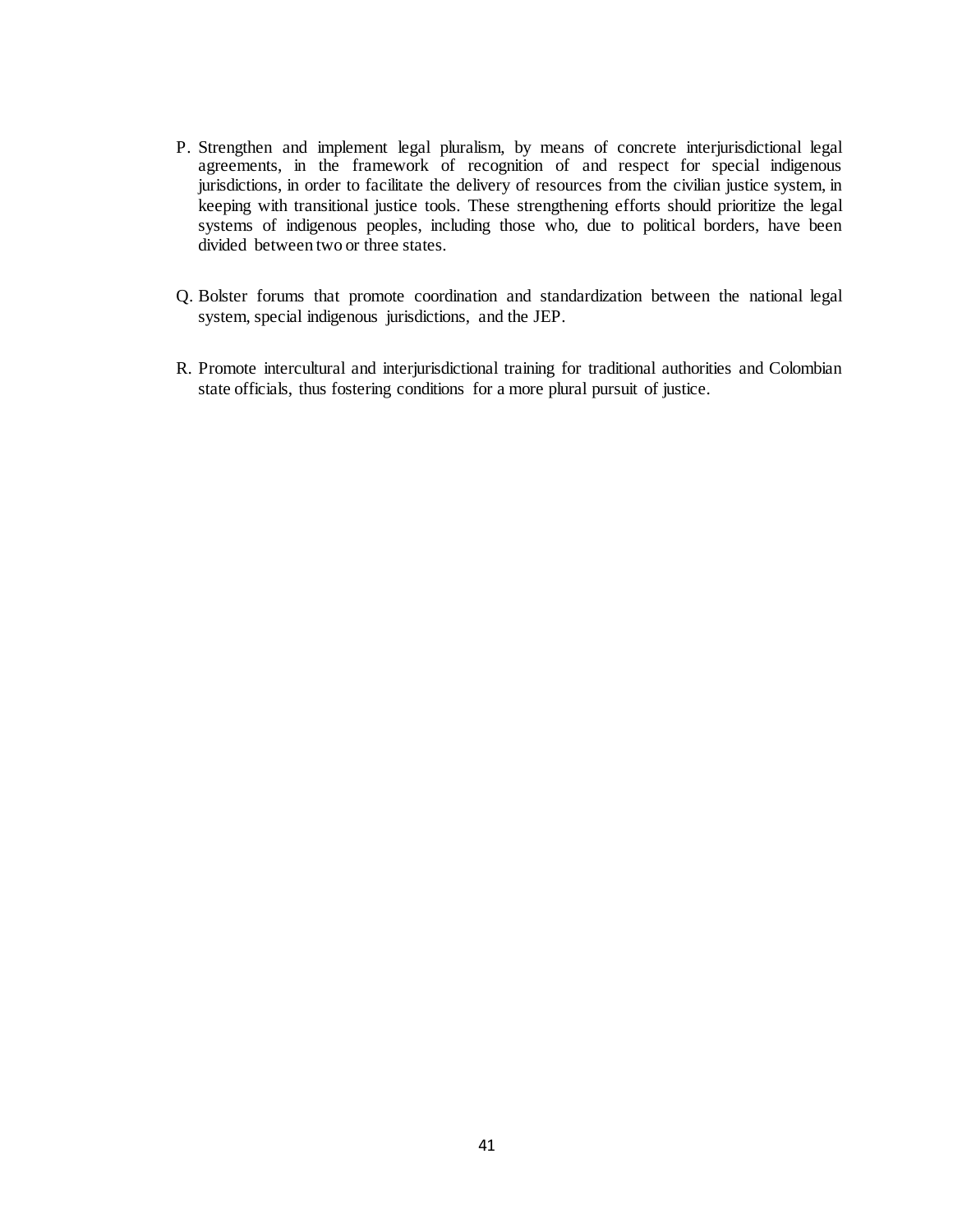P. Strengthen and implement legal pluralism, by means of concrete interjurisdictional legal agreements, in the framework of recognition of and respect for special indigenous jurisdictions, in order to facilitate the delivery of resources from the civilian justice system, in keeping with transitional justice tools. These strengthening efforts should prioritize the legal systems of indigenous peoples, including those who, due to political borders, have been divided between two or three states.

Q. Bolster forums that promote coordination and standardization between the national legal system, special indigenous jurisdictions, and the JEP.

R. Promote intercultural and interjurisdictional training for traditional authorities and Colombian state officials, thus fostering conditions for a more plural pursuit of justice.